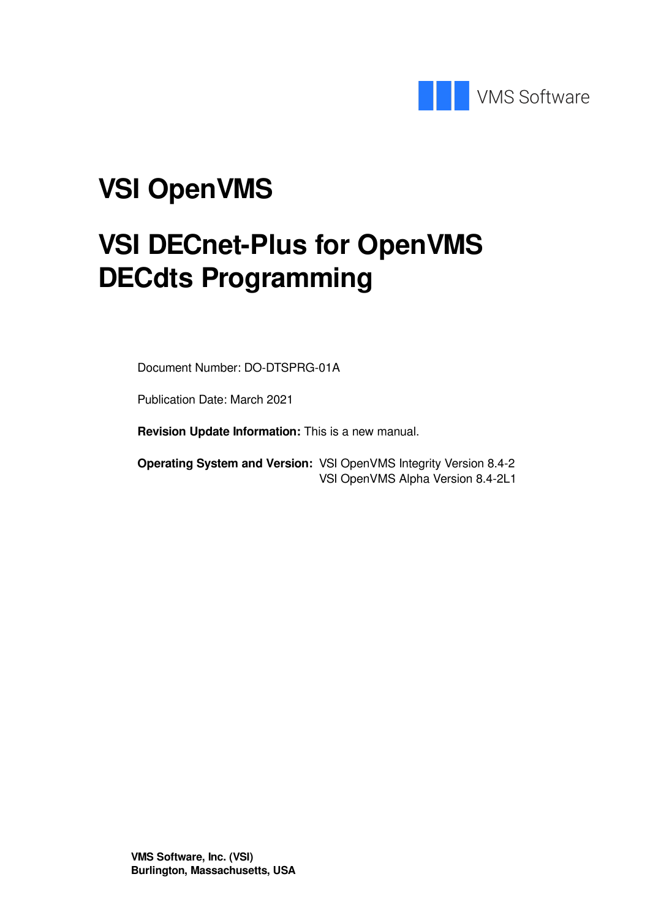VMS Software

# VSI OpenVMS

# VSI DECnet-Plus for OpenVMS DECdts Programming

Document Number: DO-DTSPRG-01A

Publication Date: March 2021

**Revision Update Information:** This is a new manual.

**Operating System and Version:** VSI OpenVMS Integrity Version 8.4-2
VSI OpenVMS Alpha Version 8.4-2L1

**VMS Software, Inc. (VSI)**
**Burlington, Massachusetts, USA**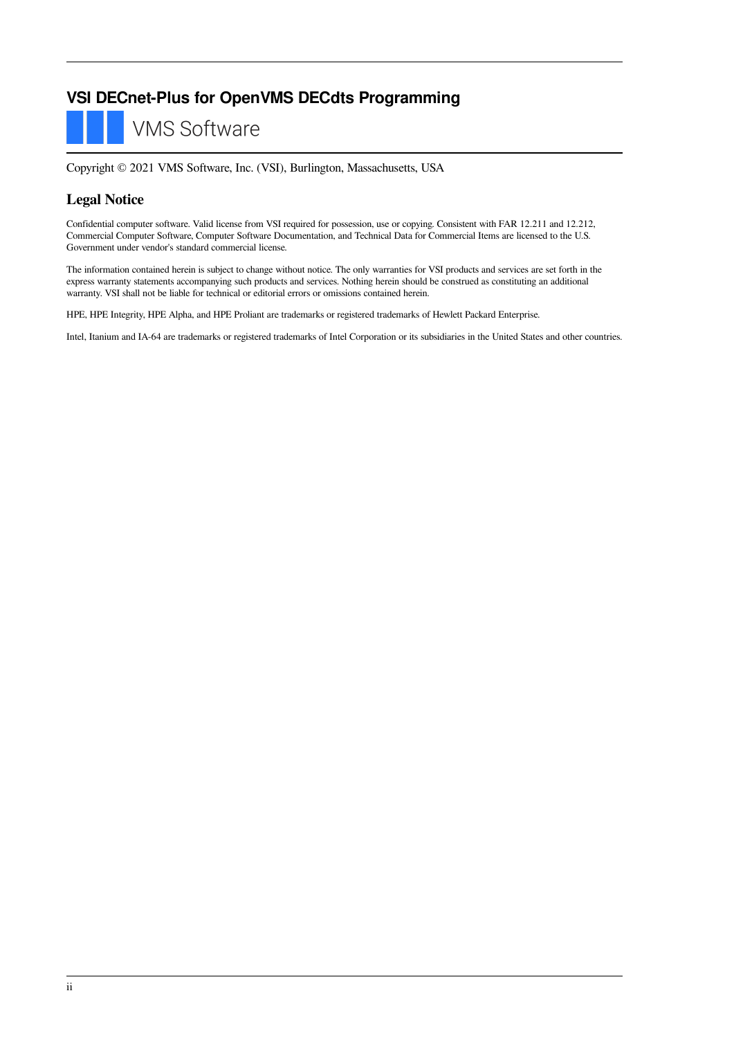# VSI DECnet-Plus for OpenVMS DECdts Programming

VMS Software

Copyright © 2021 VMS Software, Inc. (VSI), Burlington, Massachusetts, USA

## Legal Notice

Confidential computer software. Valid license from VSI required for possession, use or copying. Consistent with FAR 12.211 and 12.212, Commercial Computer Software, Computer Software Documentation, and Technical Data for Commercial Items are licensed to the U.S. Government under vendor's standard commercial license.

The information contained herein is subject to change without notice. The only warranties for VSI products and services are set forth in the express warranty statements accompanying such products and services. Nothing herein should be construed as constituting an additional warranty. VSI shall not be liable for technical or editorial errors or omissions contained herein.

HPE, HPE Integrity, HPE Alpha, and HPE Proliant are trademarks or registered trademarks of Hewlett Packard Enterprise.

Intel, Itanium and IA-64 are trademarks or registered trademarks of Intel Corporation or its subsidiaries in the United States and other countries.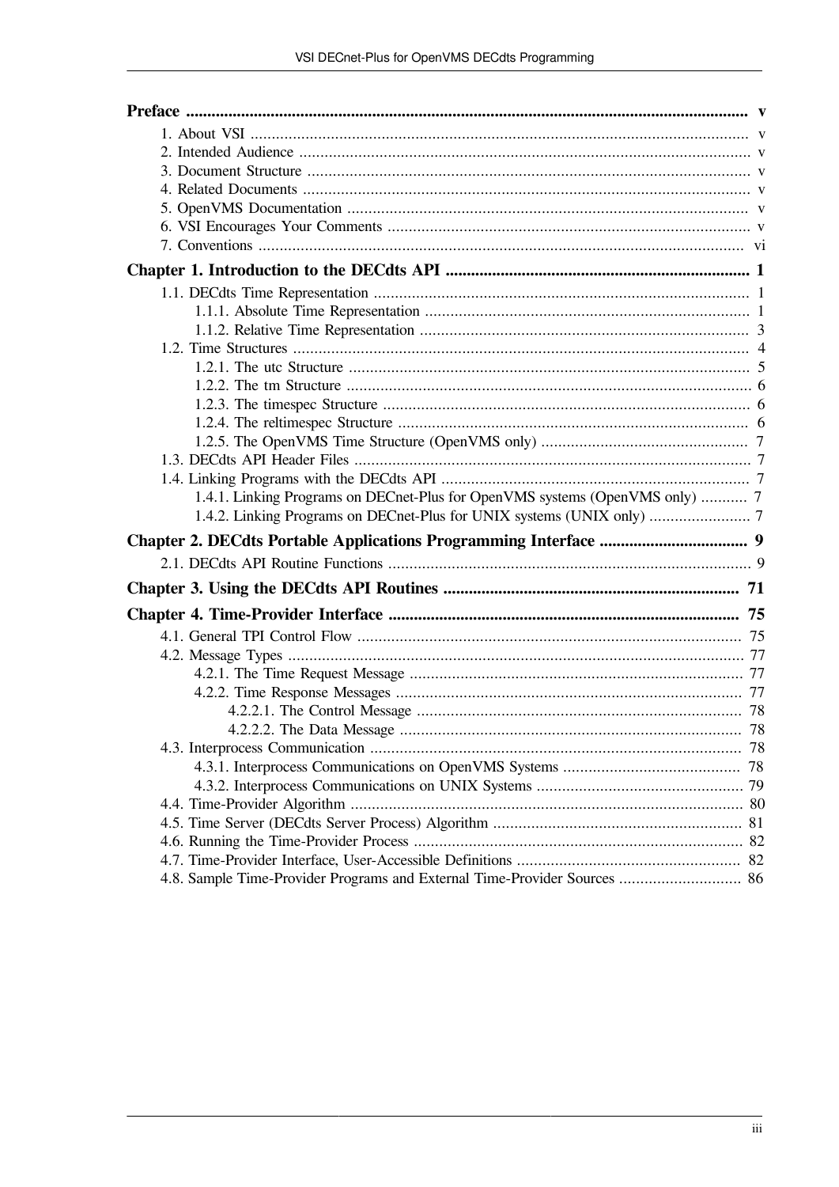**Preface** ..................................................................................................................................... v

- 1. About VSI ..................................................................................................................... v
- 2. Intended Audience .......................................................................................................... v
- 3. Document Structure ........................................................................................................ v
- 4. Related Documents ......................................................................................................... v
- 5. OpenVMS Documentation .............................................................................................. v
- 6. VSI Encourages Your Comments ..................................................................................... v
- 7. Conventions .................................................................................................................. vi

**Chapter 1. Introduction to the DECdts API** ....................................................................... 1

- 1.1. DECdts Time Representation ........................................................................................ 1
  - 1.1.1. Absolute Time Representation ................................................................................ 1
  - 1.1.2. Relative Time Representation ................................................................................ 3
- 1.2. Time Structures ............................................................................................................ 4
  - 1.2.1. The utc Structure ................................................................................................. 5
  - 1.2.2. The tm Structure .................................................................................................. 6
  - 1.2.3. The timespec Structure ......................................................................................... 6
  - 1.2.4. The reltimespec Structure ..................................................................................... 6
  - 1.2.5. The OpenVMS Time Structure (OpenVMS only) ..................................................... 7
- 1.3. DECdts API Header Files ............................................................................................. 7
- 1.4. Linking Programs with the DECdts API ......................................................................... 7
  - 1.4.1. Linking Programs on DECnet-Plus for OpenVMS systems (OpenVMS only) ........... 7
  - 1.4.2. Linking Programs on DECnet-Plus for UNIX systems (UNIX only) ........................ 7

**Chapter 2. DECdts Portable Applications Programming Interface** .................................. 9

- 2.1. DECdts API Routine Functions ..................................................................................... 9

**Chapter 3. Using the DECdts API Routines** ..................................................................... 71

**Chapter 4. Time-Provider Interface** ................................................................................. 75

- 4.1. General TPI Control Flow ........................................................................................... 75
- 4.2. Message Types ........................................................................................................... 77
  - 4.2.1. The Time Request Message .................................................................................. 77
  - 4.2.2. Time Response Messages ..................................................................................... 77
    - 4.2.2.1. The Control Message ....................................................................................... 78
    - 4.2.2.2. The Data Message .......................................................................................... 78
- 4.3. Interprocess Communication ........................................................................................ 78
  - 4.3.1. Interprocess Communications on OpenVMS Systems .............................................. 78
  - 4.3.2. Interprocess Communications on UNIX Systems ..................................................... 79
- 4.4. Time-Provider Algorithm ............................................................................................. 80
- 4.5. Time Server (DECdts Server Process) Algorithm ........................................................... 81
- 4.6. Running the Time-Provider Process .............................................................................. 82
- 4.7. Time-Provider Interface, User-Accessible Definitions ..................................................... 82
- 4.8. Sample Time-Provider Programs and External Time-Provider Sources ............................. 86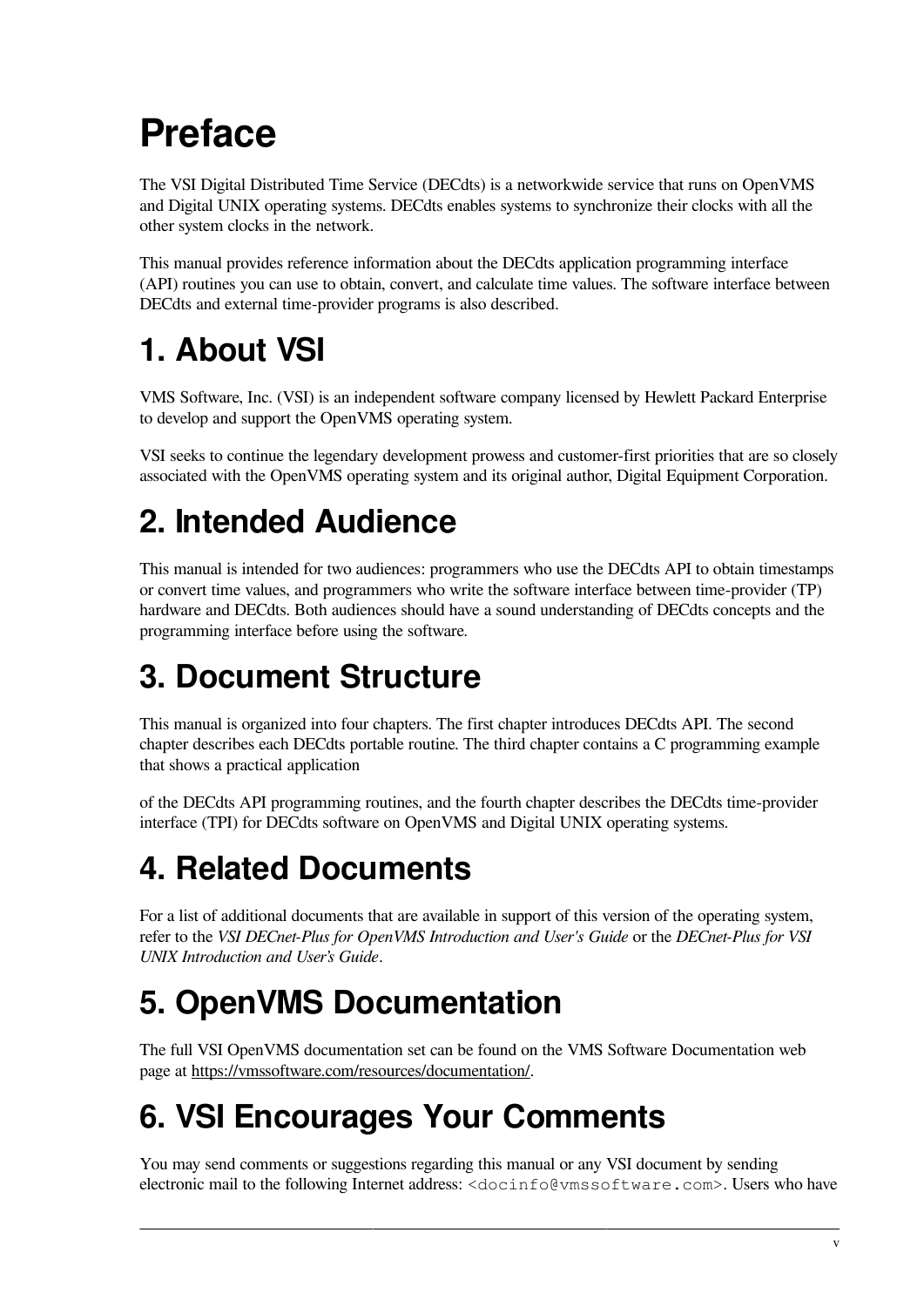# Preface

The VSI Digital Distributed Time Service (DECdts) is a networkwide service that runs on OpenVMS and Digital UNIX operating systems. DECdts enables systems to synchronize their clocks with all the other system clocks in the network.

This manual provides reference information about the DECdts application programming interface (API) routines you can use to obtain, convert, and calculate time values. The software interface between DECdts and external time-provider programs is also described.

## 1. About VSI

VMS Software, Inc. (VSI) is an independent software company licensed by Hewlett Packard Enterprise to develop and support the OpenVMS operating system.

VSI seeks to continue the legendary development prowess and customer-first priorities that are so closely associated with the OpenVMS operating system and its original author, Digital Equipment Corporation.

## 2. Intended Audience

This manual is intended for two audiences: programmers who use the DECdts API to obtain timestamps or convert time values, and programmers who write the software interface between time-provider (TP) hardware and DECdts. Both audiences should have a sound understanding of DECdts concepts and the programming interface before using the software.

## 3. Document Structure

This manual is organized into four chapters. The first chapter introduces DECdts API. The second chapter describes each DECdts portable routine. The third chapter contains a C programming example that shows a practical application

of the DECdts API programming routines, and the fourth chapter describes the DECdts time-provider interface (TPI) for DECdts software on OpenVMS and Digital UNIX operating systems.

## 4. Related Documents

For a list of additional documents that are available in support of this version of the operating system, refer to the *VSI DECnet-Plus for OpenVMS Introduction and User's Guide* or the *DECnet-Plus for VSI UNIX Introduction and User's Guide*.

## 5. OpenVMS Documentation

The full VSI OpenVMS documentation set can be found on the VMS Software Documentation web page at https://vmssoftware.com/resources/documentation/.

## 6. VSI Encourages Your Comments

You may send comments or suggestions regarding this manual or any VSI document by sending electronic mail to the following Internet address: `<docinfo@vmssoftware.com>`. Users who have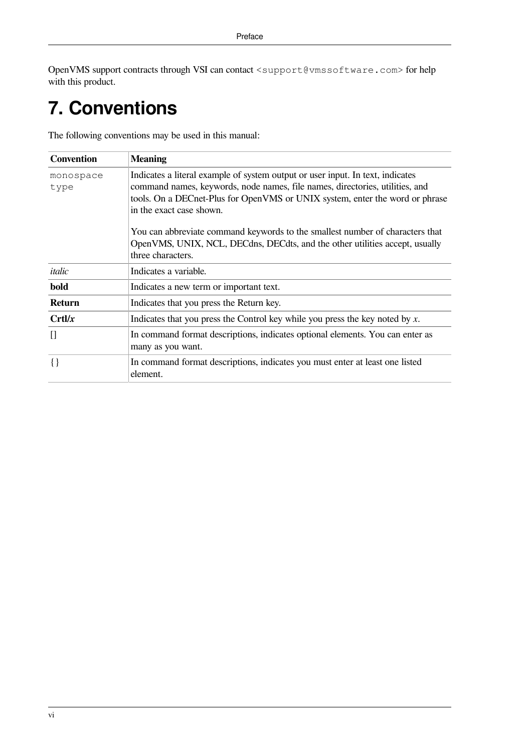OpenVMS support contracts through VSI can contact `<support@vmssoftware.com>` for help with this product.

# 7. Conventions

The following conventions may be used in this manual:

| Convention | Meaning |
| --- | --- |
| `monospace type` | Indicates a literal example of system output or user input. In text, indicates command names, keywords, node names, file names, directories, utilities, and tools. On a DECnet-Plus for OpenVMS or UNIX system, enter the word or phrase in the exact case shown.<br><br>You can abbreviate command keywords to the smallest number of characters that OpenVMS, UNIX, NCL, DECdns, DECdts, and the other utilities accept, usually three characters. |
| *italic* | Indicates a variable. |
| **bold** | Indicates a new term or important text. |
| **Return** | Indicates that you press the Return key. |
| **Crtl/*x*** | Indicates that you press the Control key while you press the key noted by *x*. |
| [] | In command format descriptions, indicates optional elements. You can enter as many as you want. |
| { } | In command format descriptions, indicates you must enter at least one listed element. |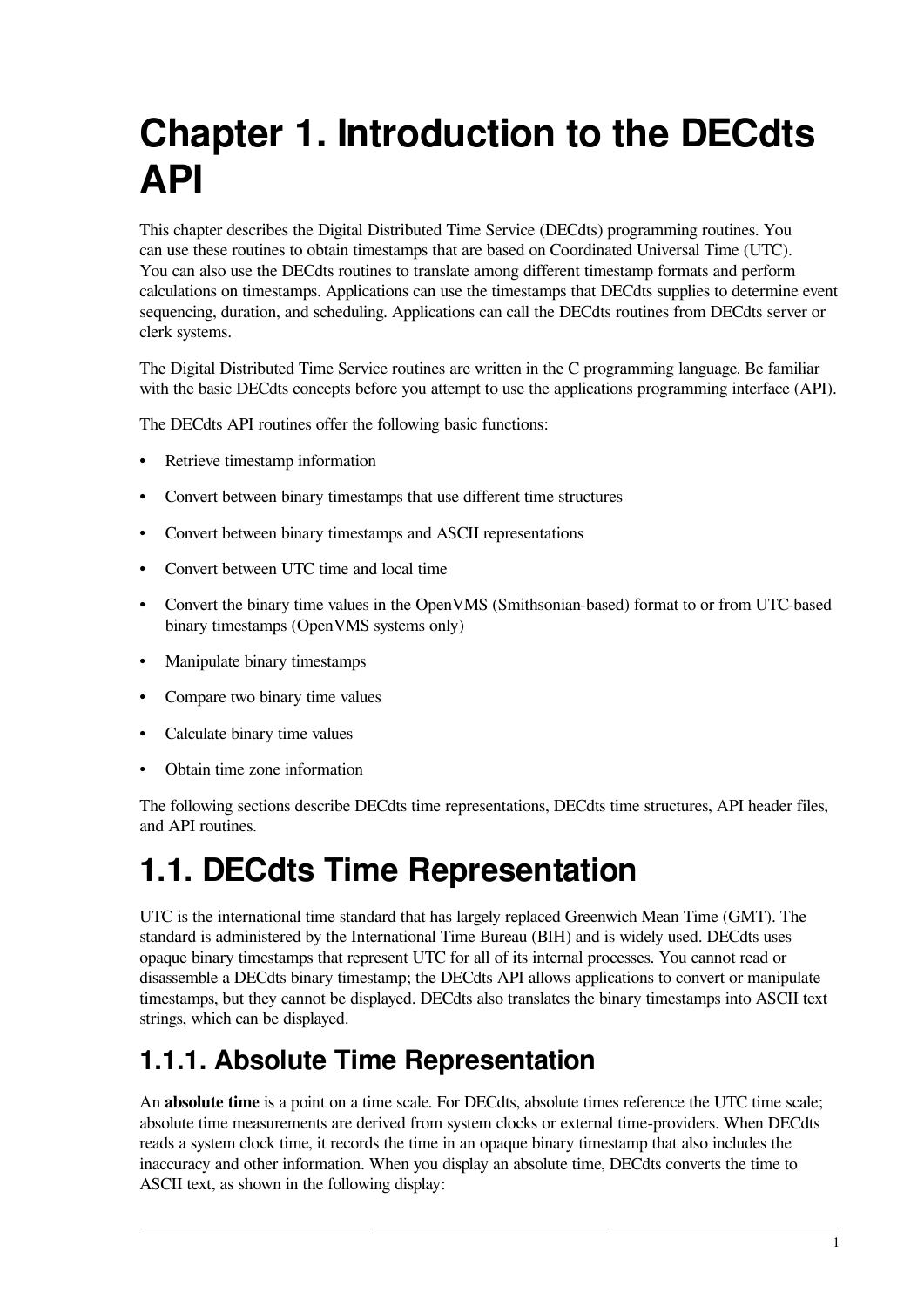# Chapter 1. Introduction to the DECdts API

This chapter describes the Digital Distributed Time Service (DECdts) programming routines. You can use these routines to obtain timestamps that are based on Coordinated Universal Time (UTC). You can also use the DECdts routines to translate among different timestamp formats and perform calculations on timestamps. Applications can use the timestamps that DECdts supplies to determine event sequencing, duration, and scheduling. Applications can call the DECdts routines from DECdts server or clerk systems.

The Digital Distributed Time Service routines are written in the C programming language. Be familiar with the basic DECdts concepts before you attempt to use the applications programming interface (API).

The DECdts API routines offer the following basic functions:

- Retrieve timestamp information
- Convert between binary timestamps that use different time structures
- Convert between binary timestamps and ASCII representations
- Convert between UTC time and local time
- Convert the binary time values in the OpenVMS (Smithsonian-based) format to or from UTC-based binary timestamps (OpenVMS systems only)
- Manipulate binary timestamps
- Compare two binary time values
- Calculate binary time values
- Obtain time zone information

The following sections describe DECdts time representations, DECdts time structures, API header files, and API routines.

# 1.1. DECdts Time Representation

UTC is the international time standard that has largely replaced Greenwich Mean Time (GMT). The standard is administered by the International Time Bureau (BIH) and is widely used. DECdts uses opaque binary timestamps that represent UTC for all of its internal processes. You cannot read or disassemble a DECdts binary timestamp; the DECdts API allows applications to convert or manipulate timestamps, but they cannot be displayed. DECdts also translates the binary timestamps into ASCII text strings, which can be displayed.

## 1.1.1. Absolute Time Representation

An **absolute time** is a point on a time scale. For DECdts, absolute times reference the UTC time scale; absolute time measurements are derived from system clocks or external time-providers. When DECdts reads a system clock time, it records the time in an opaque binary timestamp that also includes the inaccuracy and other information. When you display an absolute time, DECdts converts the time to ASCII text, as shown in the following display: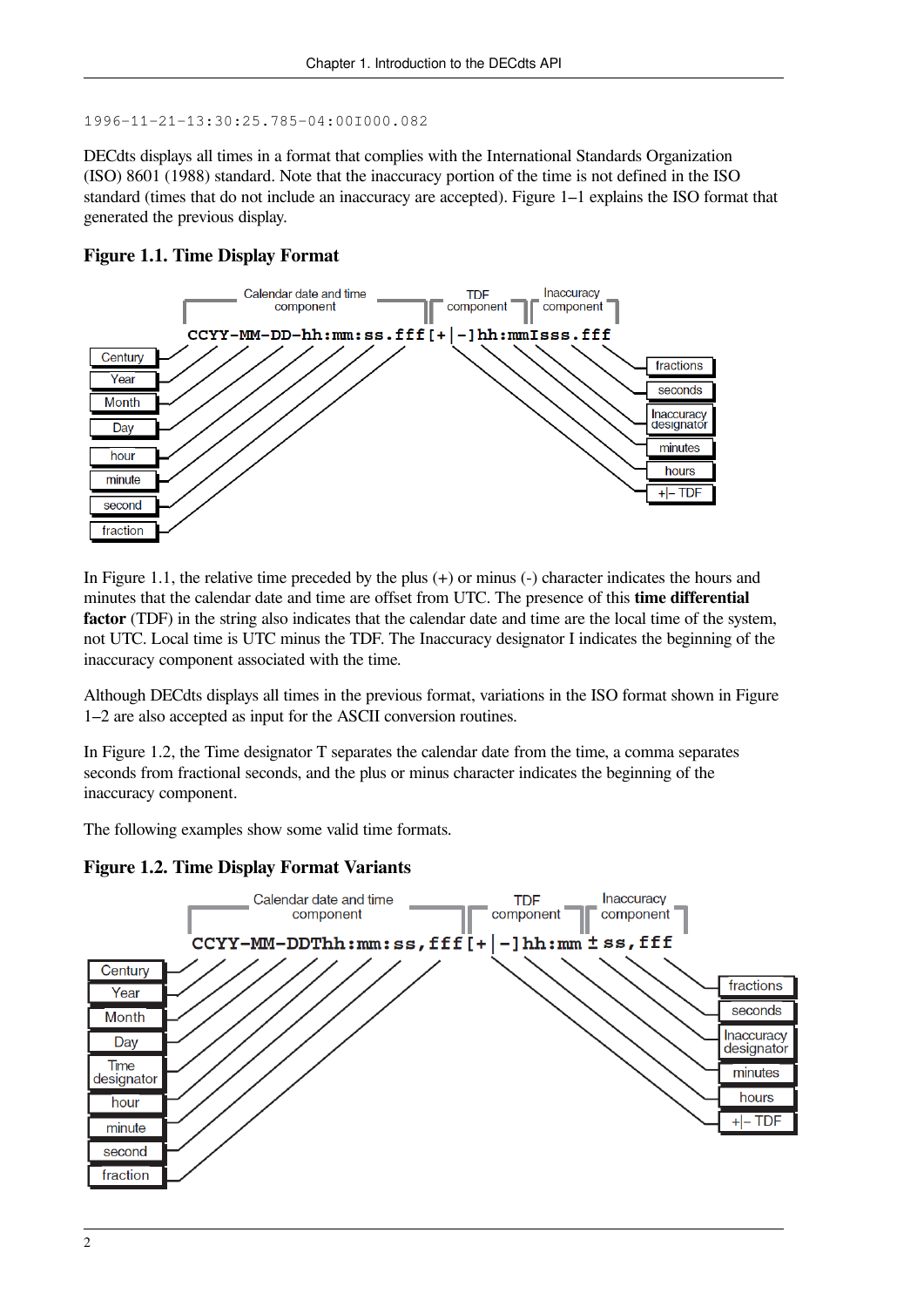```
1996-11-21-13:30:25.785-04:00I000.082
```

DECdts displays all times in a format that complies with the International Standards Organization (ISO) 8601 (1988) standard. Note that the inaccuracy portion of the time is not defined in the ISO standard (times that do not include an inaccuracy are accepted). Figure 1–1 explains the ISO format that generated the previous display.

### Figure 1.1. Time Display Format

```
Calendar date and time component | TDF component | Inaccuracy component
CCYY-MM-DD-hh:mm:ss.fff[+|-]hh:mmIsss.fff
```

Labels: Century, Year, Month, Day, hour, minute, second, fraction; fractions, seconds, Inaccuracy designator, minutes, hours, +|– TDF

In Figure 1.1, the relative time preceded by the plus (+) or minus (-) character indicates the hours and minutes that the calendar date and time are offset from UTC. The presence of this **time differential factor** (TDF) in the string also indicates that the calendar date and time are the local time of the system, not UTC. Local time is UTC minus the TDF. The Inaccuracy designator I indicates the beginning of the inaccuracy component associated with the time.

Although DECdts displays all times in the previous format, variations in the ISO format shown in Figure 1–2 are also accepted as input for the ASCII conversion routines.

In Figure 1.2, the Time designator T separates the calendar date from the time, a comma separates seconds from fractional seconds, and the plus or minus character indicates the beginning of the inaccuracy component.

The following examples show some valid time formats.

### Figure 1.2. Time Display Format Variants

```
Calendar date and time component | TDF component | Inaccuracy component
CCYY-MM-DDThh:mm:ss,fff[+|-]hh:mm ± ss,fff
```

Labels: Century, Year, Month, Day, Time designator, hour, minute, second, fraction; fractions, seconds, Inaccuracy designator, minutes, hours, +|– TDF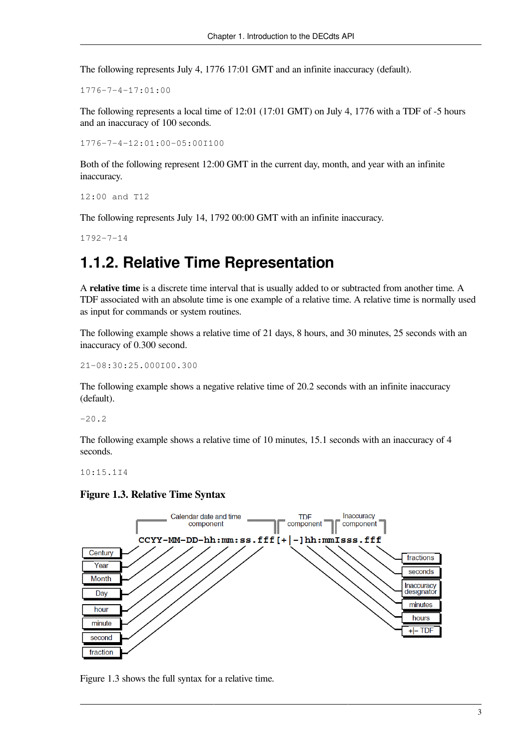The following represents July 4, 1776 17:01 GMT and an infinite inaccuracy (default).

```
1776-7-4-17:01:00
```

The following represents a local time of 12:01 (17:01 GMT) on July 4, 1776 with a TDF of -5 hours and an inaccuracy of 100 seconds.

```
1776-7-4-12:01:00-05:00I100
```

Both of the following represent 12:00 GMT in the current day, month, and year with an infinite inaccuracy.

```
12:00 and T12
```

The following represents July 14, 1792 00:00 GMT with an infinite inaccuracy.

```
1792-7-14
```

## 1.1.2. Relative Time Representation

A **relative time** is a discrete time interval that is usually added to or subtracted from another time. A TDF associated with an absolute time is one example of a relative time. A relative time is normally used as input for commands or system routines.

The following example shows a relative time of 21 days, 8 hours, and 30 minutes, 25 seconds with an inaccuracy of 0.300 second.

```
21-08:30:25.000I00.300
```

The following example shows a negative relative time of 20.2 seconds with an infinite inaccuracy (default).

```
-20.2
```

The following example shows a relative time of 10 minutes, 15.1 seconds with an inaccuracy of 4 seconds.

```
10:15.1I4
```

**Figure 1.3. Relative Time Syntax**

```
      Calendar date and time         TDF        Inaccuracy
           component              component     component
CCYY-MM-DD-hh:mm:ss.fff[+|-]hh:mmIsss.fff
```

Century, Year, Month, Day, hour, minute, second, fraction — +|- TDF, hours, minutes, Inaccuracy designator, seconds, fractions

Figure 1.3 shows the full syntax for a relative time.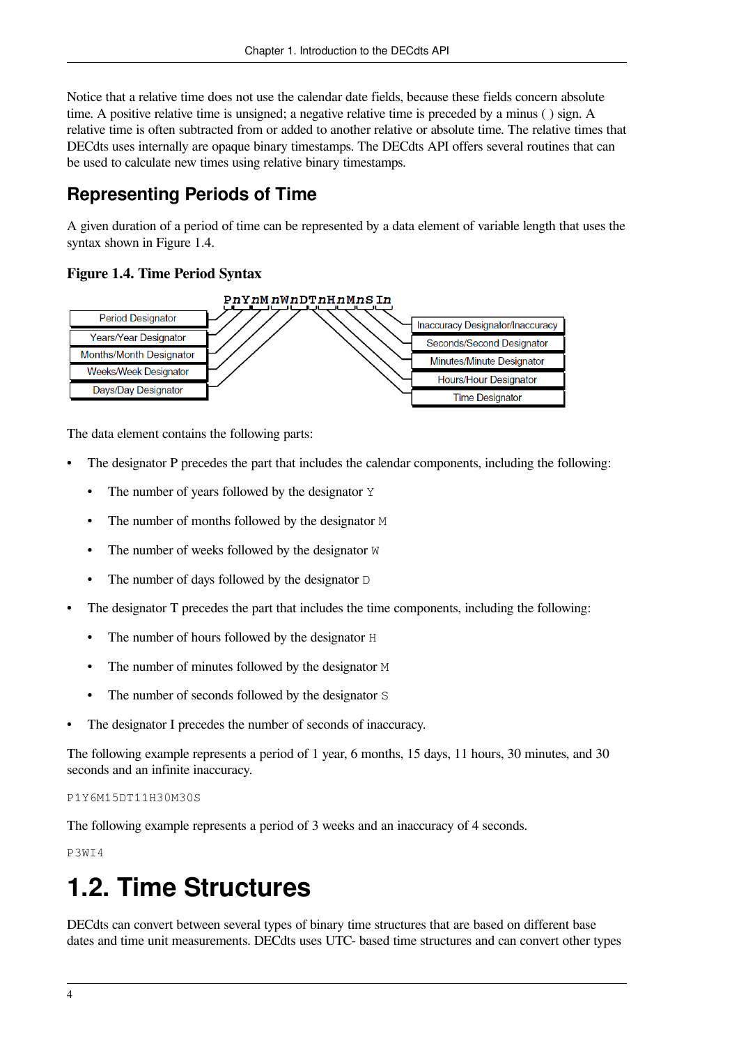Notice that a relative time does not use the calendar date fields, because these fields concern absolute time. A positive relative time is unsigned; a negative relative time is preceded by a minus ( ) sign. A relative time is often subtracted from or added to another relative or absolute time. The relative times that DECdts uses internally are opaque binary timestamps. The DECdts API offers several routines that can be used to calculate new times using relative binary timestamps.

## Representing Periods of Time

A given duration of a period of time can be represented by a data element of variable length that uses the syntax shown in Figure 1.4.

**Figure 1.4. Time Period Syntax**

```
PnYnMnWnDTnHnMnSIn
```

- Period Designator
- Years/Year Designator
- Months/Month Designator
- Weeks/Week Designator
- Days/Day Designator
- Inaccuracy Designator/Inaccuracy
- Seconds/Second Designator
- Minutes/Minute Designator
- Hours/Hour Designator
- Time Designator

The data element contains the following parts:

- The designator P precedes the part that includes the calendar components, including the following:
  - The number of years followed by the designator `Y`
  - The number of months followed by the designator `M`
  - The number of weeks followed by the designator `W`
  - The number of days followed by the designator `D`
- The designator T precedes the part that includes the time components, including the following:
  - The number of hours followed by the designator `H`
  - The number of minutes followed by the designator `M`
  - The number of seconds followed by the designator `S`
- The designator I precedes the number of seconds of inaccuracy.

The following example represents a period of 1 year, 6 months, 15 days, 11 hours, 30 minutes, and 30 seconds and an infinite inaccuracy.

```
P1Y6M15DT11H30M30S
```

The following example represents a period of 3 weeks and an inaccuracy of 4 seconds.

```
P3WI4
```

# 1.2. Time Structures

DECdts can convert between several types of binary time structures that are based on different base dates and time unit measurements. DECdts uses UTC- based time structures and can convert other types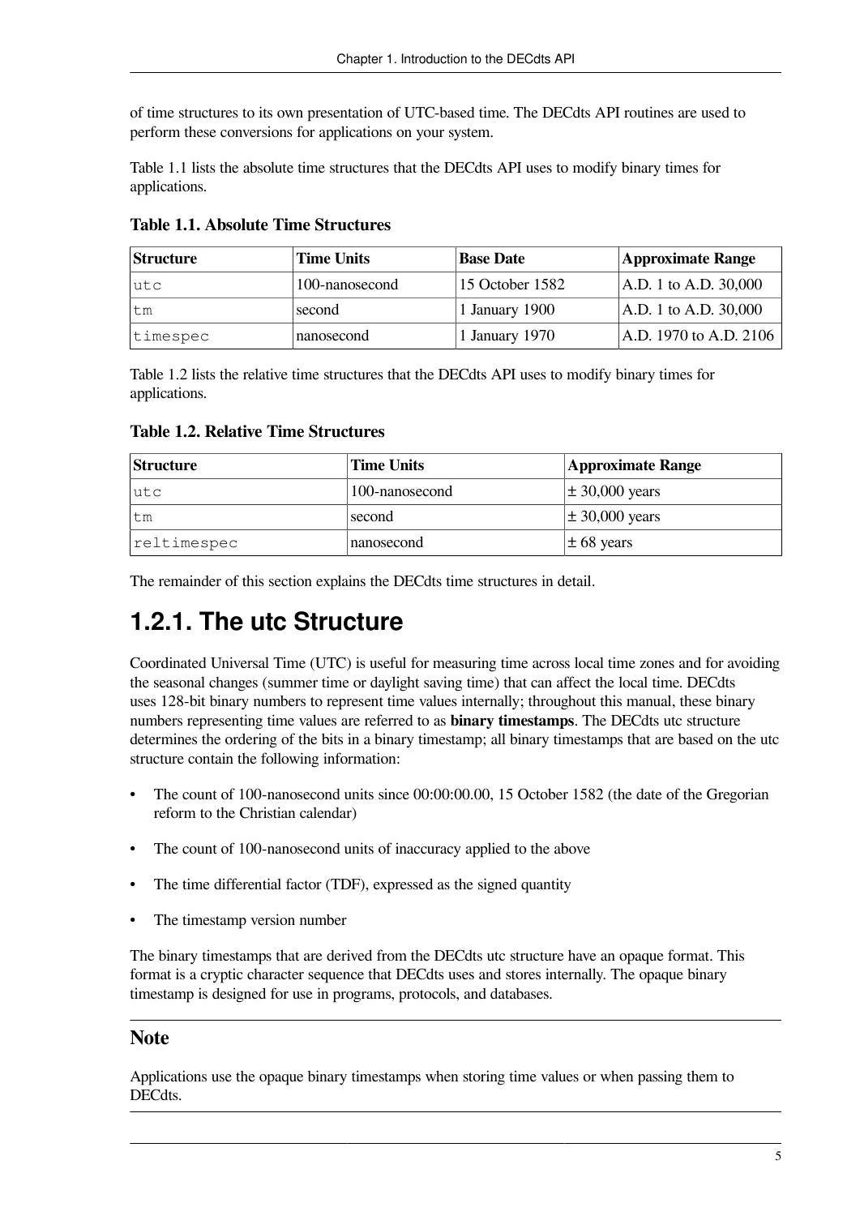of time structures to its own presentation of UTC-based time. The DECdts API routines are used to perform these conversions for applications on your system.

Table 1.1 lists the absolute time structures that the DECdts API uses to modify binary times for applications.

**Table 1.1. Absolute Time Structures**

| Structure | Time Units | Base Date | Approximate Range |
| --- | --- | --- | --- |
| `utc` | 100-nanosecond | 15 October 1582 | A.D. 1 to A.D. 30,000 |
| `tm` | second | 1 January 1900 | A.D. 1 to A.D. 30,000 |
| `timespec` | nanosecond | 1 January 1970 | A.D. 1970 to A.D. 2106 |

Table 1.2 lists the relative time structures that the DECdts API uses to modify binary times for applications.

**Table 1.2. Relative Time Structures**

| Structure | Time Units | Approximate Range |
| --- | --- | --- |
| `utc` | 100-nanosecond | ± 30,000 years |
| `tm` | second | ± 30,000 years |
| `reltimespec` | nanosecond | ± 68 years |

The remainder of this section explains the DECdts time structures in detail.

## 1.2.1. The utc Structure

Coordinated Universal Time (UTC) is useful for measuring time across local time zones and for avoiding the seasonal changes (summer time or daylight saving time) that can affect the local time. DECdts uses 128-bit binary numbers to represent time values internally; throughout this manual, these binary numbers representing time values are referred to as **binary timestamps**. The DECdts utc structure determines the ordering of the bits in a binary timestamp; all binary timestamps that are based on the utc structure contain the following information:

- The count of 100-nanosecond units since 00:00:00.00, 15 October 1582 (the date of the Gregorian reform to the Christian calendar)
- The count of 100-nanosecond units of inaccuracy applied to the above
- The time differential factor (TDF), expressed as the signed quantity
- The timestamp version number

The binary timestamps that are derived from the DECdts utc structure have an opaque format. This format is a cryptic character sequence that DECdts uses and stores internally. The opaque binary timestamp is designed for use in programs, protocols, and databases.

### Note

Applications use the opaque binary timestamps when storing time values or when passing them to DECdts.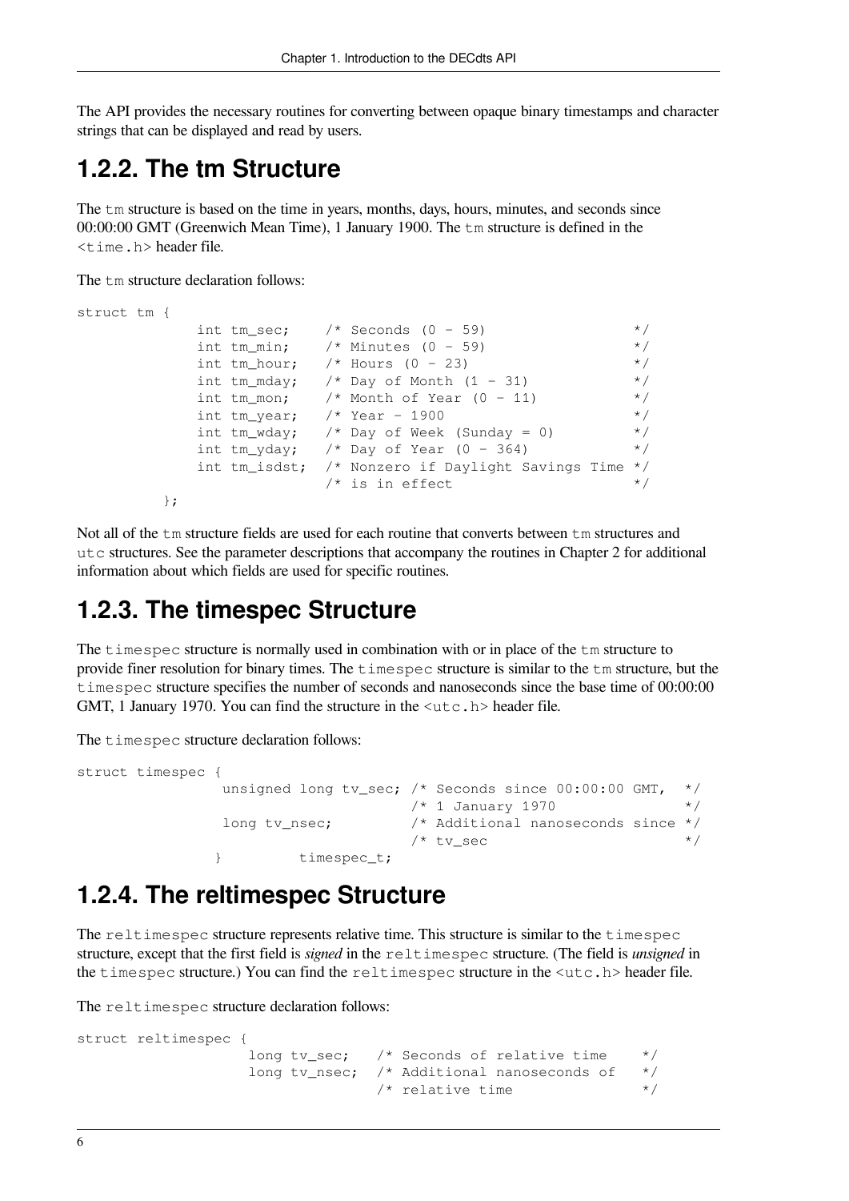The API provides the necessary routines for converting between opaque binary timestamps and character strings that can be displayed and read by users.

## 1.2.2. The tm Structure

The `tm` structure is based on the time in years, months, days, hours, minutes, and seconds since 00:00:00 GMT (Greenwich Mean Time), 1 January 1900. The `tm` structure is defined in the `<time.h>` header file.

The `tm` structure declaration follows:

```
struct tm {
            int tm_sec;     /* Seconds (0 - 59)                 */
            int tm_min;     /* Minutes (0 - 59)                 */
            int tm_hour;    /* Hours (0 - 23)                   */
            int tm_mday;    /* Day of Month (1 - 31)            */
            int tm_mon;     /* Month of Year (0 - 11)           */
            int tm_year;    /* Year - 1900                      */
            int tm_wday;    /* Day of Week (Sunday = 0)         */
            int tm_yday;    /* Day of Year (0 - 364)            */
            int tm_isdst;   /* Nonzero if Daylight Savings Time */
                            /* is in effect                     */
        };
```

Not all of the `tm` structure fields are used for each routine that converts between `tm` structures and `utc` structures. See the parameter descriptions that accompany the routines in Chapter 2 for additional information about which fields are used for specific routines.

## 1.2.3. The timespec Structure

The `timespec` structure is normally used in combination with or in place of the `tm` structure to provide finer resolution for binary times. The `timespec` structure is similar to the `tm` structure, but the `timespec` structure specifies the number of seconds and nanoseconds since the base time of 00:00:00 GMT, 1 January 1970. You can find the structure in the `<utc.h>` header file.

The `timespec` structure declaration follows:

```
struct timespec {
                 unsigned long tv_sec; /* Seconds since 00:00:00 GMT,  */
                                       /* 1 January 1970               */
                 long tv_nsec;         /* Additional nanoseconds since */
                                       /* tv_sec                       */
                }         timespec_t;
```

## 1.2.4. The reltimespec Structure

The `reltimespec` structure represents relative time. This structure is similar to the `timespec` structure, except that the first field is *signed* in the `reltimespec` structure. (The field is *unsigned* in the `timespec` structure.) You can find the `reltimespec` structure in the `<utc.h>` header file.

The `reltimespec` structure declaration follows:

```
struct reltimespec {
                    long tv_sec;   /* Seconds of relative time    */
                    long tv_nsec;  /* Additional nanoseconds of   */
                                   /* relative time               */
```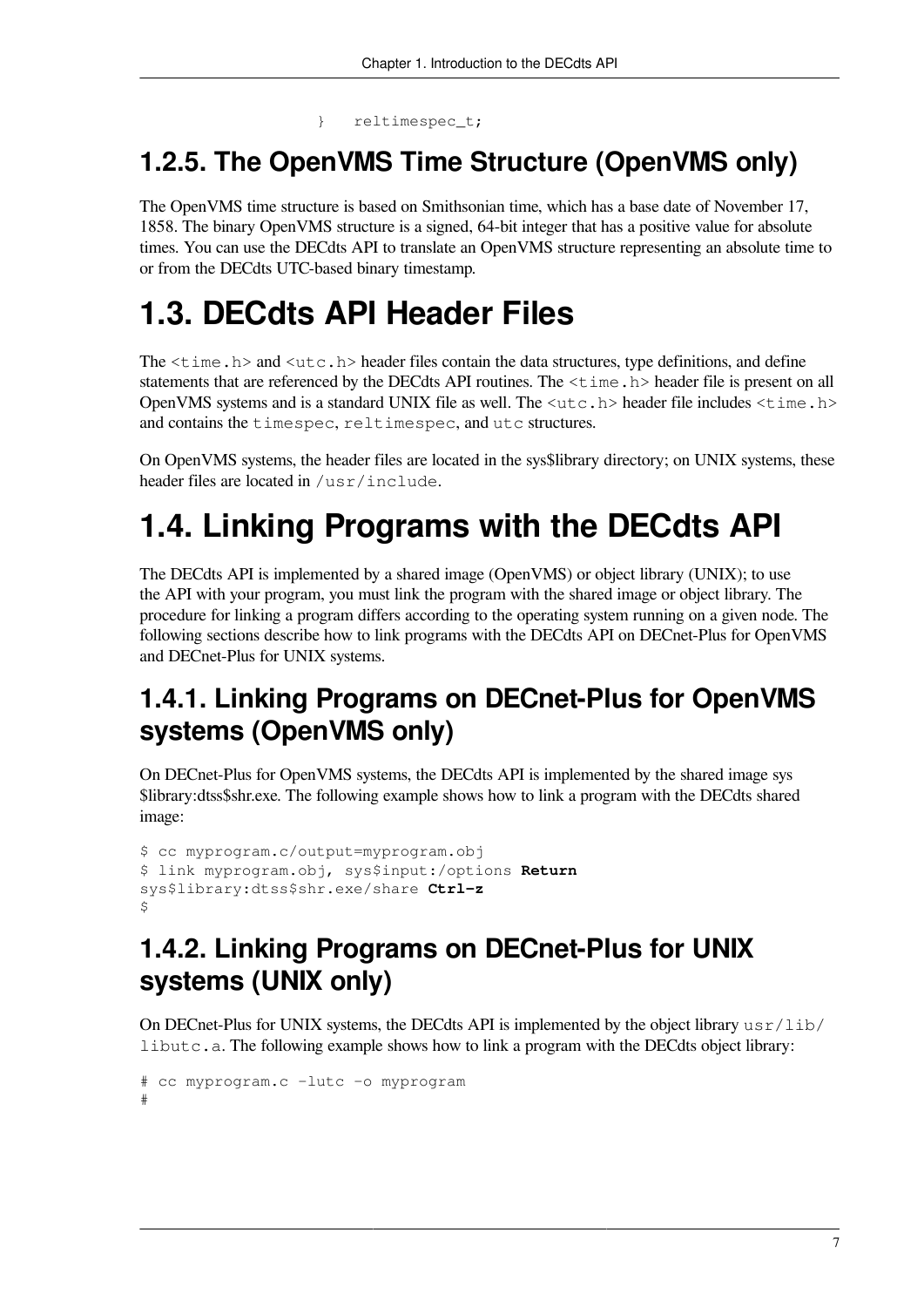```
}   reltimespec_t;
```

### 1.2.5. The OpenVMS Time Structure (OpenVMS only)

The OpenVMS time structure is based on Smithsonian time, which has a base date of November 17, 1858. The binary OpenVMS structure is a signed, 64-bit integer that has a positive value for absolute times. You can use the DECdts API to translate an OpenVMS structure representing an absolute time to or from the DECdts UTC-based binary timestamp.

## 1.3. DECdts API Header Files

The `<time.h>` and `<utc.h>` header files contain the data structures, type definitions, and define statements that are referenced by the DECdts API routines. The `<time.h>` header file is present on all OpenVMS systems and is a standard UNIX file as well. The `<utc.h>` header file includes `<time.h>` and contains the `timespec`, `reltimespec`, and `utc` structures.

On OpenVMS systems, the header files are located in the sys$library directory; on UNIX systems, these header files are located in `/usr/include`.

## 1.4. Linking Programs with the DECdts API

The DECdts API is implemented by a shared image (OpenVMS) or object library (UNIX); to use the API with your program, you must link the program with the shared image or object library. The procedure for linking a program differs according to the operating system running on a given node. The following sections describe how to link programs with the DECdts API on DECnet-Plus for OpenVMS and DECnet-Plus for UNIX systems.

### 1.4.1. Linking Programs on DECnet-Plus for OpenVMS systems (OpenVMS only)

On DECnet-Plus for OpenVMS systems, the DECdts API is implemented by the shared image sys$library:dtss$shr.exe. The following example shows how to link a program with the DECdts shared image:

```
$ cc myprogram.c/output=myprogram.obj
$ link myprogram.obj, sys$input:/options Return
sys$library:dtss$shr.exe/share Ctrl-z
$
```

### 1.4.2. Linking Programs on DECnet-Plus for UNIX systems (UNIX only)

On DECnet-Plus for UNIX systems, the DECdts API is implemented by the object library `usr/lib/libutc.a`. The following example shows how to link a program with the DECdts object library:

```
# cc myprogram.c -lutc -o myprogram
#
```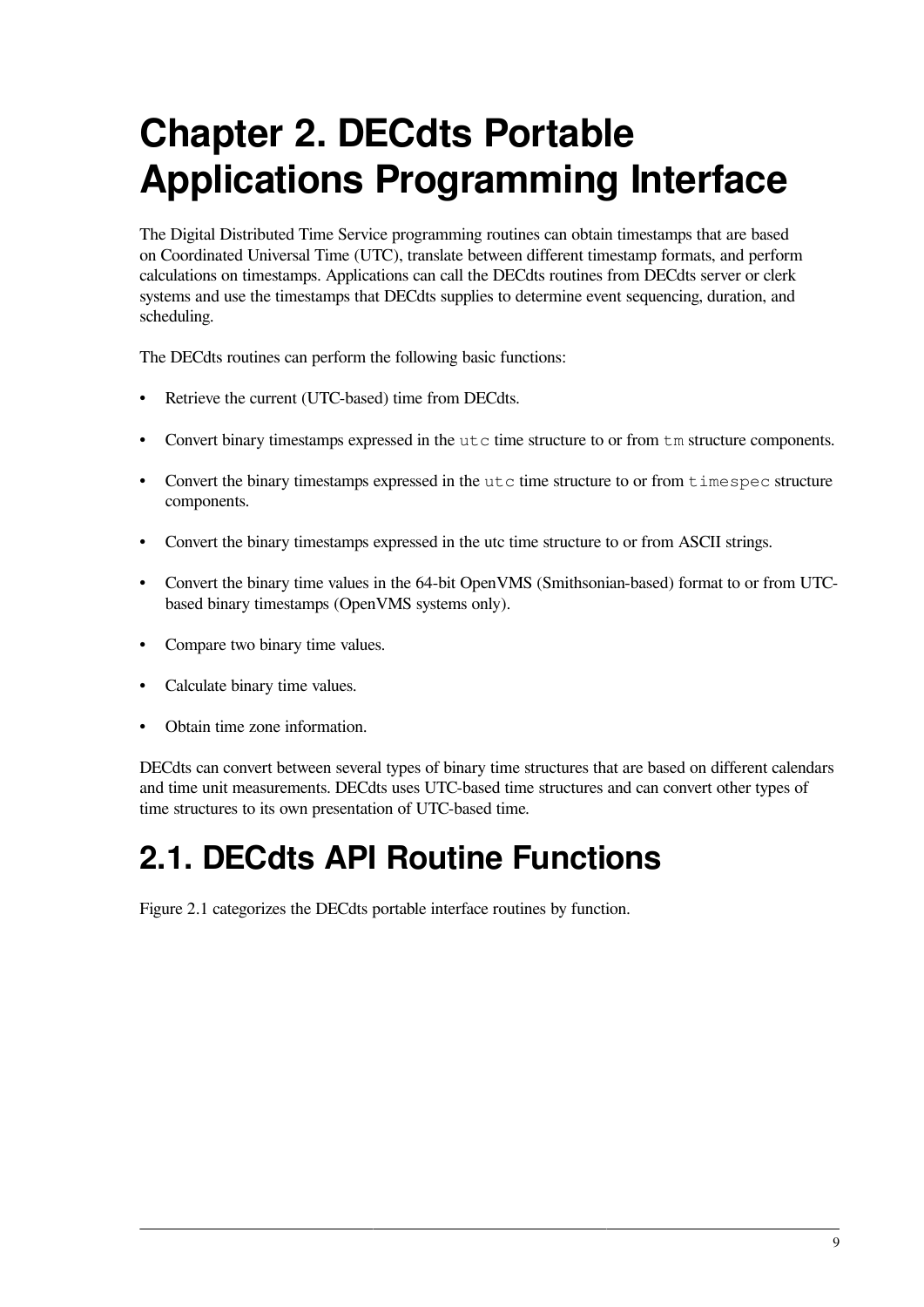# Chapter 2. DECdts Portable Applications Programming Interface

The Digital Distributed Time Service programming routines can obtain timestamps that are based on Coordinated Universal Time (UTC), translate between different timestamp formats, and perform calculations on timestamps. Applications can call the DECdts routines from DECdts server or clerk systems and use the timestamps that DECdts supplies to determine event sequencing, duration, and scheduling.

The DECdts routines can perform the following basic functions:

- Retrieve the current (UTC-based) time from DECdts.
- Convert binary timestamps expressed in the `utc` time structure to or from `tm` structure components.
- Convert the binary timestamps expressed in the `utc` time structure to or from `timespec` structure components.
- Convert the binary timestamps expressed in the utc time structure to or from ASCII strings.
- Convert the binary time values in the 64-bit OpenVMS (Smithsonian-based) format to or from UTC-based binary timestamps (OpenVMS systems only).
- Compare two binary time values.
- Calculate binary time values.
- Obtain time zone information.

DECdts can convert between several types of binary time structures that are based on different calendars and time unit measurements. DECdts uses UTC-based time structures and can convert other types of time structures to its own presentation of UTC-based time.

## 2.1. DECdts API Routine Functions

Figure 2.1 categorizes the DECdts portable interface routines by function.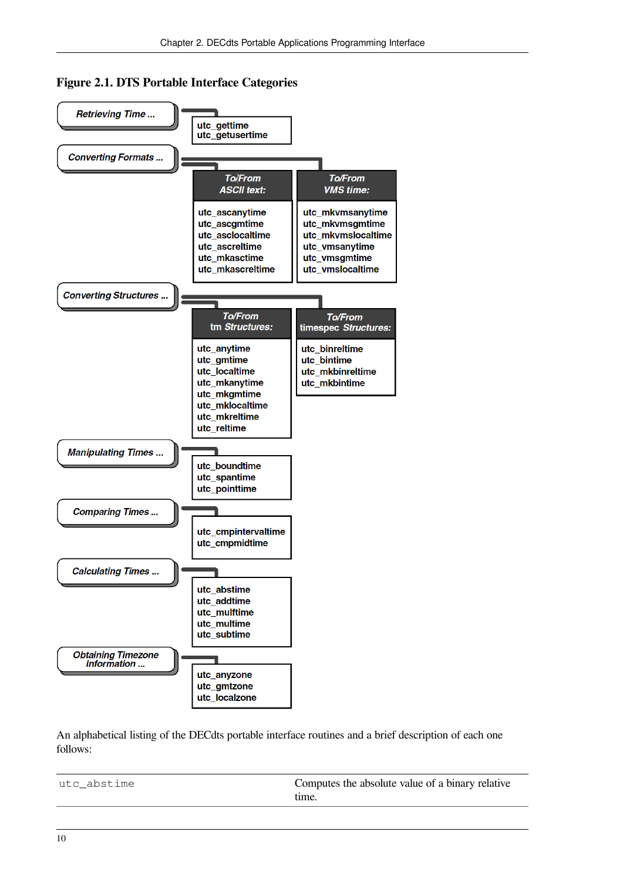**Figure 2.1. DTS Portable Interface Categories**

- **Retrieving Time ...**
  - utc_gettime
  - utc_getusertime
- **Converting Formats ...**
  - To/From ASCII text:
    - utc_ascanytime
    - utc_ascgmtime
    - utc_asclocaltime
    - utc_ascreltime
    - utc_mkasctime
    - utc_mkascreltime
  - To/From VMS time:
    - utc_mkvmsanytime
    - utc_mkvmsgmtime
    - utc_mkvmslocaltime
    - utc_vmsanytime
    - utc_vmsgmtime
    - utc_vmslocaltime
- **Converting Structures ...**
  - To/From tm Structures:
    - utc_anytime
    - utc_gmtime
    - utc_localtime
    - utc_mkanytime
    - utc_mkgmtime
    - utc_mklocaltime
    - utc_mkreltime
    - utc_reltime
  - To/From timespec Structures:
    - utc_binreltime
    - utc_bintime
    - utc_mkbinreltime
    - utc_mkbintime
- **Manipulating Times ...**
  - utc_boundtime
  - utc_spantime
  - utc_pointtime
- **Comparing Times ...**
  - utc_cmpintervaltime
  - utc_cmpmidtime
- **Calculating Times ...**
  - utc_abstime
  - utc_addtime
  - utc_mulftime
  - utc_multime
  - utc_subtime
- **Obtaining Timezone Information ...**
  - utc_anyzone
  - utc_gmtzone
  - utc_localzone

An alphabetical listing of the DECdts portable interface routines and a brief description of each one follows:

| | |
|---|---|
| `utc_abstime` | Computes the absolute value of a binary relative time. |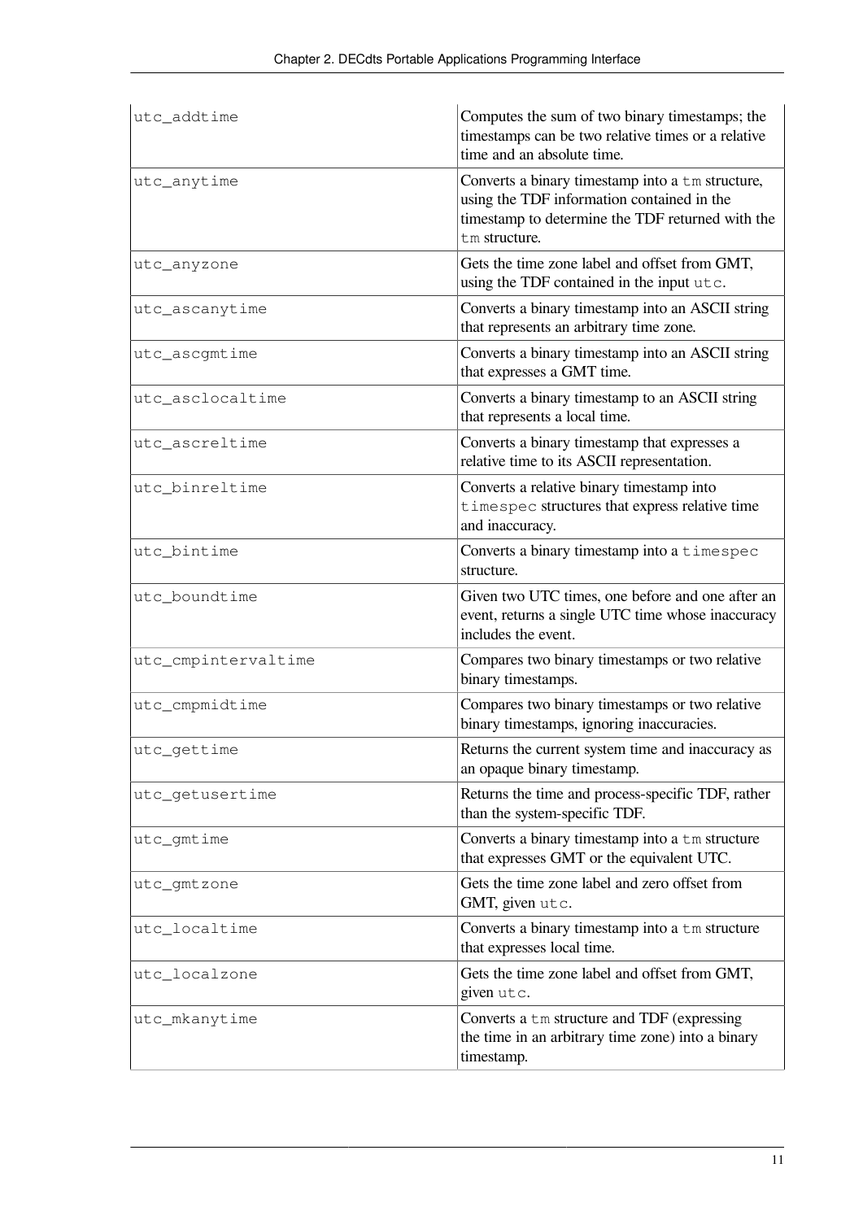| | |
|---|---|
| `utc_addtime` | Computes the sum of two binary timestamps; the timestamps can be two relative times or a relative time and an absolute time. |
| `utc_anytime` | Converts a binary timestamp into a `tm` structure, using the TDF information contained in the timestamp to determine the TDF returned with the `tm` structure. |
| `utc_anyzone` | Gets the time zone label and offset from GMT, using the TDF contained in the input `utc`. |
| `utc_ascanytime` | Converts a binary timestamp into an ASCII string that represents an arbitrary time zone. |
| `utc_ascgmtime` | Converts a binary timestamp into an ASCII string that expresses a GMT time. |
| `utc_asclocaltime` | Converts a binary timestamp to an ASCII string that represents a local time. |
| `utc_ascreltime` | Converts a binary timestamp that expresses a relative time to its ASCII representation. |
| `utc_binreltime` | Converts a relative binary timestamp into `timespec` structures that express relative time and inaccuracy. |
| `utc_bintime` | Converts a binary timestamp into a `timespec` structure. |
| `utc_boundtime` | Given two UTC times, one before and one after an event, returns a single UTC time whose inaccuracy includes the event. |
| `utc_cmpintervaltime` | Compares two binary timestamps or two relative binary timestamps. |
| `utc_cmpmidtime` | Compares two binary timestamps or two relative binary timestamps, ignoring inaccuracies. |
| `utc_gettime` | Returns the current system time and inaccuracy as an opaque binary timestamp. |
| `utc_getusertime` | Returns the time and process-specific TDF, rather than the system-specific TDF. |
| `utc_gmtime` | Converts a binary timestamp into a `tm` structure that expresses GMT or the equivalent UTC. |
| `utc_gmtzone` | Gets the time zone label and zero offset from GMT, given `utc`. |
| `utc_localtime` | Converts a binary timestamp into a `tm` structure that expresses local time. |
| `utc_localzone` | Gets the time zone label and offset from GMT, given `utc`. |
| `utc_mkanytime` | Converts a `tm` structure and TDF (expressing the time in an arbitrary time zone) into a binary timestamp. |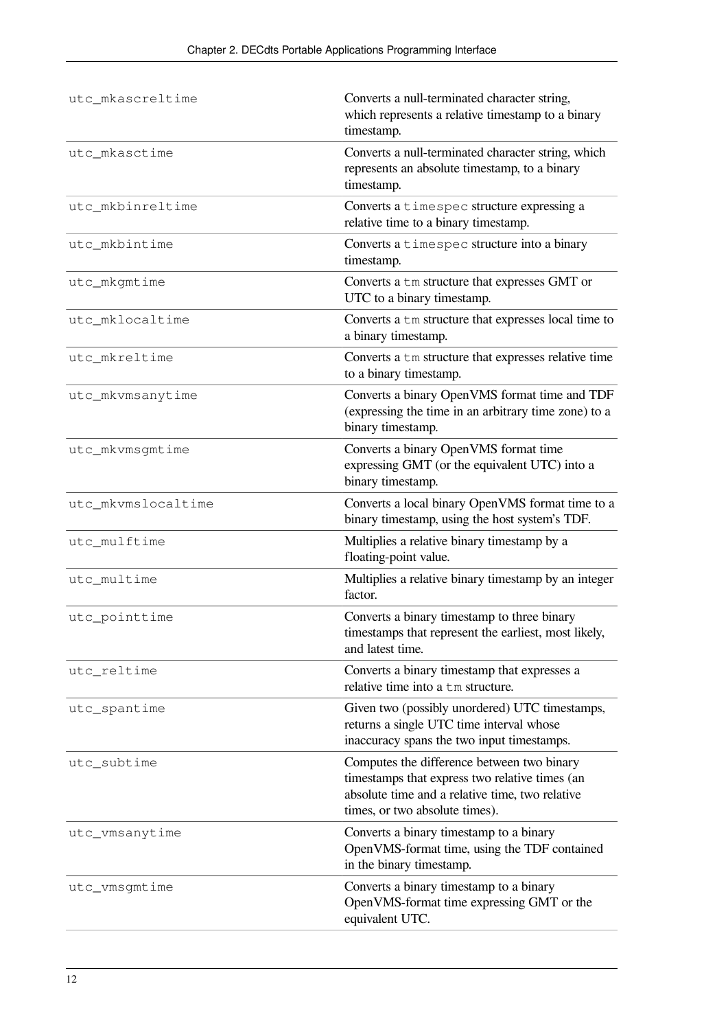| | |
|---|---|
| `utc_mkascreltime` | Converts a null-terminated character string, which represents a relative timestamp to a binary timestamp. |
| `utc_mkasctime` | Converts a null-terminated character string, which represents an absolute timestamp, to a binary timestamp. |
| `utc_mkbinreltime` | Converts a `timespec` structure expressing a relative time to a binary timestamp. |
| `utc_mkbintime` | Converts a `timespec` structure into a binary timestamp. |
| `utc_mkgmtime` | Converts a `tm` structure that expresses GMT or UTC to a binary timestamp. |
| `utc_mklocaltime` | Converts a `tm` structure that expresses local time to a binary timestamp. |
| `utc_mkreltime` | Converts a `tm` structure that expresses relative time to a binary timestamp. |
| `utc_mkvmsanytime` | Converts a binary OpenVMS format time and TDF (expressing the time in an arbitrary time zone) to a binary timestamp. |
| `utc_mkvmsgmtime` | Converts a binary OpenVMS format time expressing GMT (or the equivalent UTC) into a binary timestamp. |
| `utc_mkvmslocaltime` | Converts a local binary OpenVMS format time to a binary timestamp, using the host system's TDF. |
| `utc_mulftime` | Multiplies a relative binary timestamp by a floating-point value. |
| `utc_multime` | Multiplies a relative binary timestamp by an integer factor. |
| `utc_pointtime` | Converts a binary timestamp to three binary timestamps that represent the earliest, most likely, and latest time. |
| `utc_reltime` | Converts a binary timestamp that expresses a relative time into a `tm` structure. |
| `utc_spantime` | Given two (possibly unordered) UTC timestamps, returns a single UTC time interval whose inaccuracy spans the two input timestamps. |
| `utc_subtime` | Computes the difference between two binary timestamps that express two relative times (an absolute time and a relative time, two relative times, or two absolute times). |
| `utc_vmsanytime` | Converts a binary timestamp to a binary OpenVMS-format time, using the TDF contained in the binary timestamp. |
| `utc_vmsgmtime` | Converts a binary timestamp to a binary OpenVMS-format time expressing GMT or the equivalent UTC. |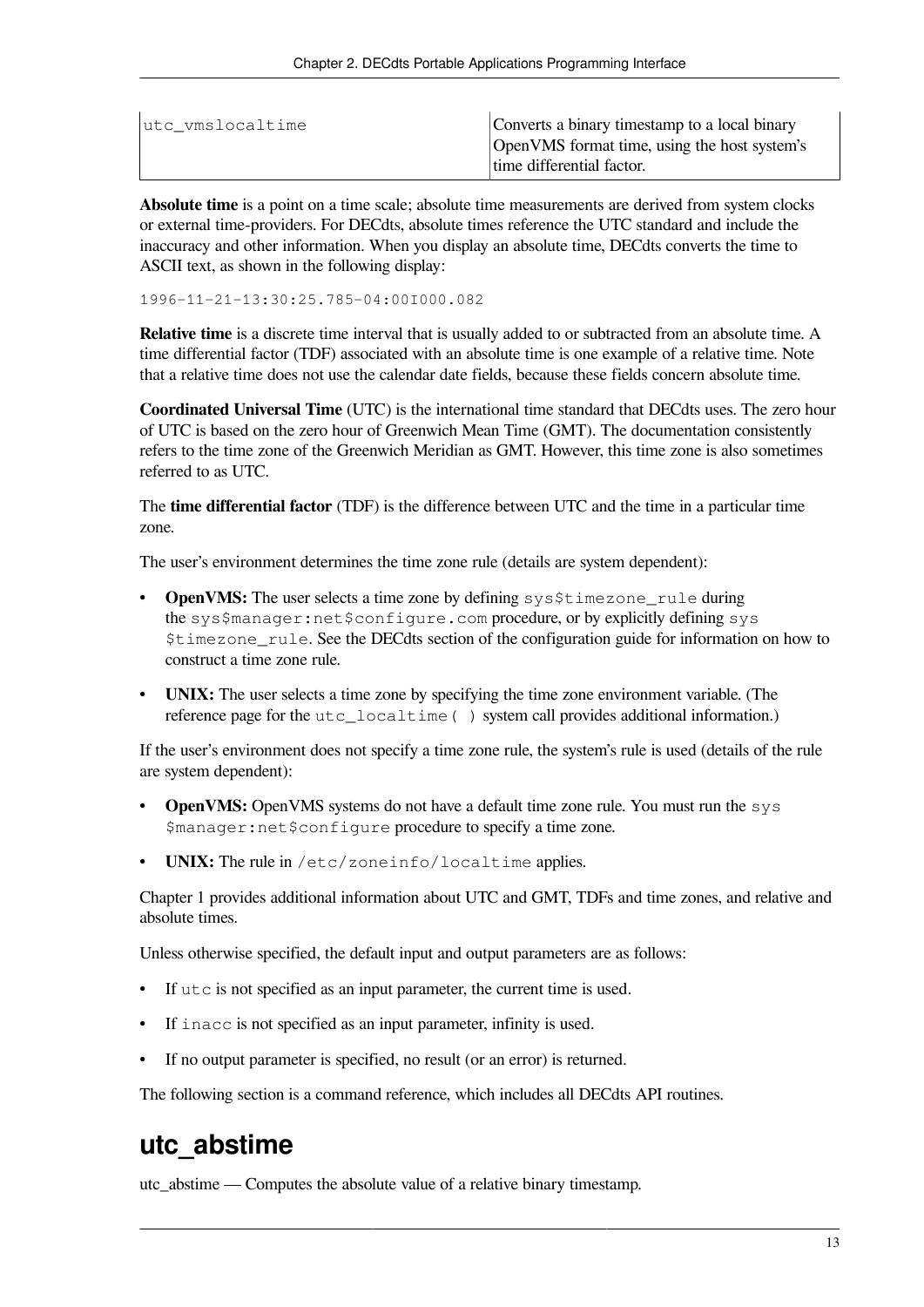| | |
|---|---|
| `utc_vmslocaltime` | Converts a binary timestamp to a local binary OpenVMS format time, using the host system's time differential factor. |

**Absolute time** is a point on a time scale; absolute time measurements are derived from system clocks or external time-providers. For DECdts, absolute times reference the UTC standard and include the inaccuracy and other information. When you display an absolute time, DECdts converts the time to ASCII text, as shown in the following display:

```
1996-11-21-13:30:25.785-04:00I000.082
```

**Relative time** is a discrete time interval that is usually added to or subtracted from an absolute time. A time differential factor (TDF) associated with an absolute time is one example of a relative time. Note that a relative time does not use the calendar date fields, because these fields concern absolute time.

**Coordinated Universal Time** (UTC) is the international time standard that DECdts uses. The zero hour of UTC is based on the zero hour of Greenwich Mean Time (GMT). The documentation consistently refers to the time zone of the Greenwich Meridian as GMT. However, this time zone is also sometimes referred to as UTC.

The **time differential factor** (TDF) is the difference between UTC and the time in a particular time zone.

The user's environment determines the time zone rule (details are system dependent):

- **OpenVMS:** The user selects a time zone by defining `sys$timezone_rule` during the `sys$manager:net$configure.com` procedure, or by explicitly defining `sys$timezone_rule`. See the DECdts section of the configuration guide for information on how to construct a time zone rule.
- **UNIX:** The user selects a time zone by specifying the time zone environment variable. (The reference page for the `utc_localtime( )` system call provides additional information.)

If the user's environment does not specify a time zone rule, the system's rule is used (details of the rule are system dependent):

- **OpenVMS:** OpenVMS systems do not have a default time zone rule. You must run the `sys$manager:net$configure` procedure to specify a time zone.
- **UNIX:** The rule in `/etc/zoneinfo/localtime` applies.

Chapter 1 provides additional information about UTC and GMT, TDFs and time zones, and relative and absolute times.

Unless otherwise specified, the default input and output parameters are as follows:

- If `utc` is not specified as an input parameter, the current time is used.
- If `inacc` is not specified as an input parameter, infinity is used.
- If no output parameter is specified, no result (or an error) is returned.

The following section is a command reference, which includes all DECdts API routines.

## utc_abstime

utc_abstime — Computes the absolute value of a relative binary timestamp.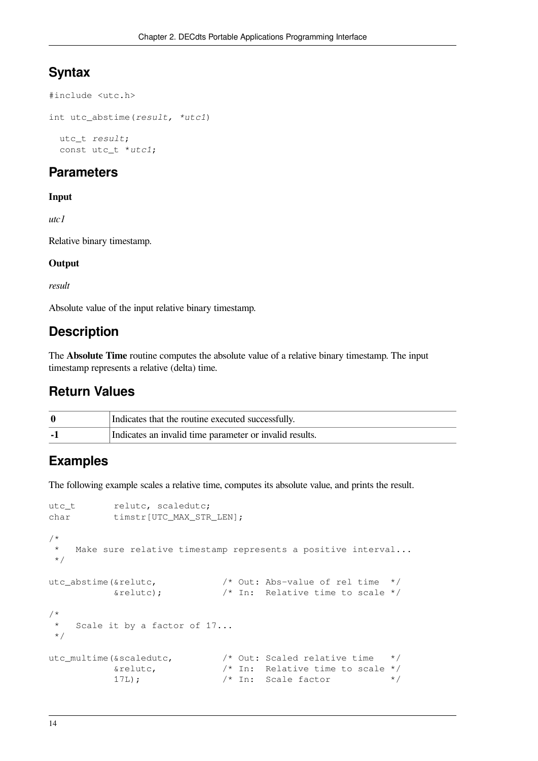## Syntax

```
#include <utc.h>

int utc_abstime(result, *utc1)

  utc_t result;
  const utc_t *utc1;
```

## Parameters

**Input**

*utc1*

Relative binary timestamp.

**Output**

*result*

Absolute value of the input relative binary timestamp.

## Description

The **Absolute Time** routine computes the absolute value of a relative binary timestamp. The input timestamp represents a relative (delta) time.

## Return Values

| | |
|---|---|
| **0** | Indicates that the routine executed successfully. |
| **-1** | Indicates an invalid time parameter or invalid results. |

## Examples

The following example scales a relative time, computes its absolute value, and prints the result.

```
utc_t       relutc, scaledutc;
char        timstr[UTC_MAX_STR_LEN];

/*
 *   Make sure relative timestamp represents a positive interval...
 */

utc_abstime(&relutc,            /* Out: Abs-value of rel time  */
            &relutc);           /* In:  Relative time to scale */

/*
 *   Scale it by a factor of 17...
 */

utc_multime(&scaledutc,         /* Out: Scaled relative time   */
            &relutc,            /* In:  Relative time to scale */
            17L);               /* In:  Scale factor           */
```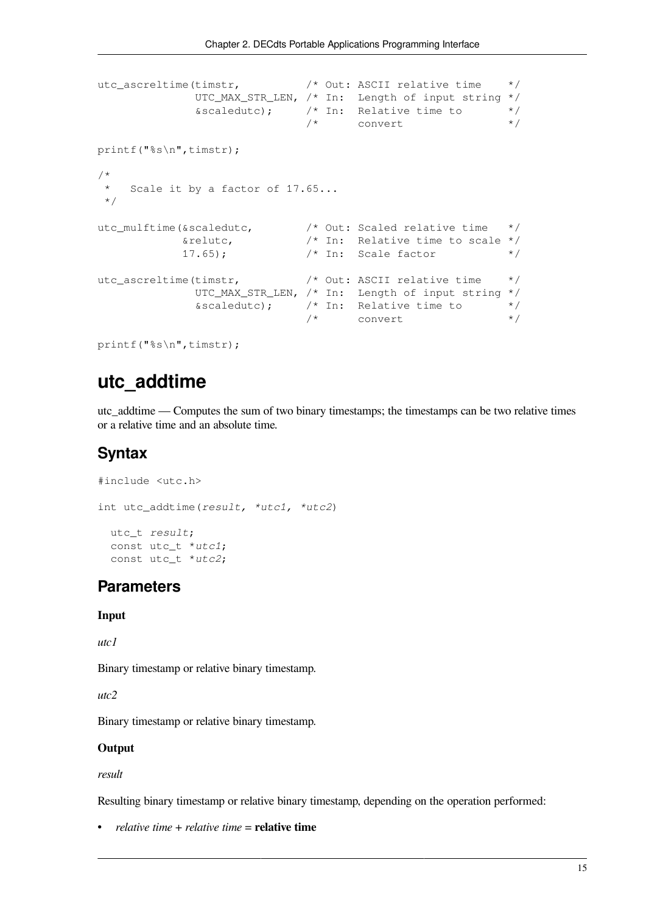```
utc_ascreltime(timstr,          /* Out: ASCII relative time    */
               UTC_MAX_STR_LEN, /* In:  Length of input string */
               &scaledutc);     /* In:  Relative time to       */
                                /*      convert                */

printf("%s\n",timstr);

/*
 *   Scale it by a factor of 17.65...
 */

utc_mulftime(&scaledutc,        /* Out: Scaled relative time   */
             &relutc,           /* In:  Relative time to scale */
             17.65);            /* In:  Scale factor           */

utc_ascreltime(timstr,          /* Out: ASCII relative time    */
               UTC_MAX_STR_LEN, /* In:  Length of input string */
               &scaledutc);     /* In:  Relative time to       */
                                /*      convert                */

printf("%s\n",timstr);
```

# utc_addtime

utc_addtime — Computes the sum of two binary timestamps; the timestamps can be two relative times or a relative time and an absolute time.

## Syntax

```
#include <utc.h>

int utc_addtime(result, *utc1, *utc2)

  utc_t result;
  const utc_t *utc1;
  const utc_t *utc2;
```

## Parameters

**Input**

*utc1*

Binary timestamp or relative binary timestamp.

*utc2*

Binary timestamp or relative binary timestamp.

**Output**

*result*

Resulting binary timestamp or relative binary timestamp, depending on the operation performed:

- *relative time* + *relative time* = **relative time**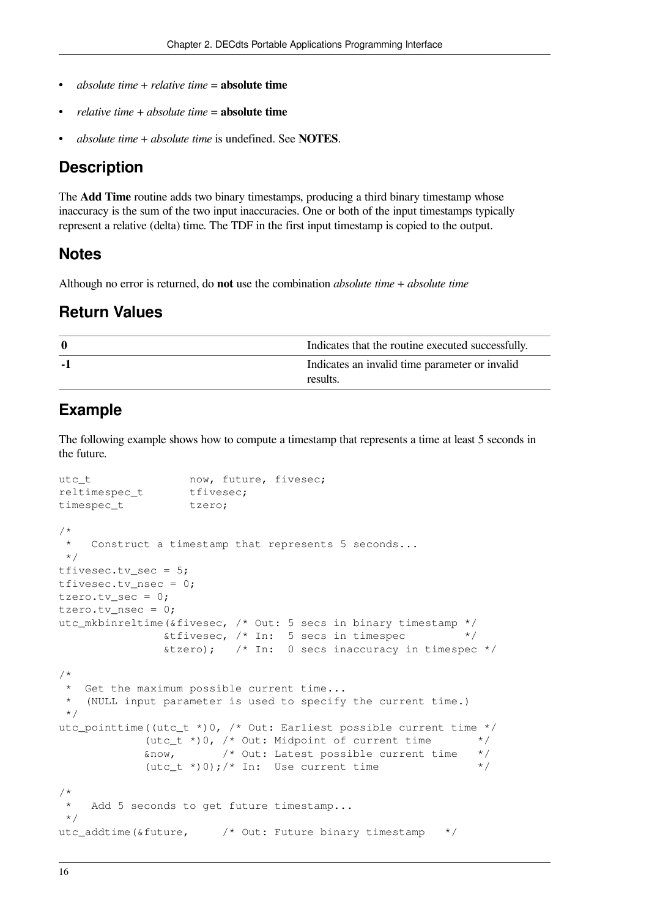- *absolute time* + *relative time* = **absolute time**
- *relative time* + *absolute time* = **absolute time**
- *absolute time* + *absolute time* is undefined. See **NOTES**.

## Description

The **Add Time** routine adds two binary timestamps, producing a third binary timestamp whose inaccuracy is the sum of the two input inaccuracies. One or both of the input timestamps typically represent a relative (delta) time. The TDF in the first input timestamp is copied to the output.

## Notes

Although no error is returned, do **not** use the combination *absolute time* + *absolute time*

## Return Values

| | |
|---|---|
| **0** | Indicates that the routine executed successfully. |
| **-1** | Indicates an invalid time parameter or invalid results. |

## Example

The following example shows how to compute a timestamp that represents a time at least 5 seconds in the future.

```
utc_t               now, future, fivesec;
reltimespec_t       tfivesec;
timespec_t          tzero;

/*
 *   Construct a timestamp that represents 5 seconds...
 */
tfivesec.tv_sec = 5;
tfivesec.tv_nsec = 0;
tzero.tv_sec = 0;
tzero.tv_nsec = 0;
utc_mkbinreltime(&fivesec, /* Out: 5 secs in binary timestamp */
                &tfivesec, /* In:  5 secs in timespec         */
                &tzero);   /* In:  0 secs inaccuracy in timespec */

/*
 *  Get the maximum possible current time...
 *  (NULL input parameter is used to specify the current time.)
 */
utc_pointtime((utc_t *)0, /* Out: Earliest possible current time */
              (utc_t *)0, /* Out: Midpoint of current time       */
              &now,       /* Out: Latest possible current time   */
              (utc_t *)0);/* In:  Use current time               */

/*
 *   Add 5 seconds to get future timestamp...
 */
utc_addtime(&future,     /* Out: Future binary timestamp   */
```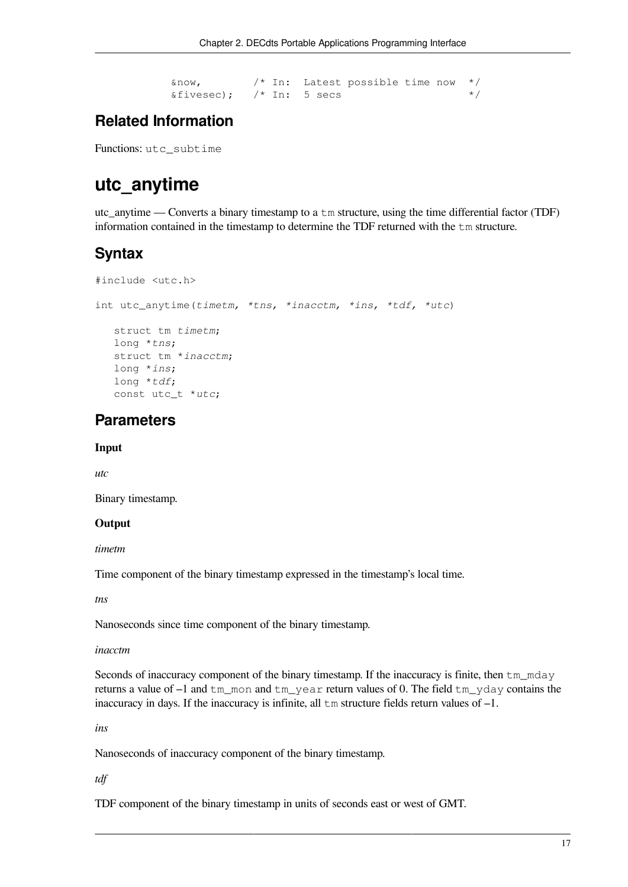```
            &now,         /* In:  Latest possible time now  */
            &fivesec);    /* In:  5 secs                    */
```

## Related Information

Functions: utc_subtime

# utc_anytime

utc_anytime — Converts a binary timestamp to a tm structure, using the time differential factor (TDF) information contained in the timestamp to determine the TDF returned with the tm structure.

## Syntax

```
#include <utc.h>

int utc_anytime(timetm, *tns, *inacctm, *ins, *tdf, *utc)

   struct tm timetm;
   long *tns;
   struct tm *inacctm;
   long *ins;
   long *tdf;
   const utc_t *utc;
```

## Parameters

**Input**

*utc*

Binary timestamp.

**Output**

*timetm*

Time component of the binary timestamp expressed in the timestamp's local time.

*tns*

Nanoseconds since time component of the binary timestamp.

*inacctm*

Seconds of inaccuracy component of the binary timestamp. If the inaccuracy is finite, then tm_mday returns a value of –1 and tm_mon and tm_year return values of 0. The field tm_yday contains the inaccuracy in days. If the inaccuracy is infinite, all tm structure fields return values of –1.

*ins*

Nanoseconds of inaccuracy component of the binary timestamp.

*tdf*

TDF component of the binary timestamp in units of seconds east or west of GMT.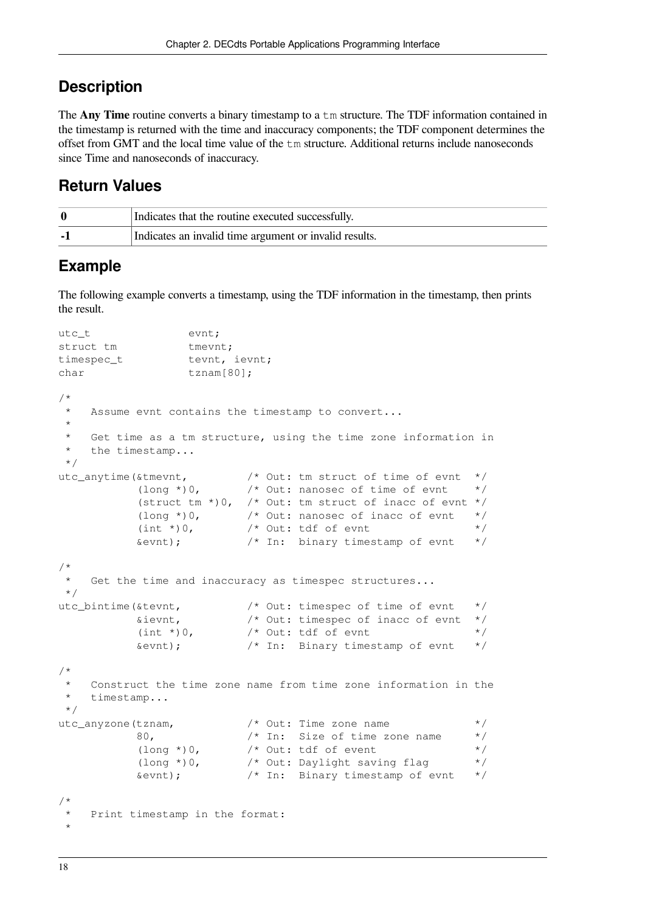## Description

The **Any Time** routine converts a binary timestamp to a `tm` structure. The TDF information contained in the timestamp is returned with the time and inaccuracy components; the TDF component determines the offset from GMT and the local time value of the `tm` structure. Additional returns include nanoseconds since Time and nanoseconds of inaccuracy.

## Return Values

| | |
|---|---|
| **0** | Indicates that the routine executed successfully. |
| **-1** | Indicates an invalid time argument or invalid results. |

## Example

The following example converts a timestamp, using the TDF information in the timestamp, then prints the result.

```
utc_t               evnt;
struct tm           tmevnt;
timespec_t          tevnt, ievnt;
char                tznam[80];

/*
 *   Assume evnt contains the timestamp to convert...
 *
 *   Get time as a tm structure, using the time zone information in
 *   the timestamp...
 */
utc_anytime(&tmevnt,         /* Out: tm struct of time of evnt  */
            (long *)0,       /* Out: nanosec of time of evnt    */
            (struct tm *)0,  /* Out: tm struct of inacc of evnt */
            (long *)0,       /* Out: nanosec of inacc of evnt   */
            (int *)0,        /* Out: tdf of evnt                */
            &evnt);          /* In:  binary timestamp of evnt   */

/*
 *   Get the time and inaccuracy as timespec structures...
 */
utc_bintime(&tevnt,          /* Out: timespec of time of evnt   */
            &ievnt,          /* Out: timespec of inacc of evnt  */
            (int *)0,        /* Out: tdf of evnt                */
            &evnt);          /* In:  Binary timestamp of evnt   */

/*
 *   Construct the time zone name from time zone information in the
 *   timestamp...
 */
utc_anyzone(tznam,           /* Out: Time zone name             */
            80,              /* In:  Size of time zone name     */
            (long *)0,       /* Out: tdf of event               */
            (long *)0,       /* Out: Daylight saving flag       */
            &evnt);          /* In:  Binary timestamp of evnt   */

/*
 *   Print timestamp in the format:
 *
```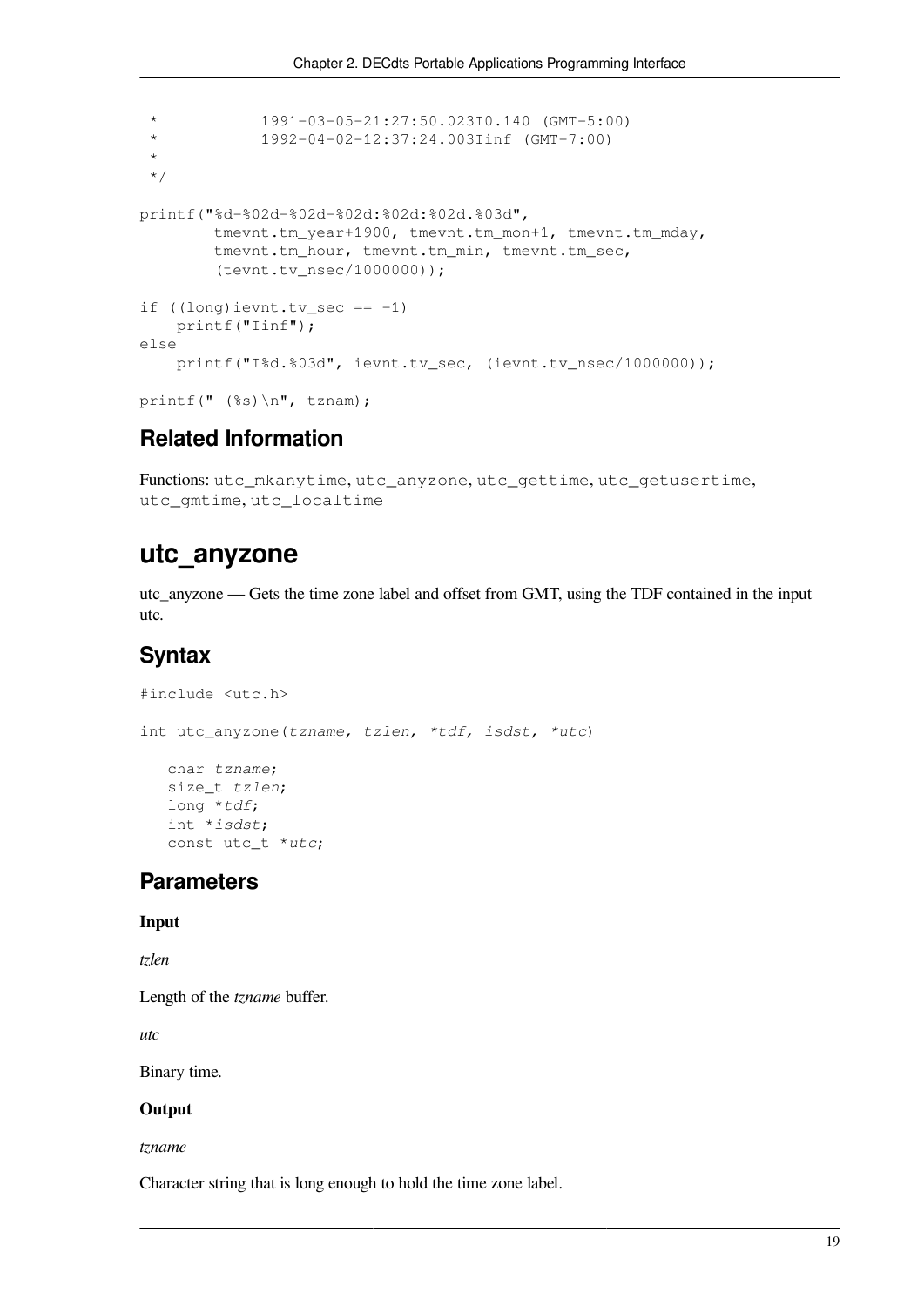```
 *            1991-03-05-21:27:50.023I0.140 (GMT-5:00)
 *            1992-04-02-12:37:24.003Iinf (GMT+7:00)
 *
 */

printf("%d-%02d-%02d-%02d:%02d:%02d.%03d",
        tmevnt.tm_year+1900, tmevnt.tm_mon+1, tmevnt.tm_mday,
        tmevnt.tm_hour, tmevnt.tm_min, tmevnt.tm_sec,
        (tevnt.tv_nsec/1000000));

if ((long)ievnt.tv_sec == -1)
    printf("Iinf");
else
    printf("I%d.%03d", ievnt.tv_sec, (ievnt.tv_nsec/1000000));

printf(" (%s)\n", tznam);
```

## Related Information

Functions: `utc_mkanytime`, `utc_anyzone`, `utc_gettime`, `utc_getusertime`, `utc_gmtime`, `utc_localtime`

# utc_anyzone

utc_anyzone — Gets the time zone label and offset from GMT, using the TDF contained in the input utc.

## Syntax

```
#include <utc.h>

int utc_anyzone(tzname, tzlen, *tdf, isdst, *utc)

   char tzname;
   size_t tzlen;
   long *tdf;
   int *isdst;
   const utc_t *utc;
```

## Parameters

**Input**

*tzlen*

Length of the *tzname* buffer.

*utc*

Binary time.

**Output**

*tzname*

Character string that is long enough to hold the time zone label.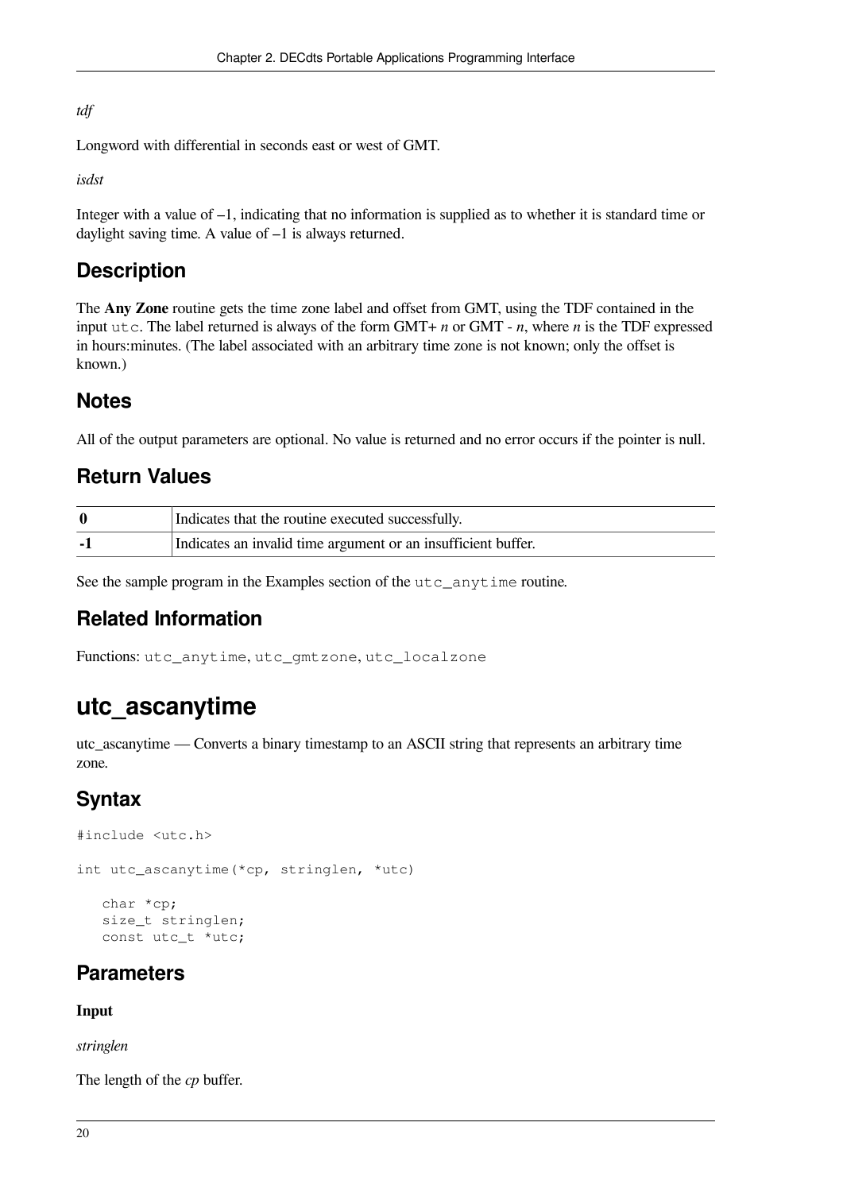*tdf*

Longword with differential in seconds east or west of GMT.

*isdst*

Integer with a value of –1, indicating that no information is supplied as to whether it is standard time or daylight saving time. A value of –1 is always returned.

## Description

The **Any Zone** routine gets the time zone label and offset from GMT, using the TDF contained in the input `utc`. The label returned is always of the form GMT+ *n* or GMT - *n*, where *n* is the TDF expressed in hours:minutes. (The label associated with an arbitrary time zone is not known; only the offset is known.)

## Notes

All of the output parameters are optional. No value is returned and no error occurs if the pointer is null.

## Return Values

| | |
|---|---|
| **0** | Indicates that the routine executed successfully. |
| **-1** | Indicates an invalid time argument or an insufficient buffer. |

See the sample program in the Examples section of the `utc_anytime` routine.

## Related Information

Functions: `utc_anytime`, `utc_gmtzone`, `utc_localzone`

# utc_ascanytime

utc_ascanytime — Converts a binary timestamp to an ASCII string that represents an arbitrary time zone.

## Syntax

```
#include <utc.h>

int utc_ascanytime(*cp, stringlen, *utc)

   char *cp;
   size_t stringlen;
   const utc_t *utc;
```

## Parameters

**Input**

*stringlen*

The length of the *cp* buffer.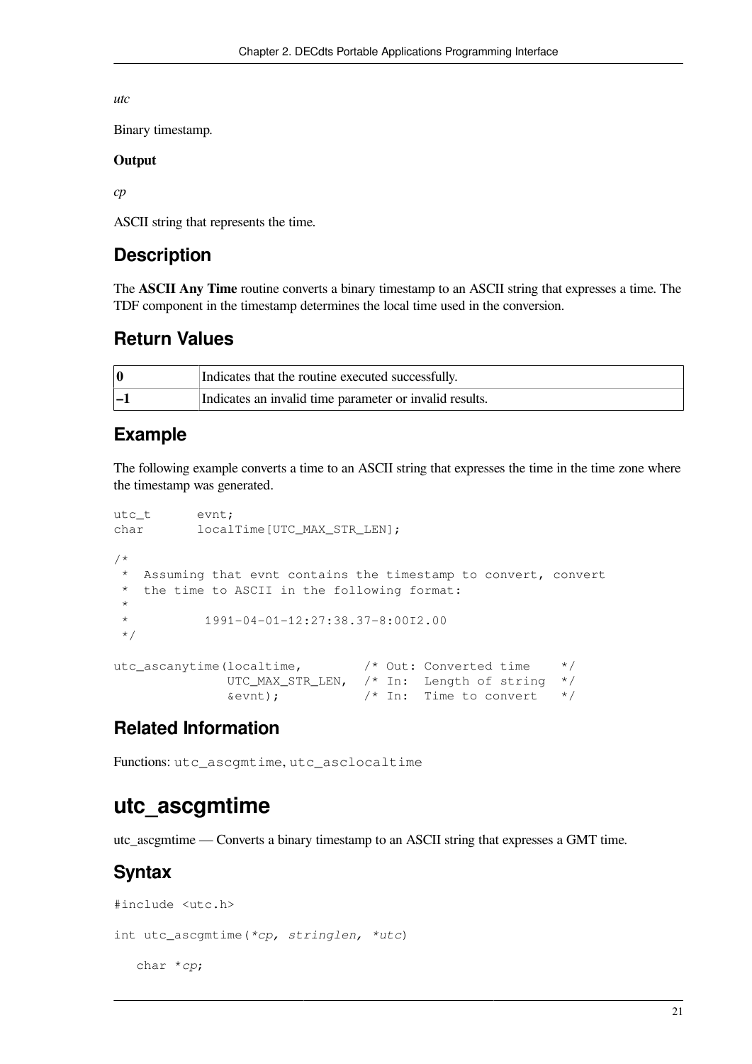*utc*

Binary timestamp.

**Output**

*cp*

ASCII string that represents the time.

## Description

The **ASCII Any Time** routine converts a binary timestamp to an ASCII string that expresses a time. The TDF component in the timestamp determines the local time used in the conversion.

## Return Values

| | |
|---|---|
| **0** | Indicates that the routine executed successfully. |
| **–1** | Indicates an invalid time parameter or invalid results. |

## Example

The following example converts a time to an ASCII string that expresses the time in the time zone where the timestamp was generated.

```
utc_t       evnt;
char        localTime[UTC_MAX_STR_LEN];

/*
 *  Assuming that evnt contains the timestamp to convert, convert
 *  the time to ASCII in the following format:
 *
 *          1991-04-01-12:27:38.37-8:00I2.00
 */

utc_ascanytime(localtime,        /* Out: Converted time    */
               UTC_MAX_STR_LEN,  /* In:  Length of string  */
               &evnt);           /* In:  Time to convert   */
```

## Related Information

Functions: `utc_ascgmtime`, `utc_asclocaltime`

# utc_ascgmtime

utc_ascgmtime — Converts a binary timestamp to an ASCII string that expresses a GMT time.

## Syntax

```
#include <utc.h>

int utc_ascgmtime(*cp, stringlen, *utc)

   char *cp;
```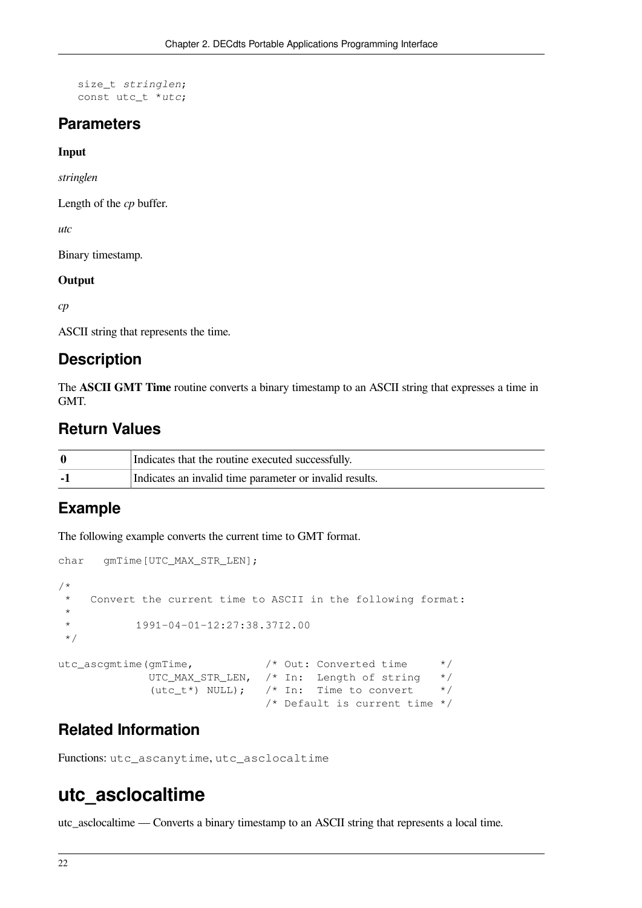```
   size_t stringlen;
   const utc_t *utc;
```

## Parameters

**Input**

*stringlen*

Length of the *cp* buffer.

*utc*

Binary timestamp.

**Output**

*cp*

ASCII string that represents the time.

## Description

The **ASCII GMT Time** routine converts a binary timestamp to an ASCII string that expresses a time in GMT.

## Return Values

| | |
|---|---|
| **0** | Indicates that the routine executed successfully. |
| **-1** | Indicates an invalid time parameter or invalid results. |

## Example

The following example converts the current time to GMT format.

```
char   gmTime[UTC_MAX_STR_LEN];

/*
 *   Convert the current time to ASCII in the following format:
 *
 *          1991-04-01-12:27:38.37I2.00
 */

utc_ascgmtime(gmTime,           /* Out: Converted time     */
              UTC_MAX_STR_LEN,  /* In:  Length of string   */
              (utc_t*) NULL);   /* In:  Time to convert    */
                                /* Default is current time */
```

## Related Information

Functions: `utc_ascanytime`, `utc_asclocaltime`

# utc_asclocaltime

utc_asclocaltime — Converts a binary timestamp to an ASCII string that represents a local time.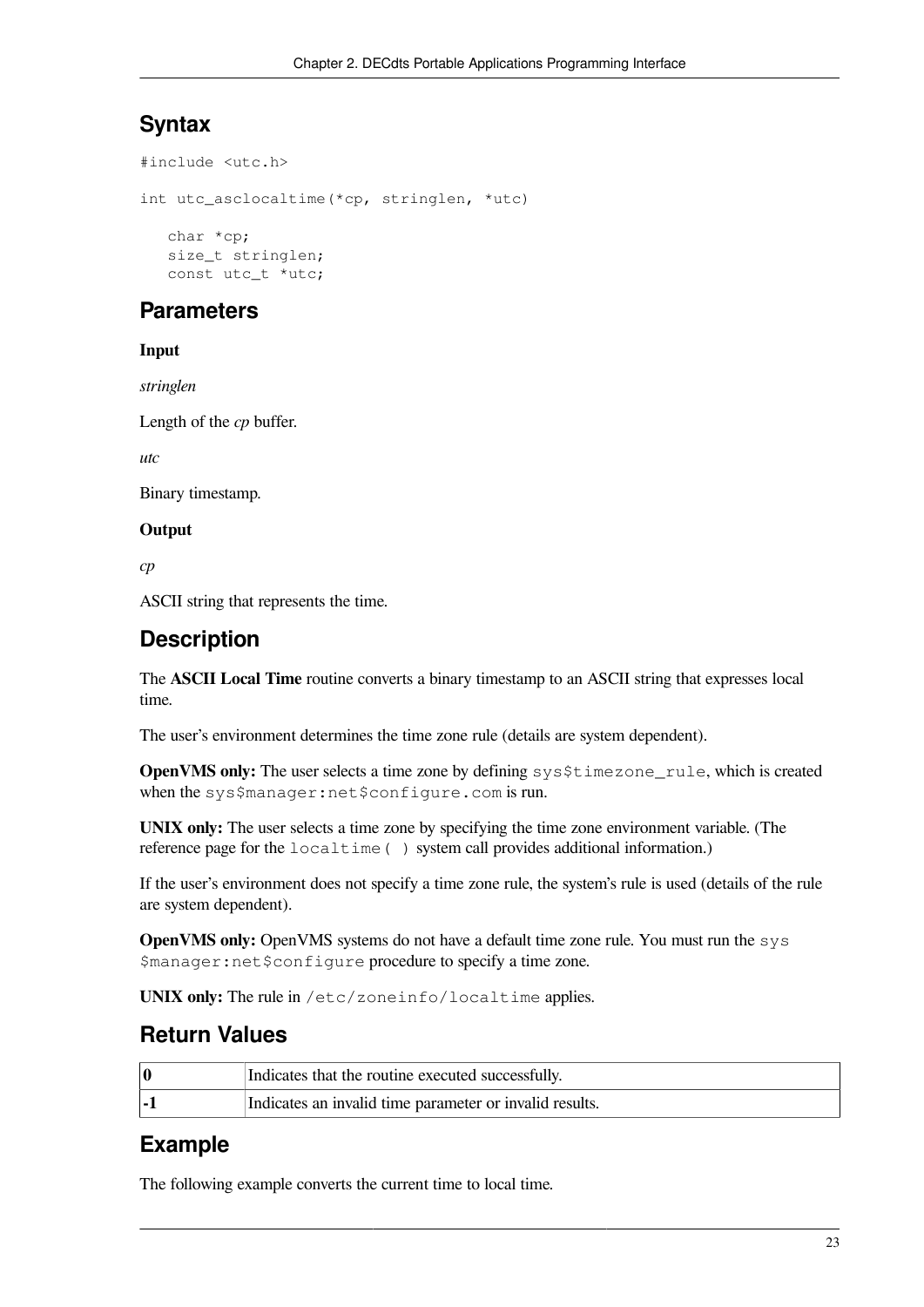## Syntax

```
#include <utc.h>

int utc_asclocaltime(*cp, stringlen, *utc)

   char *cp;
   size_t stringlen;
   const utc_t *utc;
```

## Parameters

**Input**

*stringlen*

Length of the *cp* buffer.

*utc*

Binary timestamp.

**Output**

*cp*

ASCII string that represents the time.

## Description

The **ASCII Local Time** routine converts a binary timestamp to an ASCII string that expresses local time.

The user's environment determines the time zone rule (details are system dependent).

**OpenVMS only:** The user selects a time zone by defining `sys$timezone_rule`, which is created when the `sys$manager:net$configure.com` is run.

**UNIX only:** The user selects a time zone by specifying the time zone environment variable. (The reference page for the `localtime( )` system call provides additional information.)

If the user's environment does not specify a time zone rule, the system's rule is used (details of the rule are system dependent).

**OpenVMS only:** OpenVMS systems do not have a default time zone rule. You must run the `sys$manager:net$configure` procedure to specify a time zone.

**UNIX only:** The rule in `/etc/zoneinfo/localtime` applies.

## Return Values

| | |
|---|---|
| **0** | Indicates that the routine executed successfully. |
| **-1** | Indicates an invalid time parameter or invalid results. |

## Example

The following example converts the current time to local time.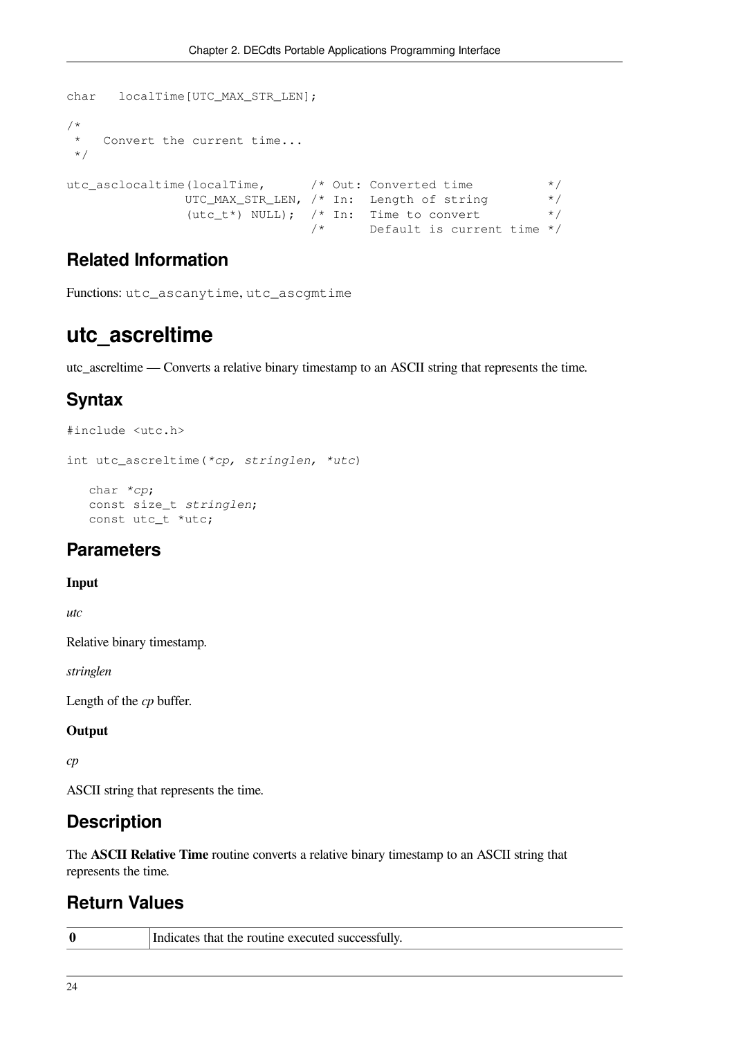```
char   localTime[UTC_MAX_STR_LEN];

/*
 *   Convert the current time...
 */

utc_asclocaltime(localTime,      /* Out: Converted time          */
                UTC_MAX_STR_LEN, /* In:  Length of string        */
                (utc_t*) NULL);  /* In:  Time to convert         */
                                 /*      Default is current time */
```

## Related Information

Functions: `utc_ascanytime`, `utc_ascgmtime`

# utc_ascreltime

utc_ascreltime — Converts a relative binary timestamp to an ASCII string that represents the time.

## Syntax

```
#include <utc.h>

int utc_ascreltime(*cp, stringlen, *utc)

   char *cp;
   const size_t stringlen;
   const utc_t *utc;
```

## Parameters

**Input**

*utc*

Relative binary timestamp.

*stringlen*

Length of the *cp* buffer.

**Output**

*cp*

ASCII string that represents the time.

## Description

The **ASCII Relative Time** routine converts a relative binary timestamp to an ASCII string that represents the time.

## Return Values

| | |
|---|---|
| **0** | Indicates that the routine executed successfully. |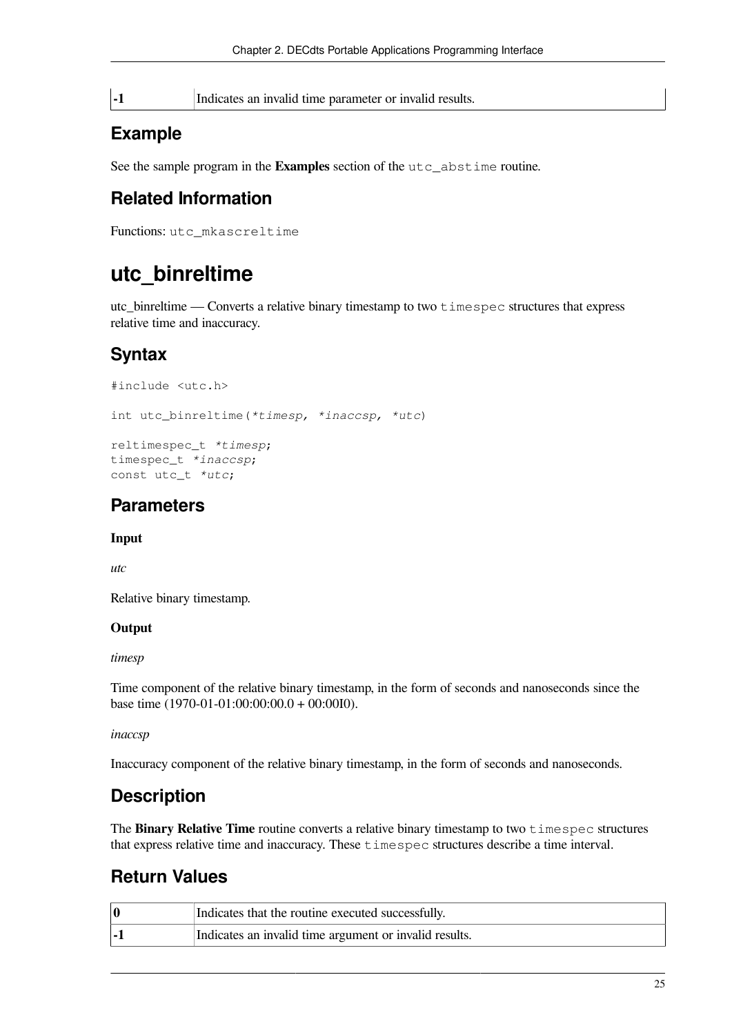| | |
|---|---|
| **-1** | Indicates an invalid time parameter or invalid results. |

## Example

See the sample program in the **Examples** section of the `utc_abstime` routine.

## Related Information

Functions: `utc_mkascreltime`

# utc_binreltime

utc_binreltime — Converts a relative binary timestamp to two `timespec` structures that express relative time and inaccuracy.

## Syntax

```
#include <utc.h>

int utc_binreltime(*timesp, *inaccsp, *utc)

reltimespec_t *timesp;
timespec_t *inaccsp;
const utc_t *utc;
```

## Parameters

**Input**

*utc*

Relative binary timestamp.

**Output**

*timesp*

Time component of the relative binary timestamp, in the form of seconds and nanoseconds since the base time (1970-01-01:00:00:00.0 + 00:00I0).

*inaccsp*

Inaccuracy component of the relative binary timestamp, in the form of seconds and nanoseconds.

## Description

The **Binary Relative Time** routine converts a relative binary timestamp to two `timespec` structures that express relative time and inaccuracy. These `timespec` structures describe a time interval.

## Return Values

| | |
|---|---|
| **0** | Indicates that the routine executed successfully. |
| **-1** | Indicates an invalid time argument or invalid results. |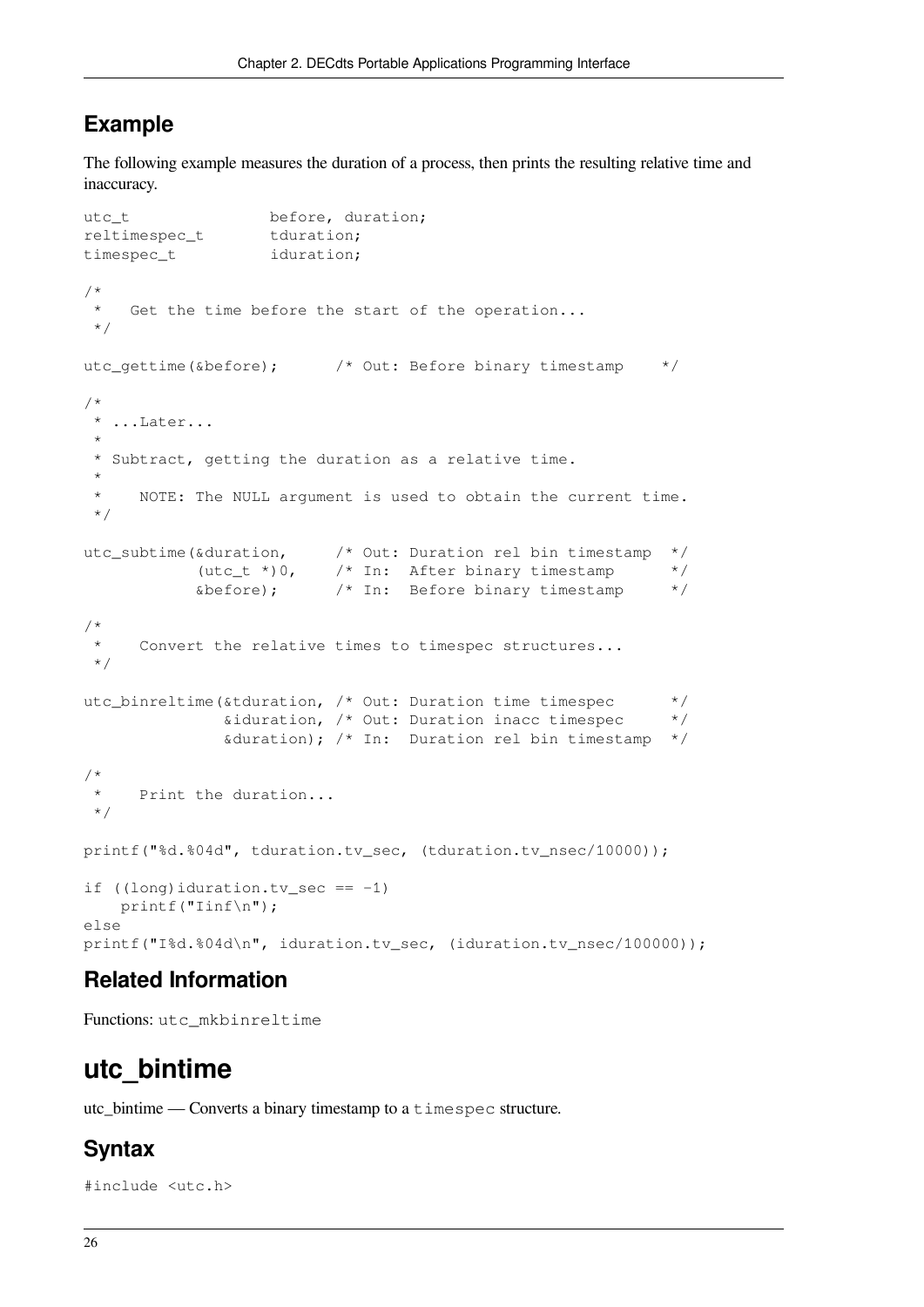## Example

The following example measures the duration of a process, then prints the resulting relative time and inaccuracy.

```
utc_t               before, duration;
reltimespec_t       tduration;
timespec_t          iduration;

/*
 *   Get the time before the start of the operation...
 */

utc_gettime(&before);      /* Out: Before binary timestamp    */

/*
 * ...Later...
 *
 * Subtract, getting the duration as a relative time.
 *
 *    NOTE: The NULL argument is used to obtain the current time.
 */

utc_subtime(&duration,      /* Out: Duration rel bin timestamp  */
            (utc_t *)0,     /* In:  After binary timestamp      */
            &before);       /* In:  Before binary timestamp     */

/*
 *    Convert the relative times to timespec structures...
 */

utc_binreltime(&tduration, /* Out: Duration time timespec      */
               &iduration, /* Out: Duration inacc timespec     */
               &duration); /* In:  Duration rel bin timestamp  */

/*
 *    Print the duration...
 */

printf("%d.%04d", tduration.tv_sec, (tduration.tv_nsec/10000));

if ((long)iduration.tv_sec == -1)
    printf("Iinf\n");
else
printf("I%d.%04d\n", iduration.tv_sec, (iduration.tv_nsec/100000));
```

## Related Information

Functions: `utc_mkbinreltime`

# utc_bintime

utc_bintime — Converts a binary timestamp to a `timespec` structure.

## Syntax

```
#include <utc.h>
```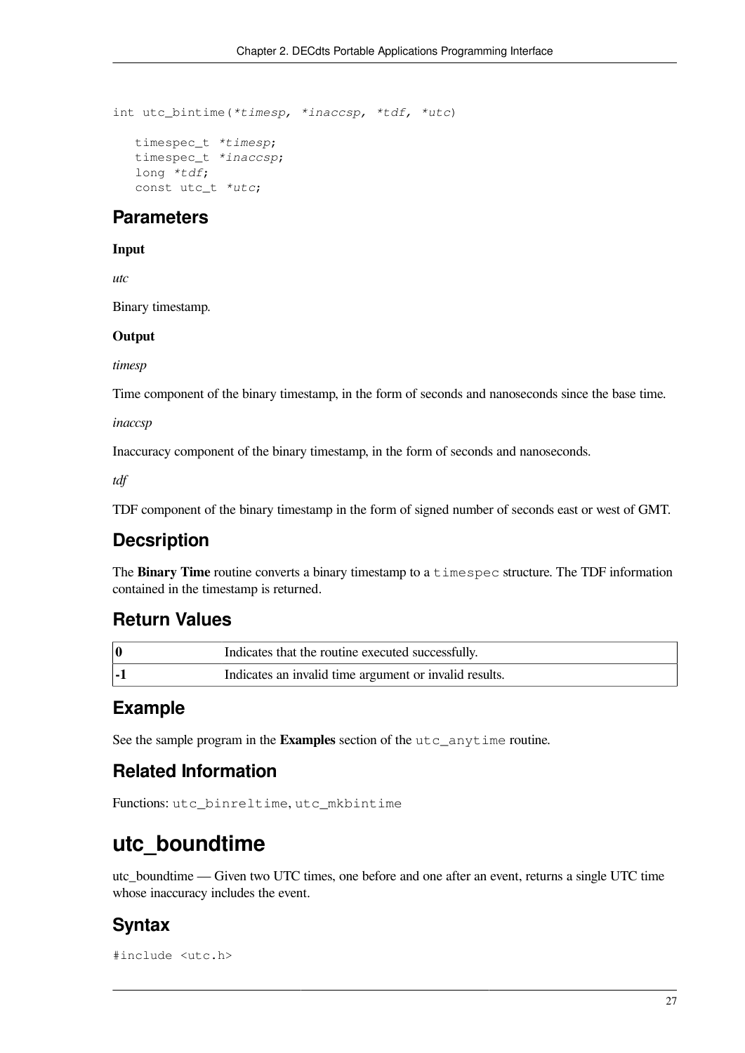```
int utc_bintime(*timesp, *inaccsp, *tdf, *utc)

   timespec_t *timesp;
   timespec_t *inaccsp;
   long *tdf;
   const utc_t *utc;
```

## Parameters

**Input**

*utc*

Binary timestamp.

**Output**

*timesp*

Time component of the binary timestamp, in the form of seconds and nanoseconds since the base time.

*inaccsp*

Inaccuracy component of the binary timestamp, in the form of seconds and nanoseconds.

*tdf*

TDF component of the binary timestamp in the form of signed number of seconds east or west of GMT.

## Decsription

The **Binary Time** routine converts a binary timestamp to a `timespec` structure. The TDF information contained in the timestamp is returned.

## Return Values

| | |
|---|---|
| **0** | Indicates that the routine executed successfully. |
| **-1** | Indicates an invalid time argument or invalid results. |

## Example

See the sample program in the **Examples** section of the `utc_anytime` routine.

## Related Information

Functions: `utc_binreltime`, `utc_mkbintime`

# utc_boundtime

utc_boundtime — Given two UTC times, one before and one after an event, returns a single UTC time whose inaccuracy includes the event.

## Syntax

```
#include <utc.h>
```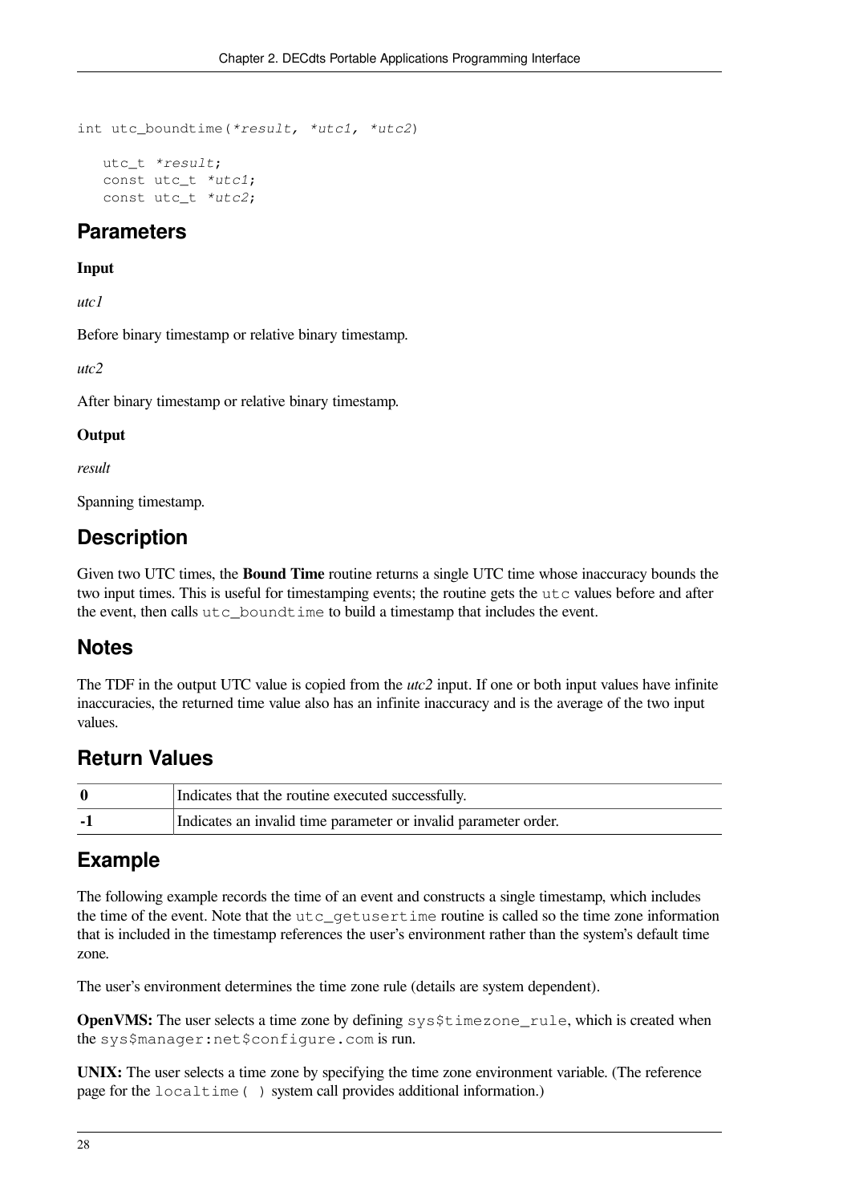```
int utc_boundtime(*result, *utc1, *utc2)

   utc_t *result;
   const utc_t *utc1;
   const utc_t *utc2;
```

## Parameters

**Input**

*utc1*

Before binary timestamp or relative binary timestamp.

*utc2*

After binary timestamp or relative binary timestamp.

**Output**

*result*

Spanning timestamp.

## Description

Given two UTC times, the **Bound Time** routine returns a single UTC time whose inaccuracy bounds the two input times. This is useful for timestamping events; the routine gets the `utc` values before and after the event, then calls `utc_boundtime` to build a timestamp that includes the event.

## Notes

The TDF in the output UTC value is copied from the *utc2* input. If one or both input values have infinite inaccuracies, the returned time value also has an infinite inaccuracy and is the average of the two input values.

## Return Values

| | |
|---|---|
| **0** | Indicates that the routine executed successfully. |
| **-1** | Indicates an invalid time parameter or invalid parameter order. |

## Example

The following example records the time of an event and constructs a single timestamp, which includes the time of the event. Note that the `utc_getusertime` routine is called so the time zone information that is included in the timestamp references the user's environment rather than the system's default time zone.

The user's environment determines the time zone rule (details are system dependent).

**OpenVMS:** The user selects a time zone by defining `sys$timezone_rule`, which is created when the `sys$manager:net$configure.com` is run.

**UNIX:** The user selects a time zone by specifying the time zone environment variable. (The reference page for the `localtime( )` system call provides additional information.)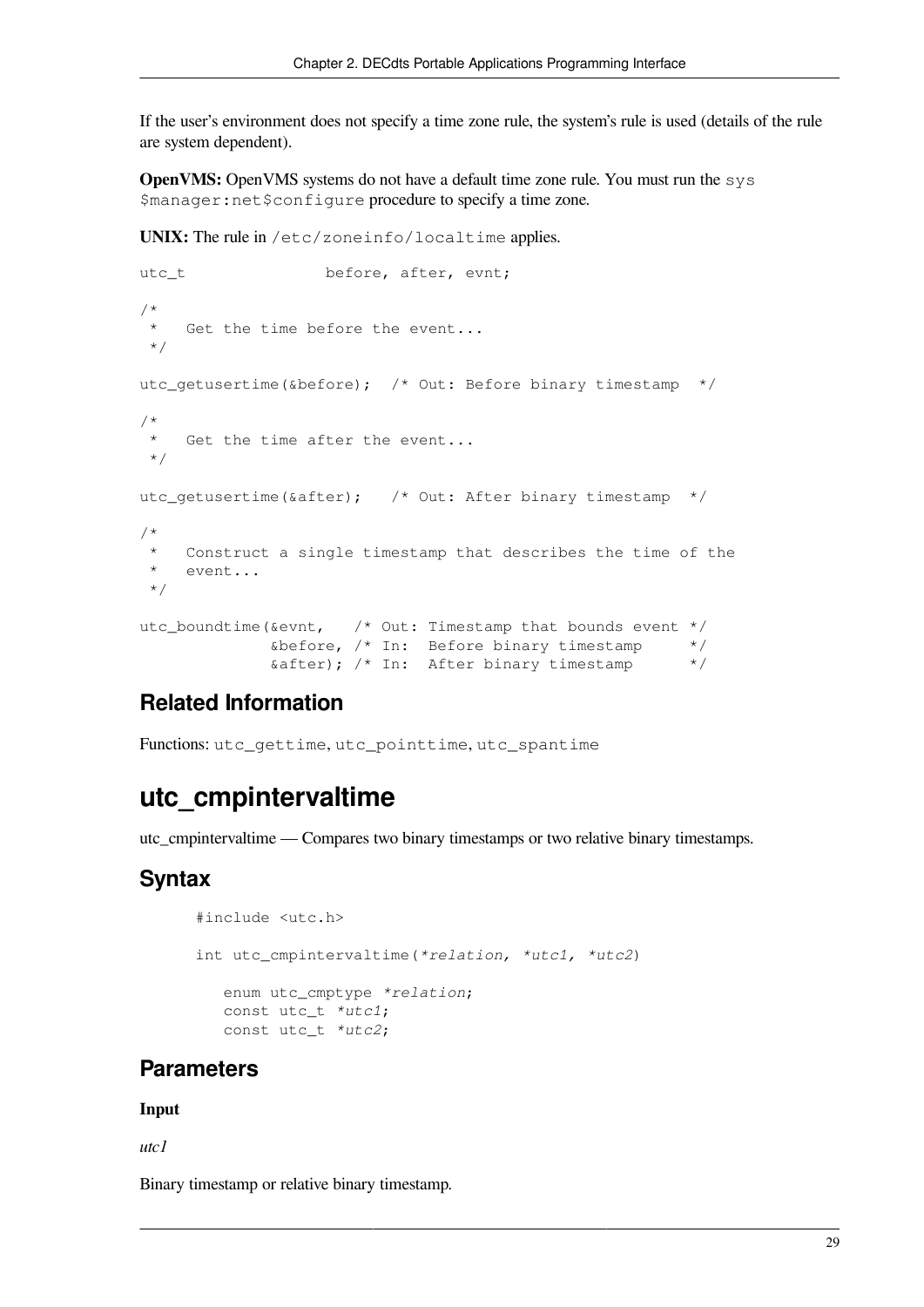If the user's environment does not specify a time zone rule, the system's rule is used (details of the rule are system dependent).

**OpenVMS:** OpenVMS systems do not have a default time zone rule. You must run the `sys$manager:net$configure` procedure to specify a time zone.

**UNIX:** The rule in `/etc/zoneinfo/localtime` applies.

```
utc_t               before, after, evnt;

/*
 *   Get the time before the event...
 */

utc_getusertime(&before);  /* Out: Before binary timestamp  */

/*
 *   Get the time after the event...
 */

utc_getusertime(&after);   /* Out: After binary timestamp  */

/*
 *   Construct a single timestamp that describes the time of the
 *   event...
 */

utc_boundtime(&evnt,   /* Out: Timestamp that bounds event */
              &before, /* In:  Before binary timestamp     */
              &after); /* In:  After binary timestamp      */
```

### Related Information

Functions: `utc_gettime`, `utc_pointtime`, `utc_spantime`

## utc_cmpintervaltime

utc_cmpintervaltime — Compares two binary timestamps or two relative binary timestamps.

### Syntax

```
#include <utc.h>

int utc_cmpintervaltime(*relation, *utc1, *utc2)

   enum utc_cmptype *relation;
   const utc_t *utc1;
   const utc_t *utc2;
```

### Parameters

**Input**

*utc1*

Binary timestamp or relative binary timestamp.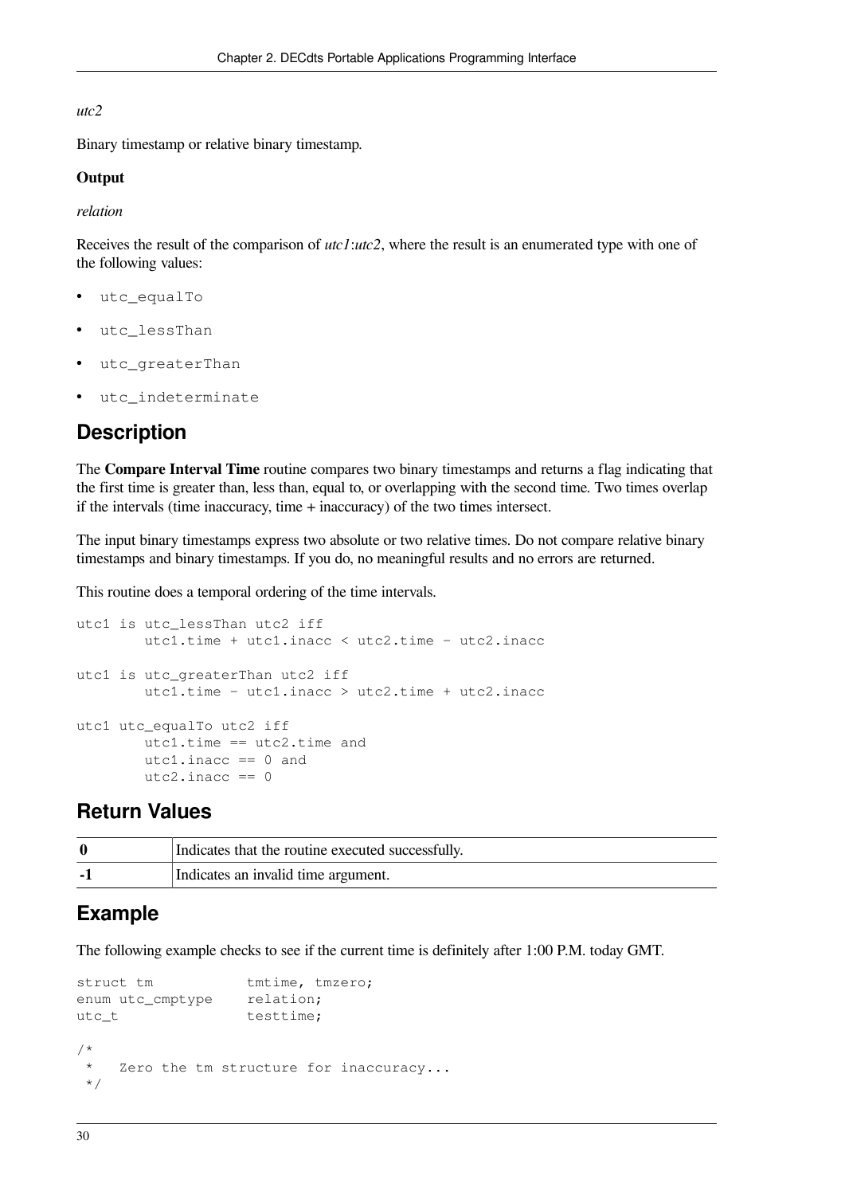*utc2*

Binary timestamp or relative binary timestamp.

**Output**

*relation*

Receives the result of the comparison of *utc1*:*utc2*, where the result is an enumerated type with one of the following values:

- `utc_equalTo`
- `utc_lessThan`
- `utc_greaterThan`
- `utc_indeterminate`

## Description

The **Compare Interval Time** routine compares two binary timestamps and returns a flag indicating that the first time is greater than, less than, equal to, or overlapping with the second time. Two times overlap if the intervals (time inaccuracy, time + inaccuracy) of the two times intersect.

The input binary timestamps express two absolute or two relative times. Do not compare relative binary timestamps and binary timestamps. If you do, no meaningful results and no errors are returned.

This routine does a temporal ordering of the time intervals.

```
utc1 is utc_lessThan utc2 iff
        utc1.time + utc1.inacc < utc2.time - utc2.inacc

utc1 is utc_greaterThan utc2 iff
        utc1.time - utc1.inacc > utc2.time + utc2.inacc

utc1 utc_equalTo utc2 iff
        utc1.time == utc2.time and
        utc1.inacc == 0 and
        utc2.inacc == 0
```

## Return Values

| | |
|---|---|
| **0** | Indicates that the routine executed successfully. |
| **-1** | Indicates an invalid time argument. |

## Example

The following example checks to see if the current time is definitely after 1:00 P.M. today GMT.

```
struct tm           tmtime, tmzero;
enum utc_cmptype    relation;
utc_t               testtime;

/*
 *   Zero the tm structure for inaccuracy...
 */
```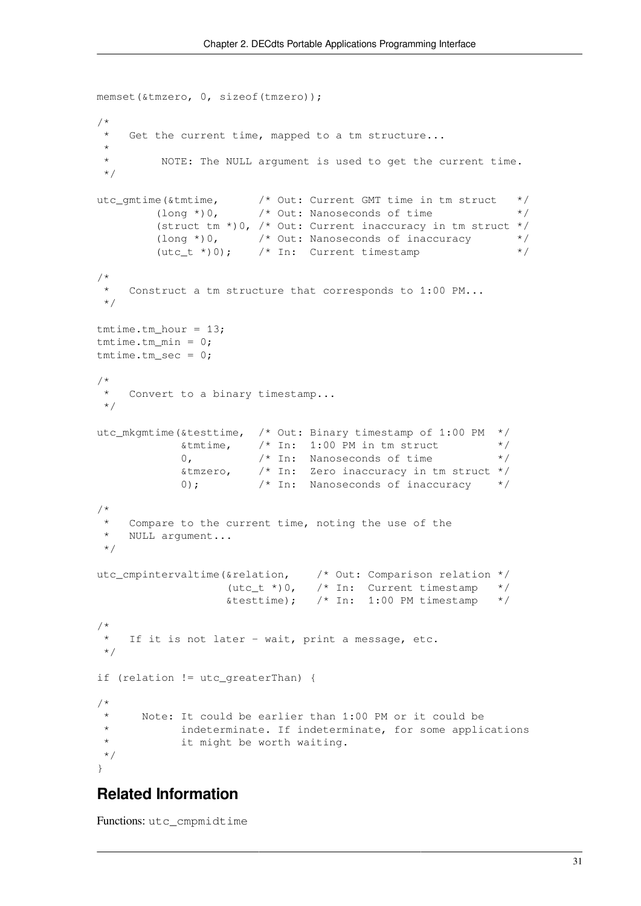```
memset(&tmzero, 0, sizeof(tmzero));

/*
 *   Get the current time, mapped to a tm structure...
 *
 *        NOTE: The NULL argument is used to get the current time.
 */

utc_gmtime(&tmtime,      /* Out: Current GMT time in tm struct   */
         (long *)0,      /* Out: Nanoseconds of time             */
         (struct tm *)0, /* Out: Current inaccuracy in tm struct */
         (long *)0,      /* Out: Nanoseconds of inaccuracy       */
         (utc_t *)0);    /* In:  Current timestamp               */

/*
 *   Construct a tm structure that corresponds to 1:00 PM...
 */

tmtime.tm_hour = 13;
tmtime.tm_min = 0;
tmtime.tm_sec = 0;

/*
 *   Convert to a binary timestamp...
 */

utc_mkgmtime(&testtime,  /* Out: Binary timestamp of 1:00 PM  */
             &tmtime,    /* In:  1:00 PM in tm struct         */
             0,          /* In:  Nanoseconds of time          */
             &tmzero,    /* In:  Zero inaccuracy in tm struct */
             0);         /* In:  Nanoseconds of inaccuracy    */

/*
 *   Compare to the current time, noting the use of the
 *   NULL argument...
 */

utc_cmpintervaltime(&relation,    /* Out: Comparison relation */
                    (utc_t *)0,   /* In:  Current timestamp   */
                    &testtime);   /* In:  1:00 PM timestamp   */

/*
 *   If it is not later - wait, print a message, etc.
 */

if (relation != utc_greaterThan) {

/*
 *     Note: It could be earlier than 1:00 PM or it could be
 *           indeterminate. If indeterminate, for some applications
 *           it might be worth waiting.
 */
}
```

## Related Information

Functions: `utc_cmpmidtime`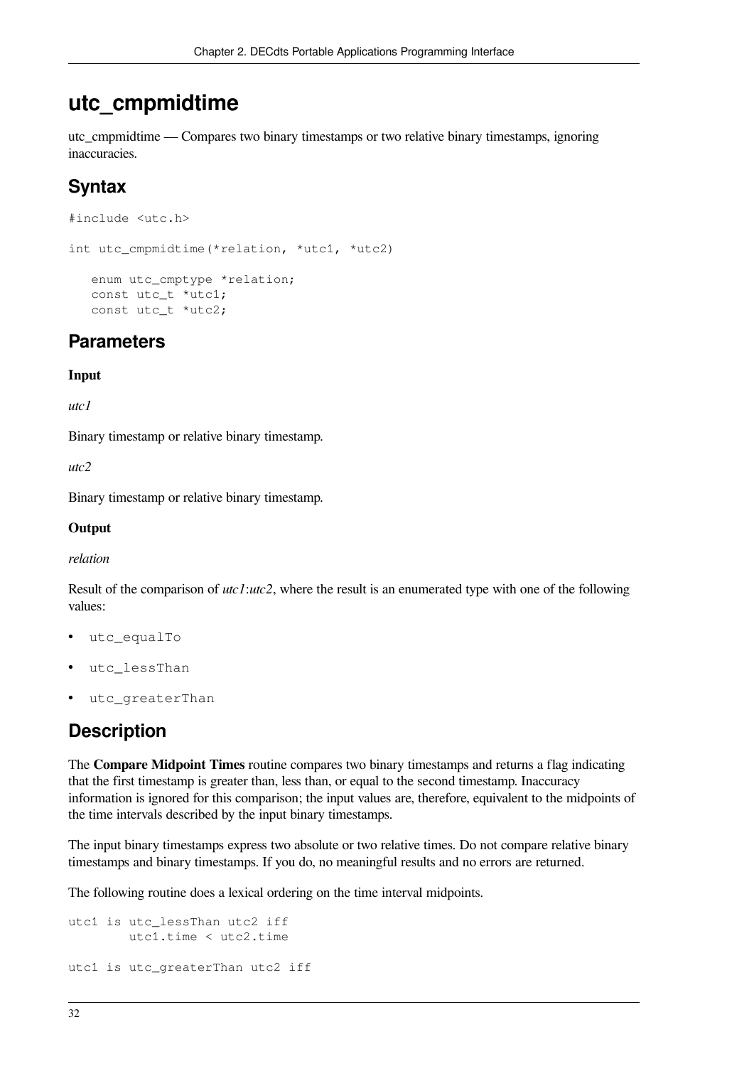# utc_cmpmidtime

utc_cmpmidtime — Compares two binary timestamps or two relative binary timestamps, ignoring inaccuracies.

## Syntax

```
#include <utc.h>

int utc_cmpmidtime(*relation, *utc1, *utc2)

   enum utc_cmptype *relation;
   const utc_t *utc1;
   const utc_t *utc2;
```

## Parameters

**Input**

*utc1*

Binary timestamp or relative binary timestamp.

*utc2*

Binary timestamp or relative binary timestamp.

**Output**

*relation*

Result of the comparison of *utc1*:*utc2*, where the result is an enumerated type with one of the following values:

- `utc_equalTo`
- `utc_lessThan`
- `utc_greaterThan`

## Description

The **Compare Midpoint Times** routine compares two binary timestamps and returns a flag indicating that the first timestamp is greater than, less than, or equal to the second timestamp. Inaccuracy information is ignored for this comparison; the input values are, therefore, equivalent to the midpoints of the time intervals described by the input binary timestamps.

The input binary timestamps express two absolute or two relative times. Do not compare relative binary timestamps and binary timestamps. If you do, no meaningful results and no errors are returned.

The following routine does a lexical ordering on the time interval midpoints.

```
utc1 is utc_lessThan utc2 iff
        utc1.time < utc2.time

utc1 is utc_greaterThan utc2 iff
```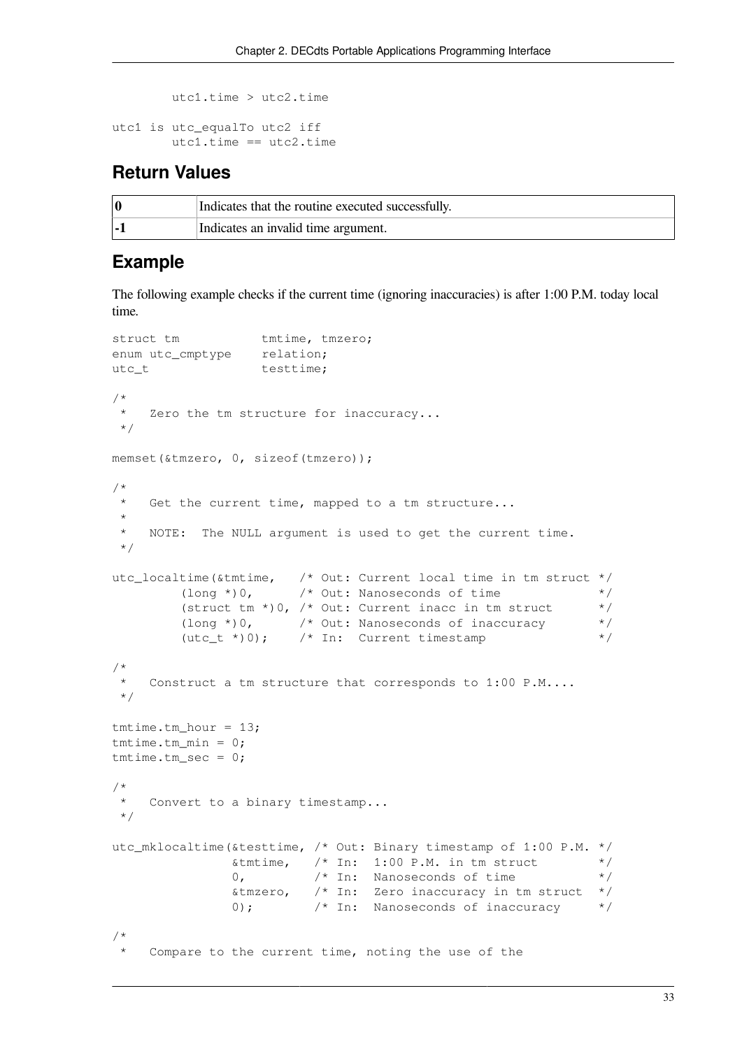```
        utc1.time > utc2.time

utc1 is utc_equalTo utc2 iff
        utc1.time == utc2.time
```

## Return Values

| | |
|---|---|
| **0** | Indicates that the routine executed successfully. |
| **-1** | Indicates an invalid time argument. |

## Example

The following example checks if the current time (ignoring inaccuracies) is after 1:00 P.M. today local time.

```
struct tm           tmtime, tmzero;
enum utc_cmptype    relation;
utc_t               testtime;

/*
 *   Zero the tm structure for inaccuracy...
 */

memset(&tmzero, 0, sizeof(tmzero));

/*
 *   Get the current time, mapped to a tm structure...
 *
 *   NOTE:  The NULL argument is used to get the current time.
 */

utc_localtime(&tmtime,   /* Out: Current local time in tm struct */
         (long *)0,      /* Out: Nanoseconds of time             */
         (struct tm *)0, /* Out: Current inacc in tm struct      */
         (long *)0,      /* Out: Nanoseconds of inaccuracy       */
         (utc_t *)0);    /* In:  Current timestamp               */

/*
 *   Construct a tm structure that corresponds to 1:00 P.M....
 */

tmtime.tm_hour = 13;
tmtime.tm_min = 0;
tmtime.tm_sec = 0;

/*
 *   Convert to a binary timestamp...
 */

utc_mklocaltime(&testtime, /* Out: Binary timestamp of 1:00 P.M. */
                &tmtime,   /* In:  1:00 P.M. in tm struct        */
                0,         /* In:  Nanoseconds of time           */
                &tmzero,   /* In:  Zero inaccuracy in tm struct  */
                0);        /* In:  Nanoseconds of inaccuracy     */

/*
 *   Compare to the current time, noting the use of the
```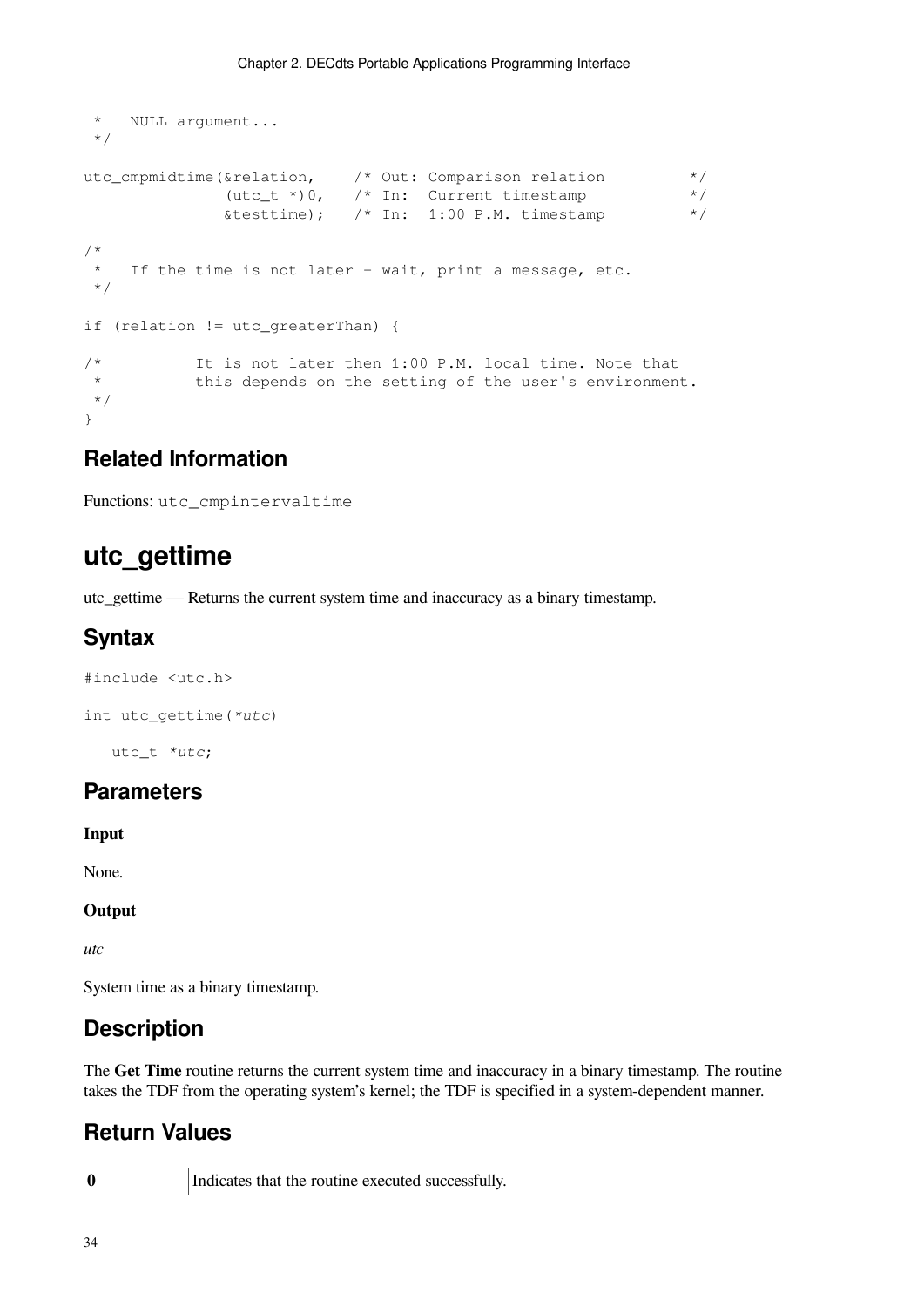```
 *   NULL argument...
 */

utc_cmpmidtime(&relation,    /* Out: Comparison relation         */
              (utc_t *)0,    /* In:  Current timestamp           */
              &testtime);    /* In:  1:00 P.M. timestamp         */

/*
 *   If the time is not later - wait, print a message, etc.
 */

if (relation != utc_greaterThan) {

/*          It is not later then 1:00 P.M. local time. Note that
 *          this depends on the setting of the user's environment.
 */
}
```

## Related Information

Functions: `utc_cmpintervaltime`

# utc_gettime

utc_gettime — Returns the current system time and inaccuracy as a binary timestamp.

## Syntax

```
#include <utc.h>

int utc_gettime(*utc)

   utc_t *utc;
```

## Parameters

**Input**

None.

**Output**

*utc*

System time as a binary timestamp.

## Description

The **Get Time** routine returns the current system time and inaccuracy in a binary timestamp. The routine takes the TDF from the operating system's kernel; the TDF is specified in a system-dependent manner.

## Return Values

| | |
|---|---|
| **0** | Indicates that the routine executed successfully. |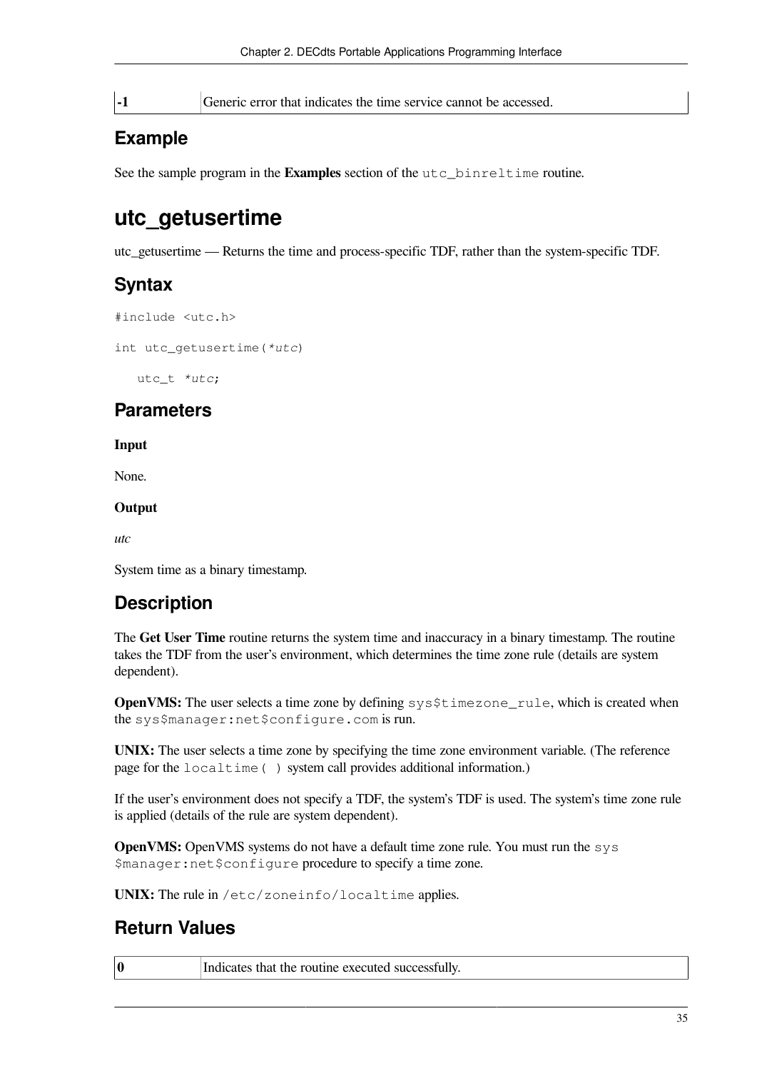| -1 | Generic error that indicates the time service cannot be accessed. |
|---|---|

## Example

See the sample program in the **Examples** section of the `utc_binreltime` routine.

# utc_getusertime

utc_getusertime — Returns the time and process-specific TDF, rather than the system-specific TDF.

## Syntax

```
#include <utc.h>

int utc_getusertime(*utc)

   utc_t *utc;
```

## Parameters

**Input**

None.

**Output**

*utc*

System time as a binary timestamp.

## Description

The **Get User Time** routine returns the system time and inaccuracy in a binary timestamp. The routine takes the TDF from the user's environment, which determines the time zone rule (details are system dependent).

**OpenVMS:** The user selects a time zone by defining `sys$timezone_rule`, which is created when the `sys$manager:net$configure.com` is run.

**UNIX:** The user selects a time zone by specifying the time zone environment variable. (The reference page for the `localtime( )` system call provides additional information.)

If the user's environment does not specify a TDF, the system's TDF is used. The system's time zone rule is applied (details of the rule are system dependent).

**OpenVMS:** OpenVMS systems do not have a default time zone rule. You must run the `sys$manager:net$configure` procedure to specify a time zone.

**UNIX:** The rule in `/etc/zoneinfo/localtime` applies.

## Return Values

| 0 | Indicates that the routine executed successfully. |
|---|---|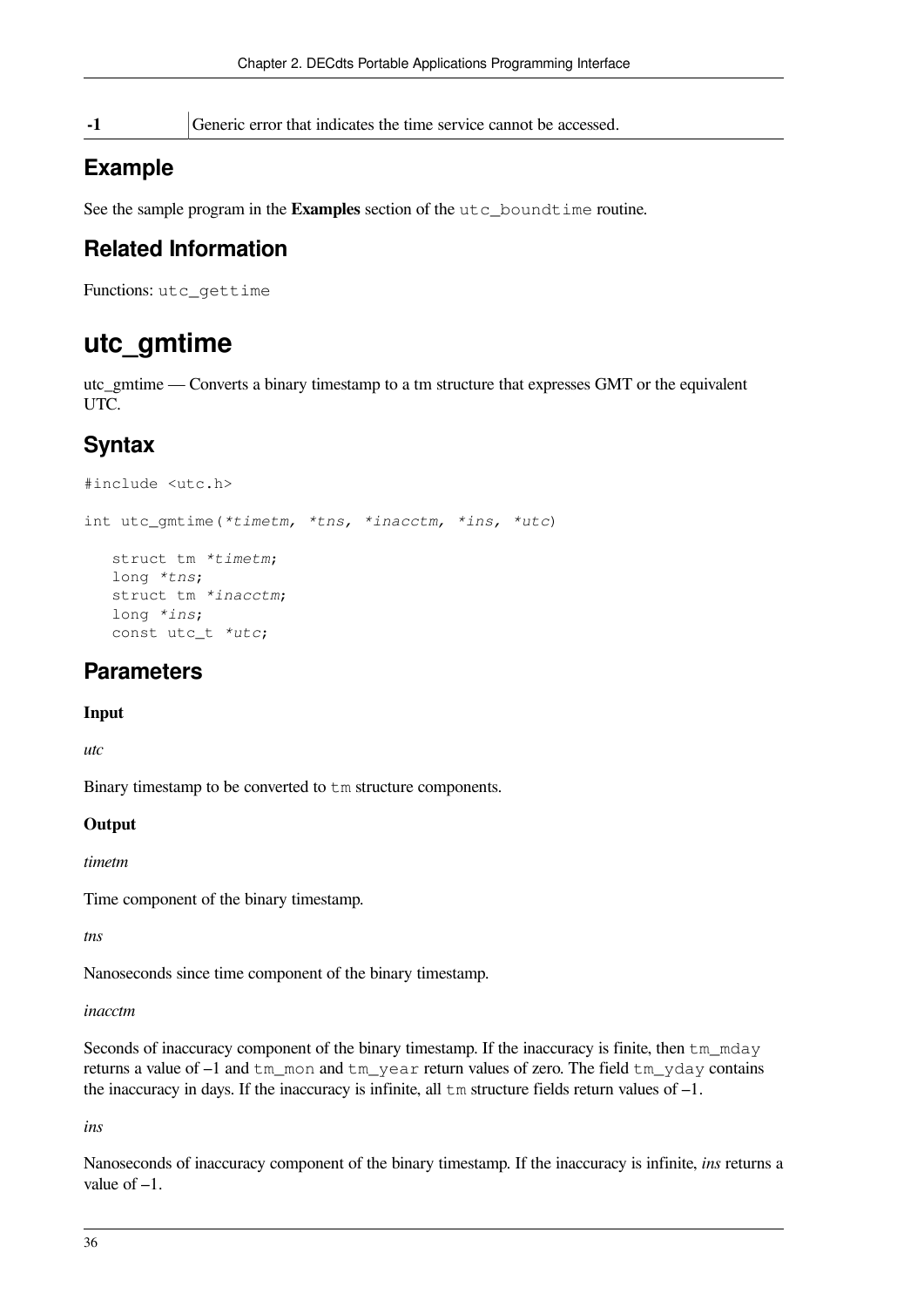| -1 | Generic error that indicates the time service cannot be accessed. |
|---|---|

## Example

See the sample program in the **Examples** section of the `utc_boundtime` routine.

## Related Information

Functions: `utc_gettime`

# utc_gmtime

utc_gmtime — Converts a binary timestamp to a tm structure that expresses GMT or the equivalent UTC.

## Syntax

```
#include <utc.h>

int utc_gmtime(*timetm, *tns, *inacctm, *ins, *utc)

   struct tm *timetm;
   long *tns;
   struct tm *inacctm;
   long *ins;
   const utc_t *utc;
```

## Parameters

**Input**

*utc*

Binary timestamp to be converted to `tm` structure components.

**Output**

*timetm*

Time component of the binary timestamp.

*tns*

Nanoseconds since time component of the binary timestamp.

*inacctm*

Seconds of inaccuracy component of the binary timestamp. If the inaccuracy is finite, then `tm_mday` returns a value of –1 and `tm_mon` and `tm_year` return values of zero. The field `tm_yday` contains the inaccuracy in days. If the inaccuracy is infinite, all `tm` structure fields return values of –1.

*ins*

Nanoseconds of inaccuracy component of the binary timestamp. If the inaccuracy is infinite, *ins* returns a value of –1.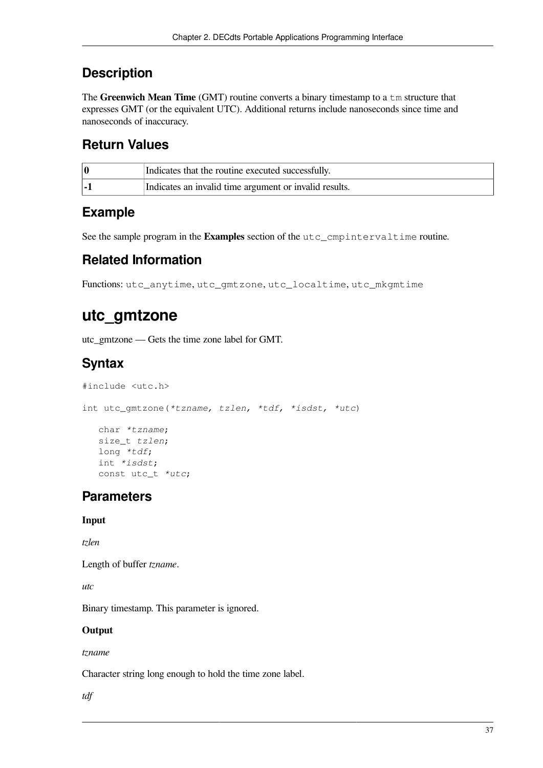## Description

The **Greenwich Mean Time** (GMT) routine converts a binary timestamp to a `tm` structure that expresses GMT (or the equivalent UTC). Additional returns include nanoseconds since time and nanoseconds of inaccuracy.

## Return Values

| | |
|---|---|
| **0** | Indicates that the routine executed successfully. |
| **-1** | Indicates an invalid time argument or invalid results. |

## Example

See the sample program in the **Examples** section of the `utc_cmpintervaltime` routine.

## Related Information

Functions: `utc_anytime`, `utc_gmtzone`, `utc_localtime`, `utc_mkgmtime`

# utc_gmtzone

utc_gmtzone — Gets the time zone label for GMT.

## Syntax

```
#include <utc.h>

int utc_gmtzone(*tzname, tzlen, *tdf, *isdst, *utc)

   char *tzname;
   size_t tzlen;
   long *tdf;
   int *isdst;
   const utc_t *utc;
```

## Parameters

**Input**

*tzlen*

Length of buffer *tzname*.

*utc*

Binary timestamp. This parameter is ignored.

**Output**

*tzname*

Character string long enough to hold the time zone label.

*tdf*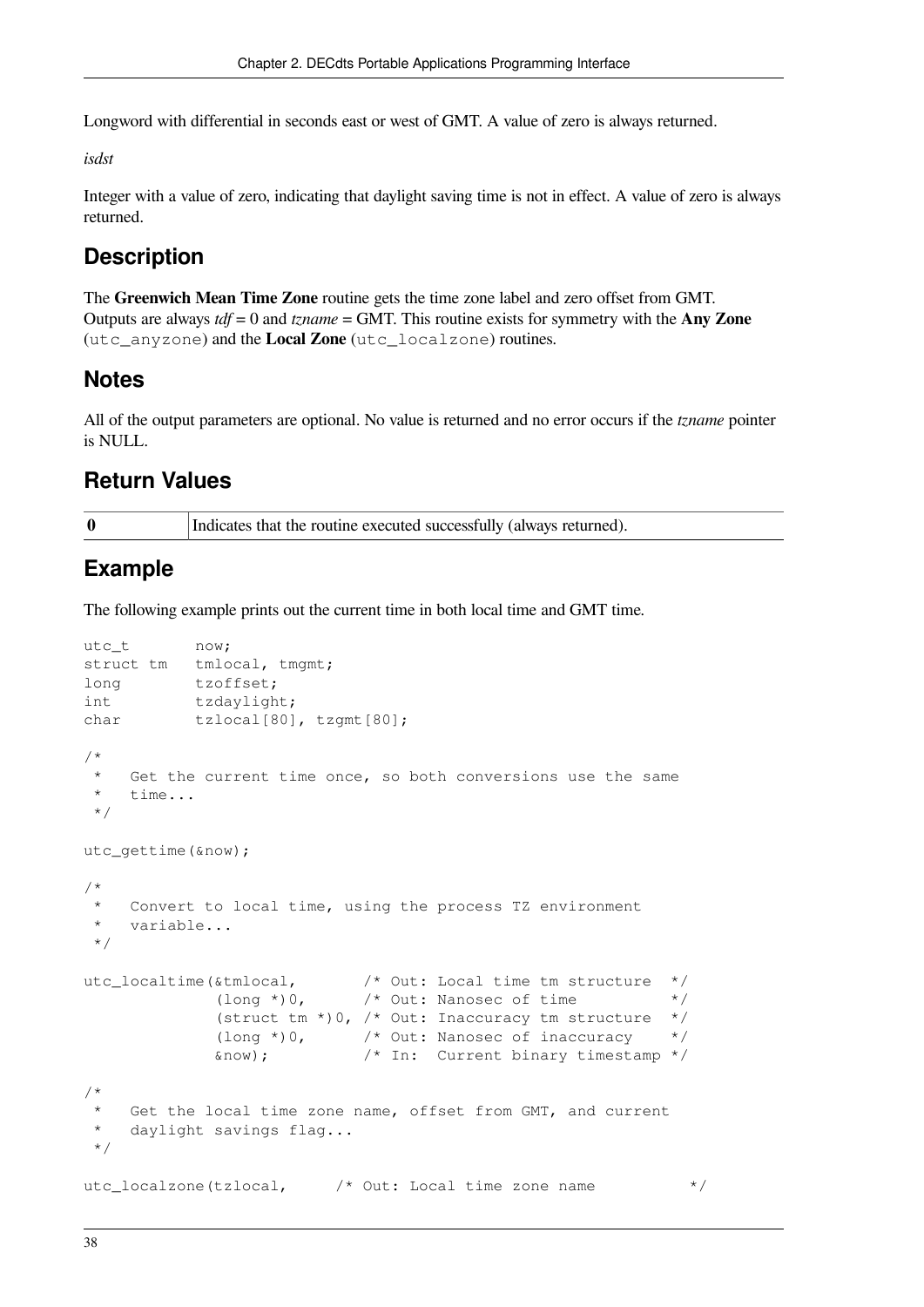Longword with differential in seconds east or west of GMT. A value of zero is always returned.

*isdst*

Integer with a value of zero, indicating that daylight saving time is not in effect. A value of zero is always returned.

## Description

The **Greenwich Mean Time Zone** routine gets the time zone label and zero offset from GMT. Outputs are always *tdf* = 0 and *tzname* = GMT. This routine exists for symmetry with the **Any Zone** (`utc_anyzone`) and the **Local Zone** (`utc_localzone`) routines.

## Notes

All of the output parameters are optional. No value is returned and no error occurs if the *tzname* pointer is NULL.

## Return Values

| | |
|---|---|
| **0** | Indicates that the routine executed successfully (always returned). |

## Example

The following example prints out the current time in both local time and GMT time.

```
utc_t       now;
struct tm   tmlocal, tmgmt;
long        tzoffset;
int         tzdaylight;
char        tzlocal[80], tzgmt[80];

/*
 *   Get the current time once, so both conversions use the same
 *   time...
 */

utc_gettime(&now);

/*
 *   Convert to local time, using the process TZ environment
 *   variable...
 */

utc_localtime(&tmlocal,       /* Out: Local time tm structure  */
              (long *)0,      /* Out: Nanosec of time          */
              (struct tm *)0, /* Out: Inaccuracy tm structure  */
              (long *)0,      /* Out: Nanosec of inaccuracy    */
              &now);          /* In:  Current binary timestamp */

/*
 *   Get the local time zone name, offset from GMT, and current
 *   daylight savings flag...
 */

utc_localzone(tzlocal,     /* Out: Local time zone name          */
```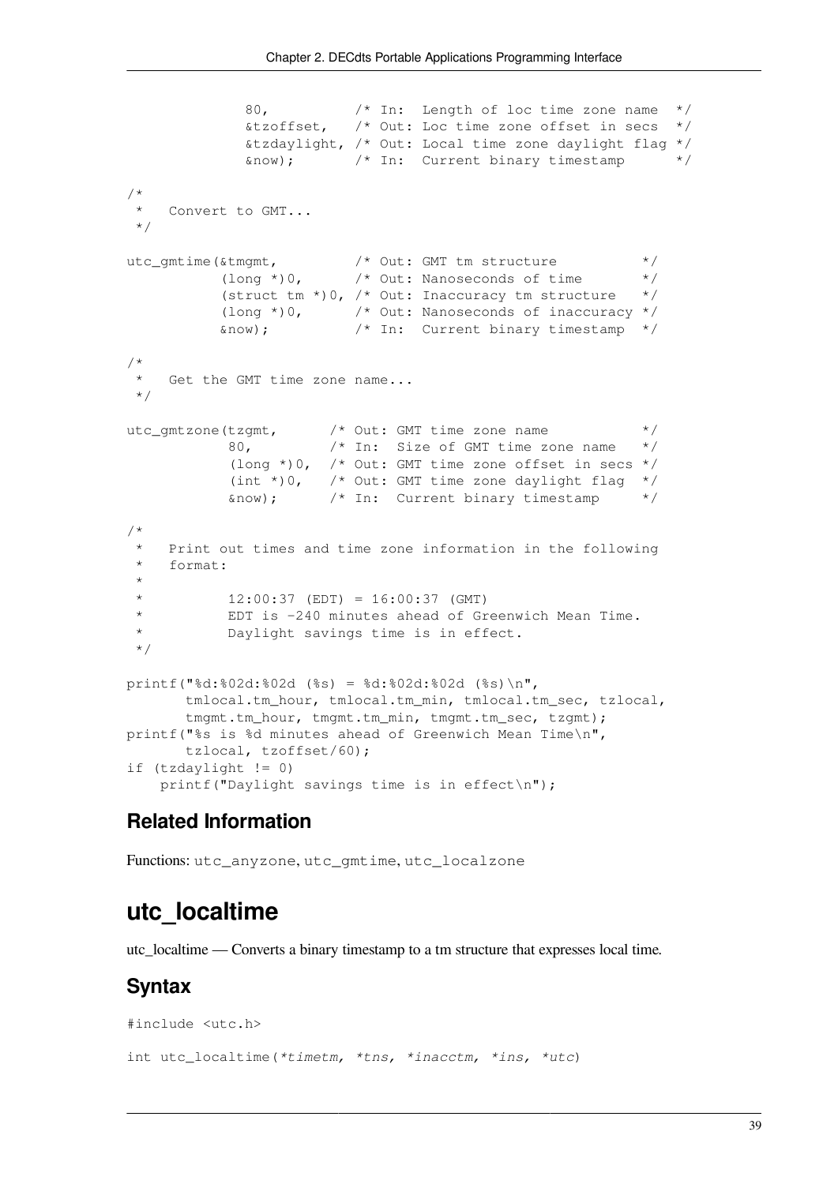```
              80,          /* In:  Length of loc time zone name  */
              &tzoffset,   /* Out: Loc time zone offset in secs  */
              &tzdaylight, /* Out: Local time zone daylight flag */
              &now);       /* In:  Current binary timestamp      */

/*
 *   Convert to GMT...
 */

utc_gmtime(&tmgmt,         /* Out: GMT tm structure          */
           (long *)0,      /* Out: Nanoseconds of time       */
           (struct tm *)0, /* Out: Inaccuracy tm structure   */
           (long *)0,      /* Out: Nanoseconds of inaccuracy */
           &now);          /* In:  Current binary timestamp  */

/*
 *   Get the GMT time zone name...
 */

utc_gmtzone(tzgmt,      /* Out: GMT time zone name           */
            80,         /* In:  Size of GMT time zone name   */
            (long *)0,  /* Out: GMT time zone offset in secs */
            (int *)0,   /* Out: GMT time zone daylight flag  */
            &now);      /* In:  Current binary timestamp     */

/*
 *   Print out times and time zone information in the following
 *   format:
 *
 *          12:00:37 (EDT) = 16:00:37 (GMT)
 *          EDT is -240 minutes ahead of Greenwich Mean Time.
 *          Daylight savings time is in effect.
 */

printf("%d:%02d:%02d (%s) = %d:%02d:%02d (%s)\n",
       tmlocal.tm_hour, tmlocal.tm_min, tmlocal.tm_sec, tzlocal,
       tmgmt.tm_hour, tmgmt.tm_min, tmgmt.tm_sec, tzgmt);
printf("%s is %d minutes ahead of Greenwich Mean Time\n",
       tzlocal, tzoffset/60);
if (tzdaylight != 0)
    printf("Daylight savings time is in effect\n");
```

### Related Information

Functions: `utc_anyzone`, `utc_gmtime`, `utc_localzone`

## utc_localtime

utc_localtime — Converts a binary timestamp to a tm structure that expresses local time.

### Syntax

```
#include <utc.h>

int utc_localtime(*timetm, *tns, *inacctm, *ins, *utc)
```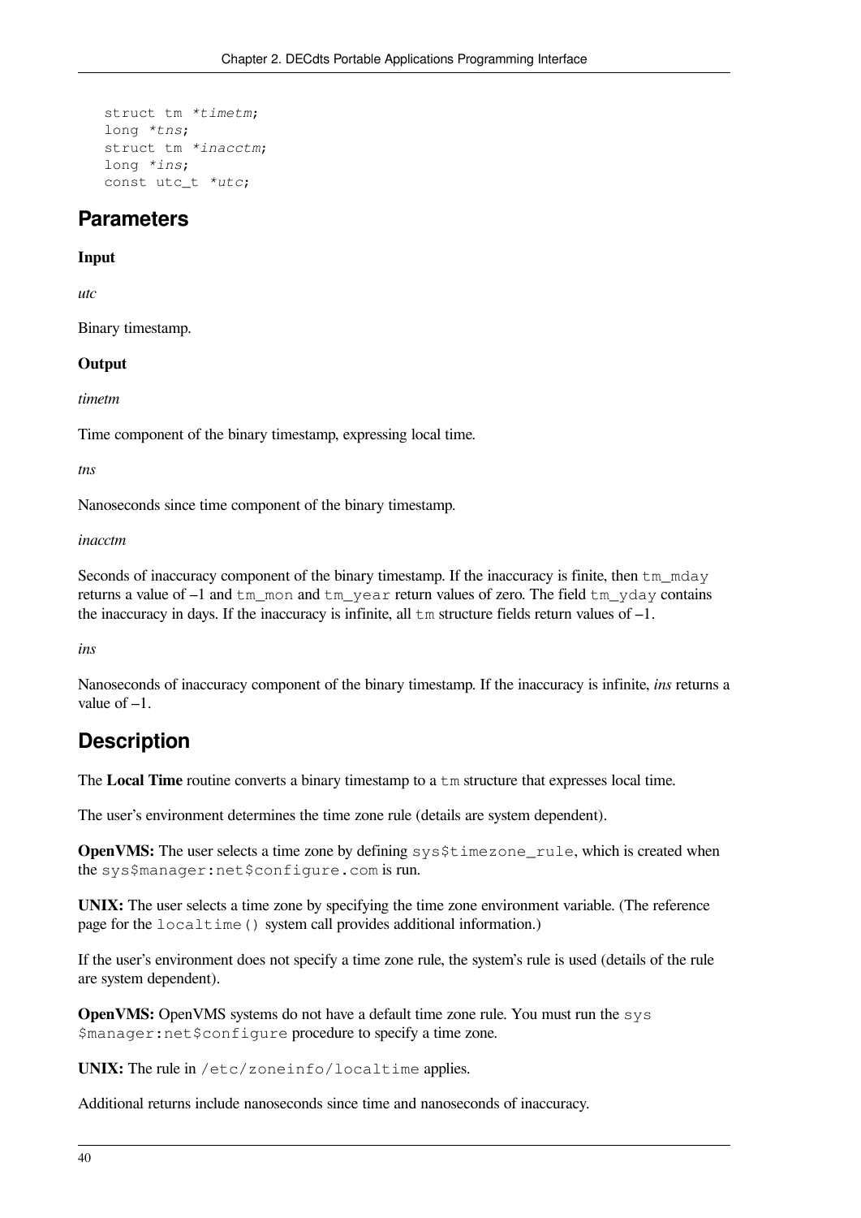```
struct tm *timetm;
long *tns;
struct tm *inacctm;
long *ins;
const utc_t *utc;
```

## Parameters

**Input**

*utc*

Binary timestamp.

**Output**

*timetm*

Time component of the binary timestamp, expressing local time.

*tns*

Nanoseconds since time component of the binary timestamp.

*inacctm*

Seconds of inaccuracy component of the binary timestamp. If the inaccuracy is finite, then `tm_mday` returns a value of –1 and `tm_mon` and `tm_year` return values of zero. The field `tm_yday` contains the inaccuracy in days. If the inaccuracy is infinite, all `tm` structure fields return values of –1.

*ins*

Nanoseconds of inaccuracy component of the binary timestamp. If the inaccuracy is infinite, *ins* returns a value of –1.

## Description

The **Local Time** routine converts a binary timestamp to a `tm` structure that expresses local time.

The user's environment determines the time zone rule (details are system dependent).

**OpenVMS:** The user selects a time zone by defining `sys$timezone_rule`, which is created when the `sys$manager:net$configure.com` is run.

**UNIX:** The user selects a time zone by specifying the time zone environment variable. (The reference page for the `localtime()` system call provides additional information.)

If the user's environment does not specify a time zone rule, the system's rule is used (details of the rule are system dependent).

**OpenVMS:** OpenVMS systems do not have a default time zone rule. You must run the `sys$manager:net$configure` procedure to specify a time zone.

**UNIX:** The rule in `/etc/zoneinfo/localtime` applies.

Additional returns include nanoseconds since time and nanoseconds of inaccuracy.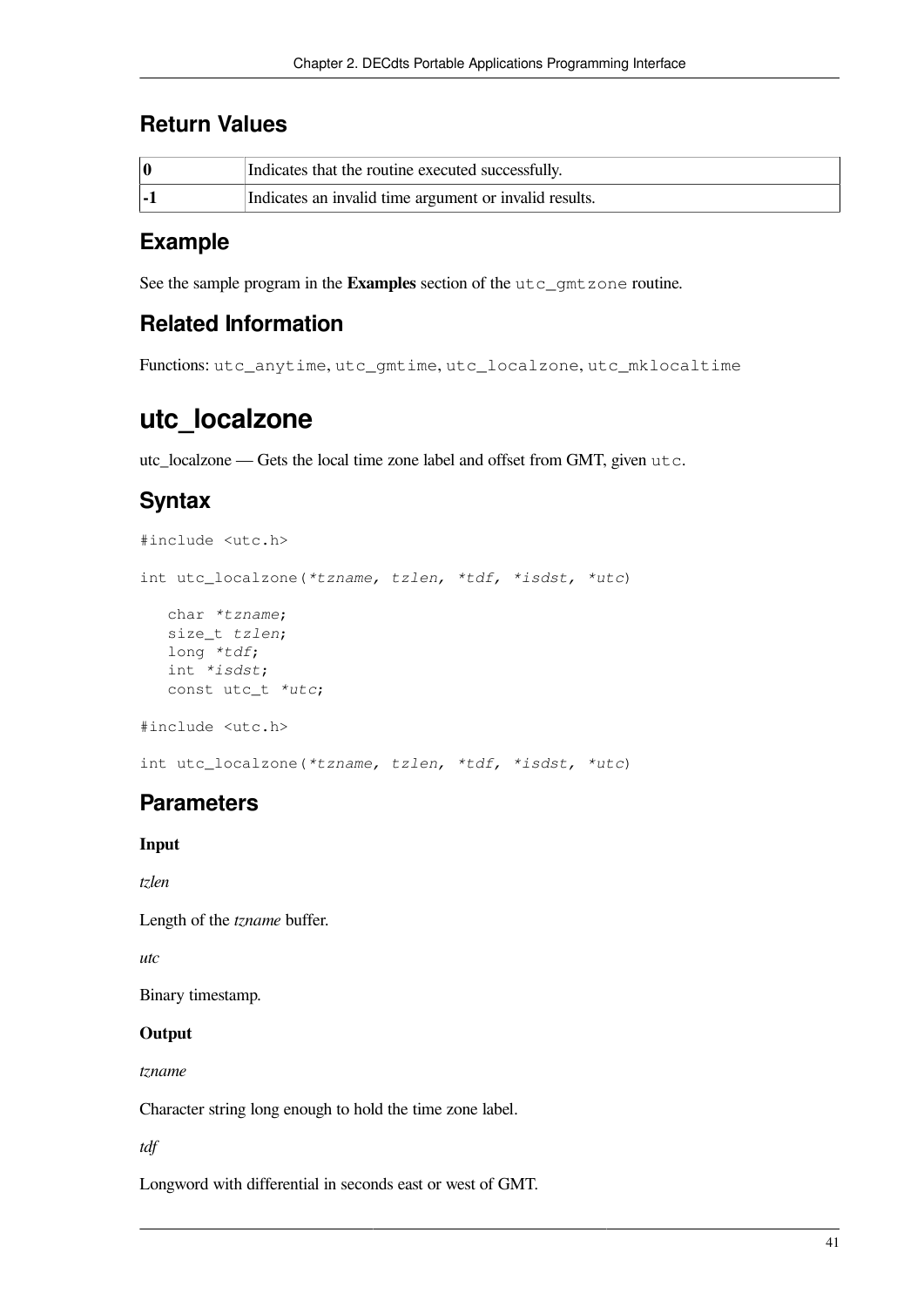## Return Values

| | |
|---|---|
| **0** | Indicates that the routine executed successfully. |
| **-1** | Indicates an invalid time argument or invalid results. |

## Example

See the sample program in the **Examples** section of the `utc_gmtzone` routine.

## Related Information

Functions: `utc_anytime`, `utc_gmtime`, `utc_localzone`, `utc_mklocaltime`

# utc_localzone

utc_localzone — Gets the local time zone label and offset from GMT, given `utc`.

## Syntax

```
#include <utc.h>

int utc_localzone(*tzname, tzlen, *tdf, *isdst, *utc)

   char *tzname;
   size_t tzlen;
   long *tdf;
   int *isdst;
   const utc_t *utc;

#include <utc.h>

int utc_localzone(*tzname, tzlen, *tdf, *isdst, *utc)
```

## Parameters

**Input**

*tzlen*

Length of the *tzname* buffer.

*utc*

Binary timestamp.

**Output**

*tzname*

Character string long enough to hold the time zone label.

*tdf*

Longword with differential in seconds east or west of GMT.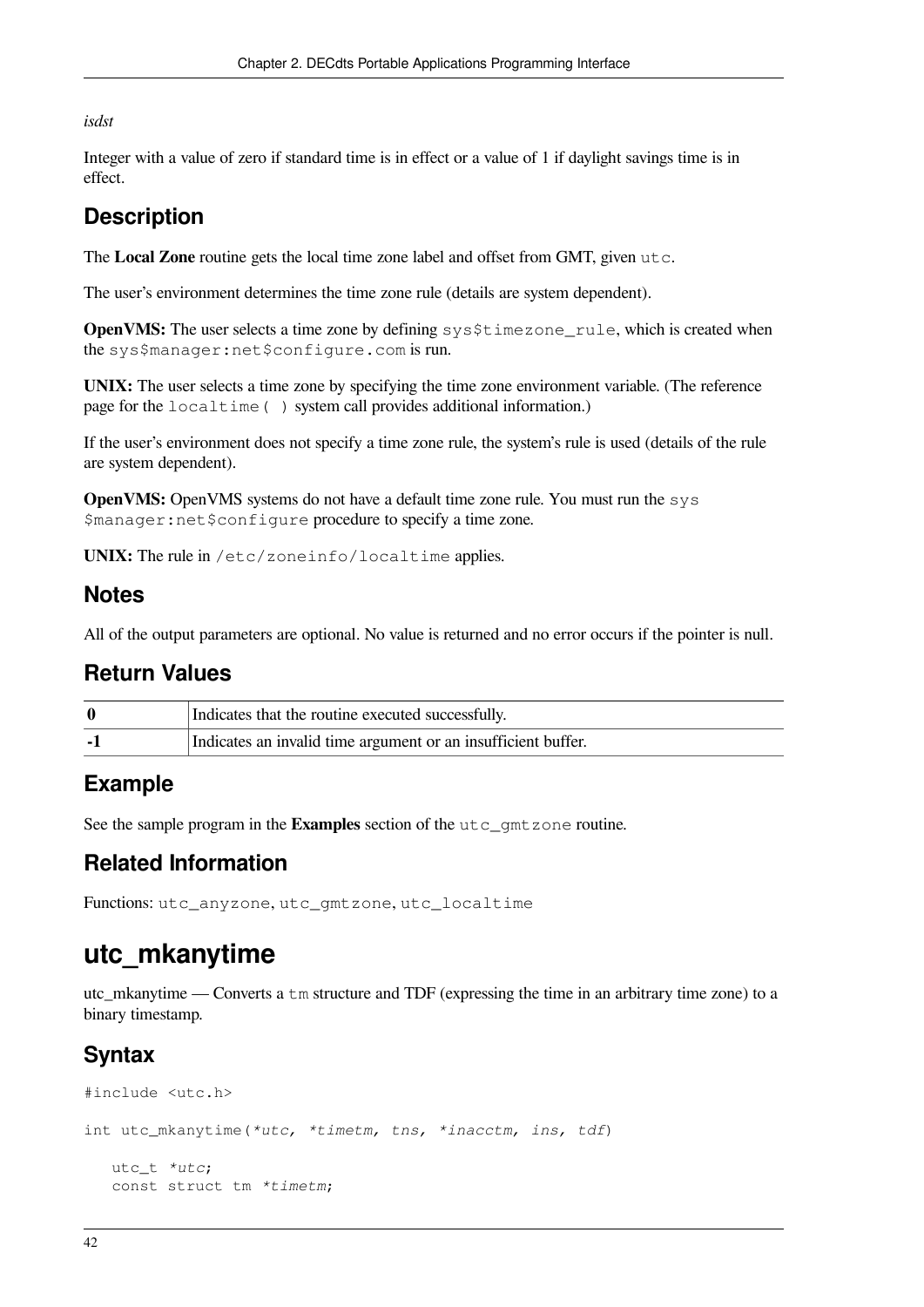*isdst*

Integer with a value of zero if standard time is in effect or a value of 1 if daylight savings time is in effect.

## Description

The **Local Zone** routine gets the local time zone label and offset from GMT, given `utc`.

The user's environment determines the time zone rule (details are system dependent).

**OpenVMS:** The user selects a time zone by defining `sys$timezone_rule`, which is created when the `sys$manager:net$configure.com` is run.

**UNIX:** The user selects a time zone by specifying the time zone environment variable. (The reference page for the `localtime( )` system call provides additional information.)

If the user's environment does not specify a time zone rule, the system's rule is used (details of the rule are system dependent).

**OpenVMS:** OpenVMS systems do not have a default time zone rule. You must run the `sys$manager:net$configure` procedure to specify a time zone.

**UNIX:** The rule in `/etc/zoneinfo/localtime` applies.

## Notes

All of the output parameters are optional. No value is returned and no error occurs if the pointer is null.

## Return Values

| | |
|---|---|
| **0** | Indicates that the routine executed successfully. |
| **-1** | Indicates an invalid time argument or an insufficient buffer. |

## Example

See the sample program in the **Examples** section of the `utc_gmtzone` routine.

## Related Information

Functions: `utc_anyzone`, `utc_gmtzone`, `utc_localtime`

# utc_mkanytime

utc_mkanytime — Converts a `tm` structure and TDF (expressing the time in an arbitrary time zone) to a binary timestamp.

## Syntax

```
#include <utc.h>

int utc_mkanytime(*utc, *timetm, tns, *inacctm, ins, tdf)

   utc_t *utc;
   const struct tm *timetm;
```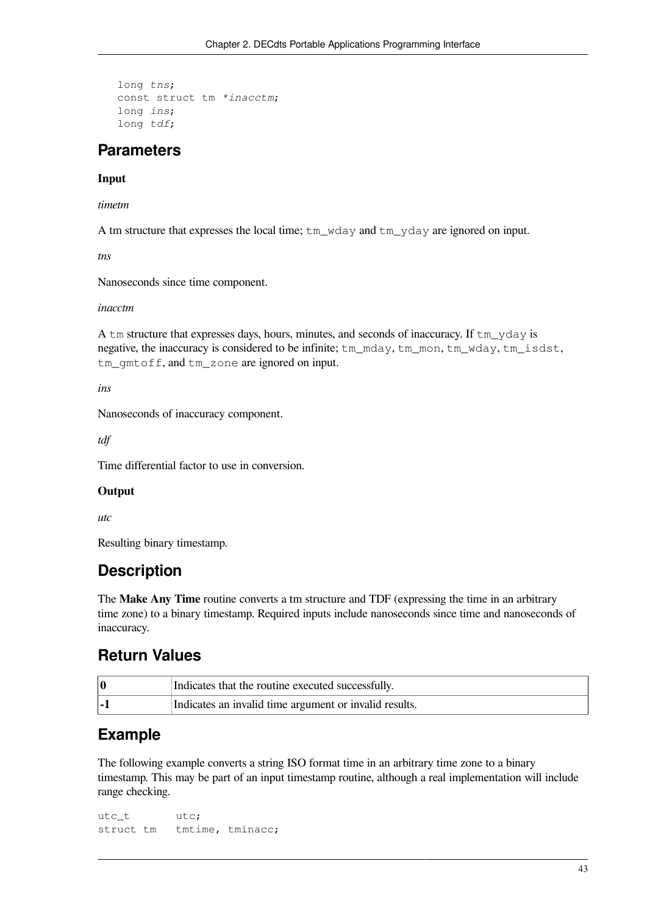```
long tns;
const struct tm *inacctm;
long ins;
long tdf;
```

## Parameters

**Input**

*timetm*

A tm structure that expresses the local time; `tm_wday` and `tm_yday` are ignored on input.

*tns*

Nanoseconds since time component.

*inacctm*

A `tm` structure that expresses days, hours, minutes, and seconds of inaccuracy. If `tm_yday` is negative, the inaccuracy is considered to be infinite; `tm_mday`, `tm_mon`, `tm_wday`, `tm_isdst`, `tm_gmtoff`, and `tm_zone` are ignored on input.

*ins*

Nanoseconds of inaccuracy component.

*tdf*

Time differential factor to use in conversion.

**Output**

*utc*

Resulting binary timestamp.

## Description

The **Make Any Time** routine converts a tm structure and TDF (expressing the time in an arbitrary time zone) to a binary timestamp. Required inputs include nanoseconds since time and nanoseconds of inaccuracy.

## Return Values

| | |
|---|---|
| **0** | Indicates that the routine executed successfully. |
| **-1** | Indicates an invalid time argument or invalid results. |

## Example

The following example converts a string ISO format time in an arbitrary time zone to a binary timestamp. This may be part of an input timestamp routine, although a real implementation will include range checking.

```
utc_t       utc;
struct tm   tmtime, tminacc;
```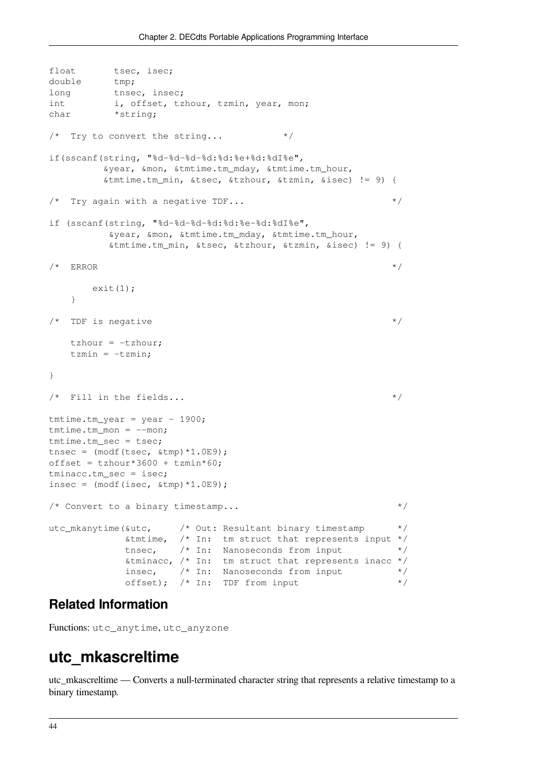```
float       tsec, isec;
double      tmp;
long        tnsec, insec;
int         i, offset, tzhour, tzmin, year, mon;
char        *string;

/*  Try to convert the string...           */

if(sscanf(string, "%d-%d-%d-%d:%d:%e+%d:%dI%e",
          &year, &mon, &tmtime.tm_mday, &tmtime.tm_hour,
          &tmtime.tm_min, &tsec, &tzhour, &tzmin, &isec) != 9) {

/*  Try again with a negative TDF...                            */

if (sscanf(string, "%d-%d-%d-%d:%d:%e-%d:%dI%e",
           &year, &mon, &tmtime.tm_mday, &tmtime.tm_hour,
           &tmtime.tm_min, &tsec, &tzhour, &tzmin, &isec) != 9) {

/*  ERROR                                                       */

        exit(1);
    }

/*  TDF is negative                                             */

    tzhour = -tzhour;
    tzmin = -tzmin;

}

/*  Fill in the fields...                                       */

tmtime.tm_year = year - 1900;
tmtime.tm_mon = --mon;
tmtime.tm_sec = tsec;
tnsec = (modf(tsec, &tmp)*1.0E9);
offset = tzhour*3600 + tzmin*60;
tminacc.tm_sec = isec;
insec = (modf(isec, &tmp)*1.0E9);

/* Convert to a binary timestamp...                             */

utc_mkanytime(&utc,     /* Out: Resultant binary timestamp      */
              &tmtime,  /* In:  tm struct that represents input */
              tnsec,    /* In:  Nanoseconds from input          */
              &tminacc, /* In:  tm struct that represents inacc */
              insec,    /* In:  Nanoseconds from input          */
              offset);  /* In:  TDF from input                  */
```

### Related Information

Functions: `utc_anytime`, `utc_anyzone`

## utc_mkascreltime

utc_mkascreltime — Converts a null-terminated character string that represents a relative timestamp to a binary timestamp.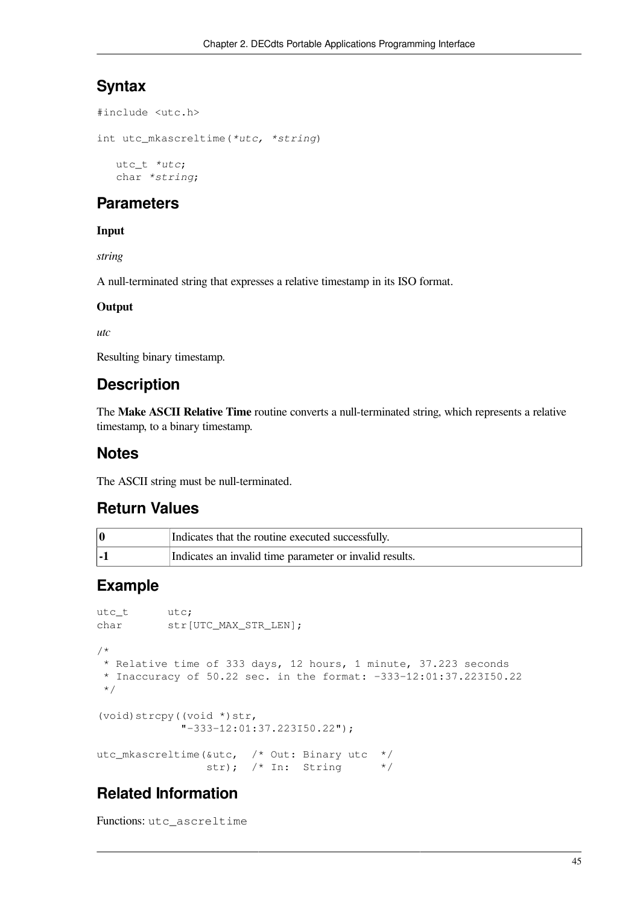## Syntax

```
#include <utc.h>

int utc_mkascreltime(*utc, *string)

   utc_t *utc;
   char *string;
```

## Parameters

**Input**

*string*

A null-terminated string that expresses a relative timestamp in its ISO format.

**Output**

*utc*

Resulting binary timestamp.

## Description

The **Make ASCII Relative Time** routine converts a null-terminated string, which represents a relative timestamp, to a binary timestamp.

## Notes

The ASCII string must be null-terminated.

## Return Values

| | |
|---|---|
| **0** | Indicates that the routine executed successfully. |
| **-1** | Indicates an invalid time parameter or invalid results. |

## Example

```
utc_t       utc;
char        str[UTC_MAX_STR_LEN];

/*
 * Relative time of 333 days, 12 hours, 1 minute, 37.223 seconds
 * Inaccuracy of 50.22 sec. in the format: -333-12:01:37.223I50.22
 */

(void)strcpy((void *)str,
             "-333-12:01:37.223I50.22");

utc_mkascreltime(&utc,  /* Out: Binary utc  */
                 str);  /* In:  String      */
```

## Related Information

Functions: `utc_ascreltime`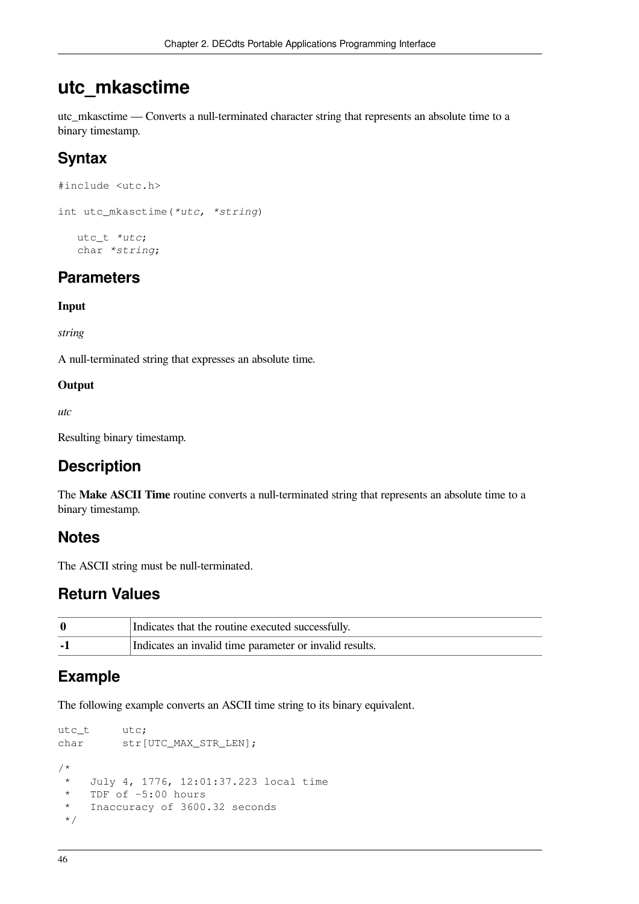# utc_mkasctime

utc_mkasctime — Converts a null-terminated character string that represents an absolute time to a binary timestamp.

## Syntax

```
#include <utc.h>

int utc_mkasctime(*utc, *string)

   utc_t *utc;
   char *string;
```

## Parameters

**Input**

*string*

A null-terminated string that expresses an absolute time.

**Output**

*utc*

Resulting binary timestamp.

## Description

The **Make ASCII Time** routine converts a null-terminated string that represents an absolute time to a binary timestamp.

## Notes

The ASCII string must be null-terminated.

## Return Values

| | |
|---|---|
| **0** | Indicates that the routine executed successfully. |
| **-1** | Indicates an invalid time parameter or invalid results. |

## Example

The following example converts an ASCII time string to its binary equivalent.

```
utc_t      utc;
char       str[UTC_MAX_STR_LEN];

/*
 *   July 4, 1776, 12:01:37.223 local time
 *   TDF of -5:00 hours
 *   Inaccuracy of 3600.32 seconds
 */
```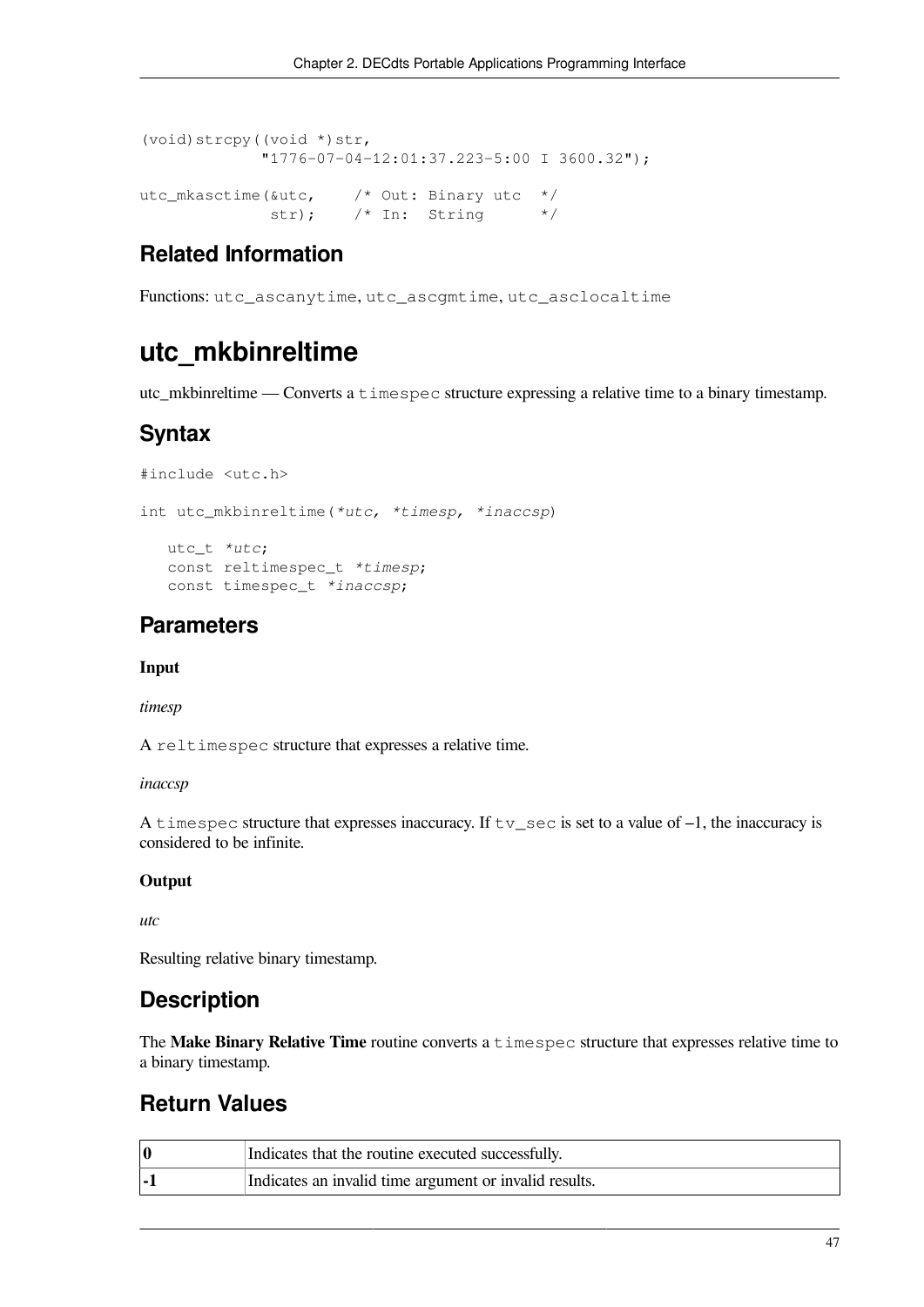```
(void)strcpy((void *)str,
             "1776-07-04-12:01:37.223-5:00 I 3600.32");

utc_mkasctime(&utc,    /* Out: Binary utc  */
              str);    /* In:  String      */
```

## Related Information

Functions: `utc_ascanytime`, `utc_ascgmtime`, `utc_asclocaltime`

# utc_mkbinreltime

utc_mkbinreltime — Converts a `timespec` structure expressing a relative time to a binary timestamp.

## Syntax

```
#include <utc.h>

int utc_mkbinreltime(*utc, *timesp, *inaccsp)

   utc_t *utc;
   const reltimespec_t *timesp;
   const timespec_t *inaccsp;
```

## Parameters

**Input**

*timesp*

A `reltimespec` structure that expresses a relative time.

*inaccsp*

A `timespec` structure that expresses inaccuracy. If `tv_sec` is set to a value of –1, the inaccuracy is considered to be infinite.

**Output**

*utc*

Resulting relative binary timestamp.

## Description

The **Make Binary Relative Time** routine converts a `timespec` structure that expresses relative time to a binary timestamp.

## Return Values

| | |
|---|---|
| **0** | Indicates that the routine executed successfully. |
| **-1** | Indicates an invalid time argument or invalid results. |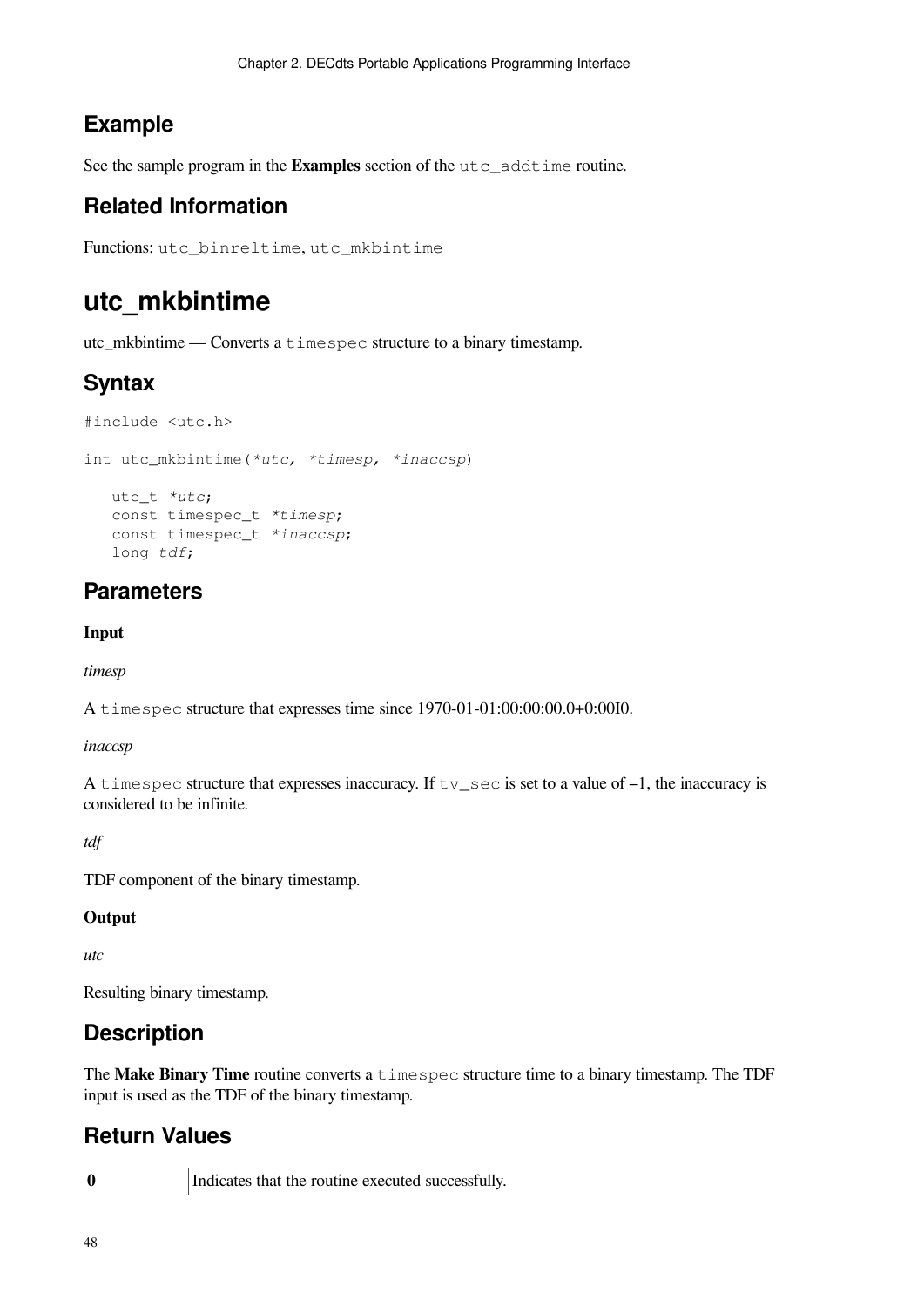## Example

See the sample program in the **Examples** section of the `utc_addtime` routine.

## Related Information

Functions: `utc_binreltime`, `utc_mkbintime`

# utc_mkbintime

utc_mkbintime — Converts a `timespec` structure to a binary timestamp.

## Syntax

```
#include <utc.h>

int utc_mkbintime(*utc, *timesp, *inaccsp)

   utc_t *utc;
   const timespec_t *timesp;
   const timespec_t *inaccsp;
   long tdf;
```

## Parameters

**Input**

*timesp*

A `timespec` structure that expresses time since 1970-01-01:00:00:00.0+0:00I0.

*inaccsp*

A `timespec` structure that expresses inaccuracy. If `tv_sec` is set to a value of –1, the inaccuracy is considered to be infinite.

*tdf*

TDF component of the binary timestamp.

**Output**

*utc*

Resulting binary timestamp.

## Description

The **Make Binary Time** routine converts a `timespec` structure time to a binary timestamp. The TDF input is used as the TDF of the binary timestamp.

## Return Values

| | |
|---|---|
| **0** | Indicates that the routine executed successfully. |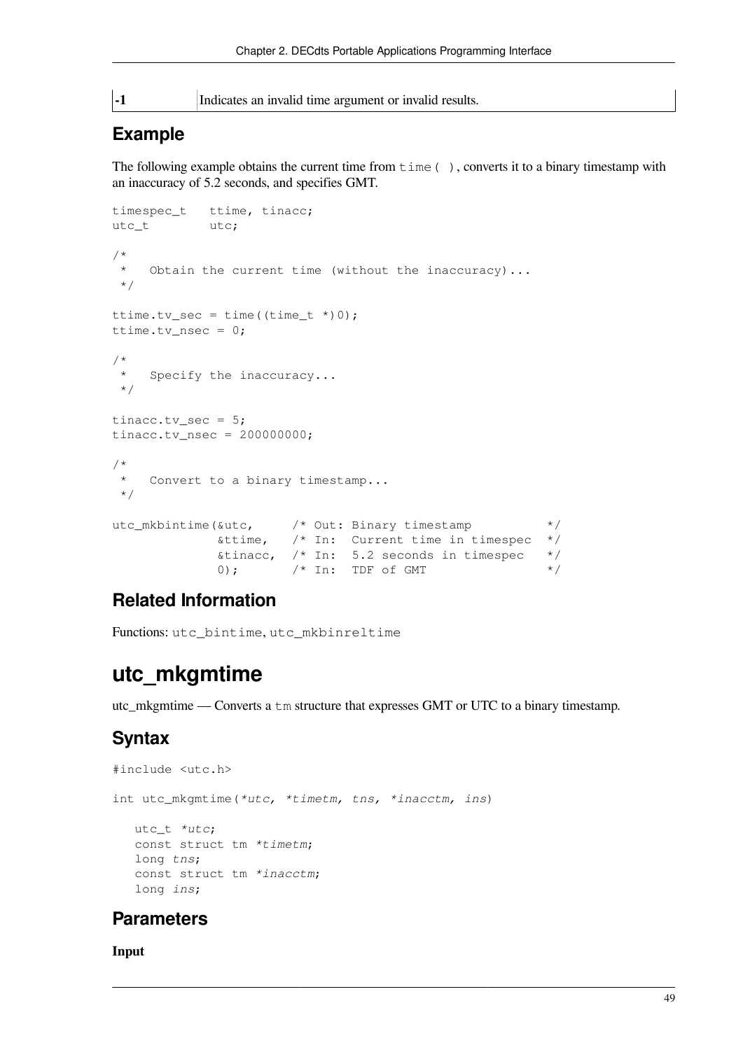| -1 | Indicates an invalid time argument or invalid results. |
|---|---|

## Example

The following example obtains the current time from `time( )`, converts it to a binary timestamp with an inaccuracy of 5.2 seconds, and specifies GMT.

```
timespec_t   ttime, tinacc;
utc_t        utc;

/*
 *   Obtain the current time (without the inaccuracy)...
 */

ttime.tv_sec = time((time_t *)0);
ttime.tv_nsec = 0;

/*
 *   Specify the inaccuracy...
 */

tinacc.tv_sec = 5;
tinacc.tv_nsec = 200000000;

/*
 *   Convert to a binary timestamp...
 */

utc_mkbintime(&utc,     /* Out: Binary timestamp          */
              &ttime,   /* In:  Current time in timespec  */
              &tinacc,  /* In:  5.2 seconds in timespec   */
              0);       /* In:  TDF of GMT                */
```

## Related Information

Functions: `utc_bintime`, `utc_mkbinreltime`

# utc_mkgmtime

utc_mkgmtime — Converts a `tm` structure that expresses GMT or UTC to a binary timestamp.

## Syntax

```
#include <utc.h>

int utc_mkgmtime(*utc, *timetm, tns, *inacctm, ins)

   utc_t *utc;
   const struct tm *timetm;
   long tns;
   const struct tm *inacctm;
   long ins;
```

## Parameters

**Input**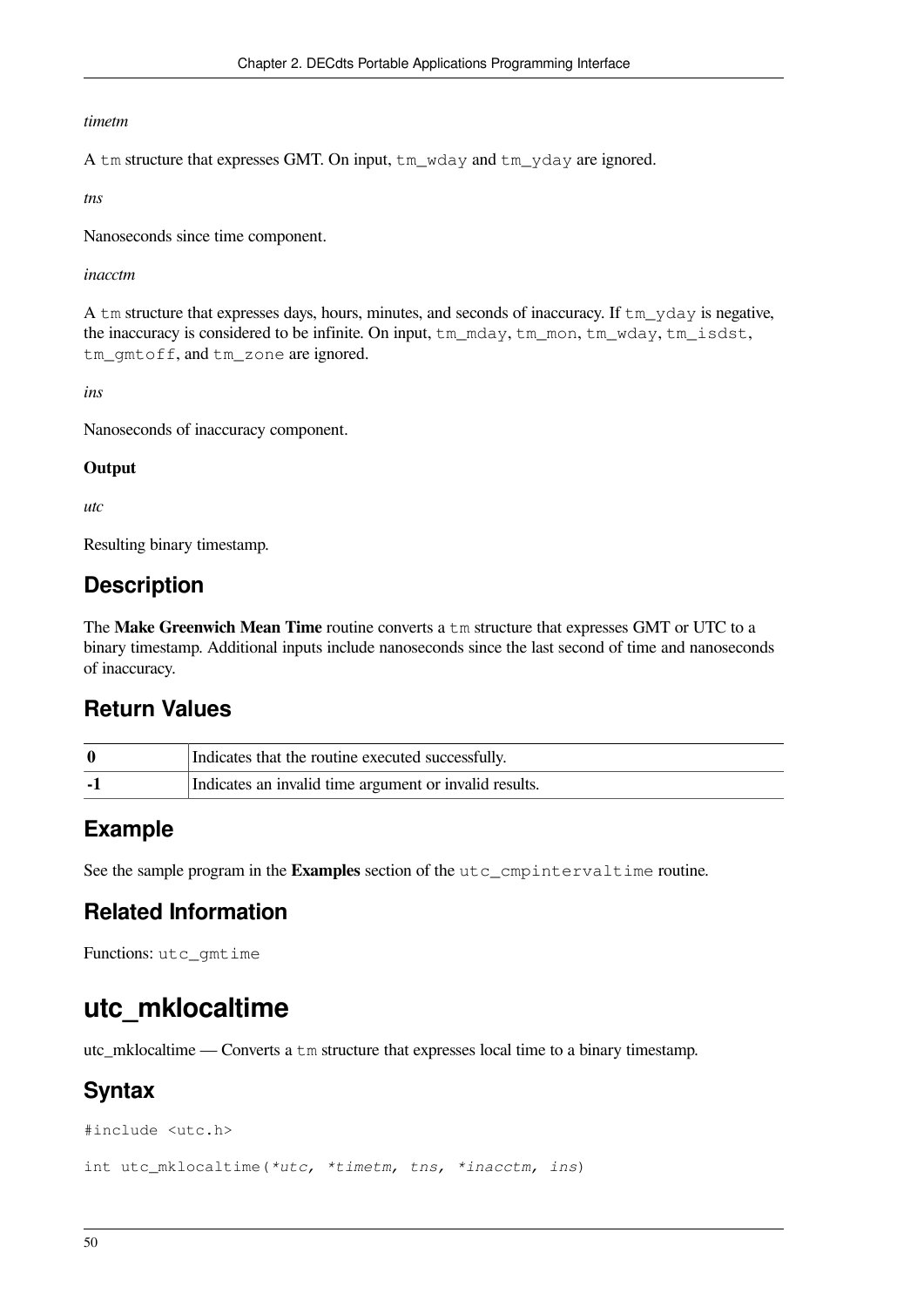*timetm*

A `tm` structure that expresses GMT. On input, `tm_wday` and `tm_yday` are ignored.

*tns*

Nanoseconds since time component.

*inacctm*

A `tm` structure that expresses days, hours, minutes, and seconds of inaccuracy. If `tm_yday` is negative, the inaccuracy is considered to be infinite. On input, `tm_mday`, `tm_mon`, `tm_wday`, `tm_isdst`, `tm_gmtoff`, and `tm_zone` are ignored.

*ins*

Nanoseconds of inaccuracy component.

**Output**

*utc*

Resulting binary timestamp.

## Description

The **Make Greenwich Mean Time** routine converts a `tm` structure that expresses GMT or UTC to a binary timestamp. Additional inputs include nanoseconds since the last second of time and nanoseconds of inaccuracy.

## Return Values

| | |
|---|---|
| **0** | Indicates that the routine executed successfully. |
| **-1** | Indicates an invalid time argument or invalid results. |

## Example

See the sample program in the **Examples** section of the `utc_cmpintervaltime` routine.

## Related Information

Functions: `utc_gmtime`

# utc_mklocaltime

utc_mklocaltime — Converts a `tm` structure that expresses local time to a binary timestamp.

## Syntax

```
#include <utc.h>

int utc_mklocaltime(*utc, *timetm, tns, *inacctm, ins)
```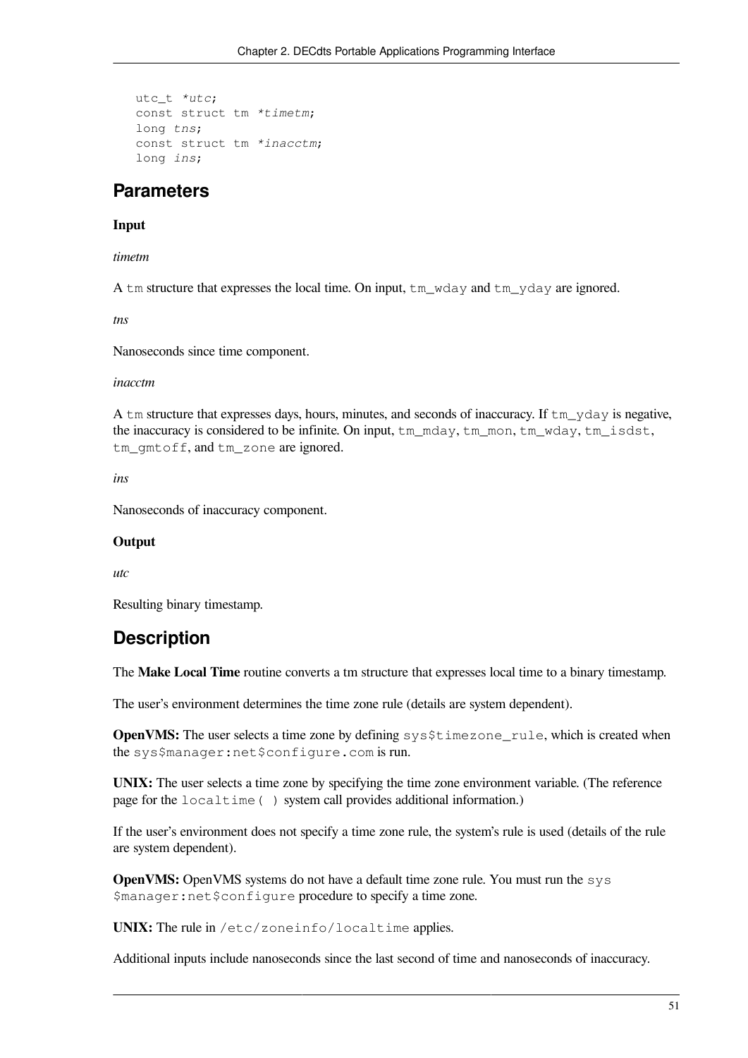```
utc_t *utc;
const struct tm *timetm;
long tns;
const struct tm *inacctm;
long ins;
```

## Parameters

**Input**

*timetm*

A `tm` structure that expresses the local time. On input, `tm_wday` and `tm_yday` are ignored.

*tns*

Nanoseconds since time component.

*inacctm*

A `tm` structure that expresses days, hours, minutes, and seconds of inaccuracy. If `tm_yday` is negative, the inaccuracy is considered to be infinite. On input, `tm_mday`, `tm_mon`, `tm_wday`, `tm_isdst`, `tm_gmtoff`, and `tm_zone` are ignored.

*ins*

Nanoseconds of inaccuracy component.

**Output**

*utc*

Resulting binary timestamp.

## Description

The **Make Local Time** routine converts a tm structure that expresses local time to a binary timestamp.

The user's environment determines the time zone rule (details are system dependent).

**OpenVMS:** The user selects a time zone by defining `sys$timezone_rule`, which is created when the `sys$manager:net$configure.com` is run.

**UNIX:** The user selects a time zone by specifying the time zone environment variable. (The reference page for the `localtime( )` system call provides additional information.)

If the user's environment does not specify a time zone rule, the system's rule is used (details of the rule are system dependent).

**OpenVMS:** OpenVMS systems do not have a default time zone rule. You must run the `sys$manager:net$configure` procedure to specify a time zone.

**UNIX:** The rule in `/etc/zoneinfo/localtime` applies.

Additional inputs include nanoseconds since the last second of time and nanoseconds of inaccuracy.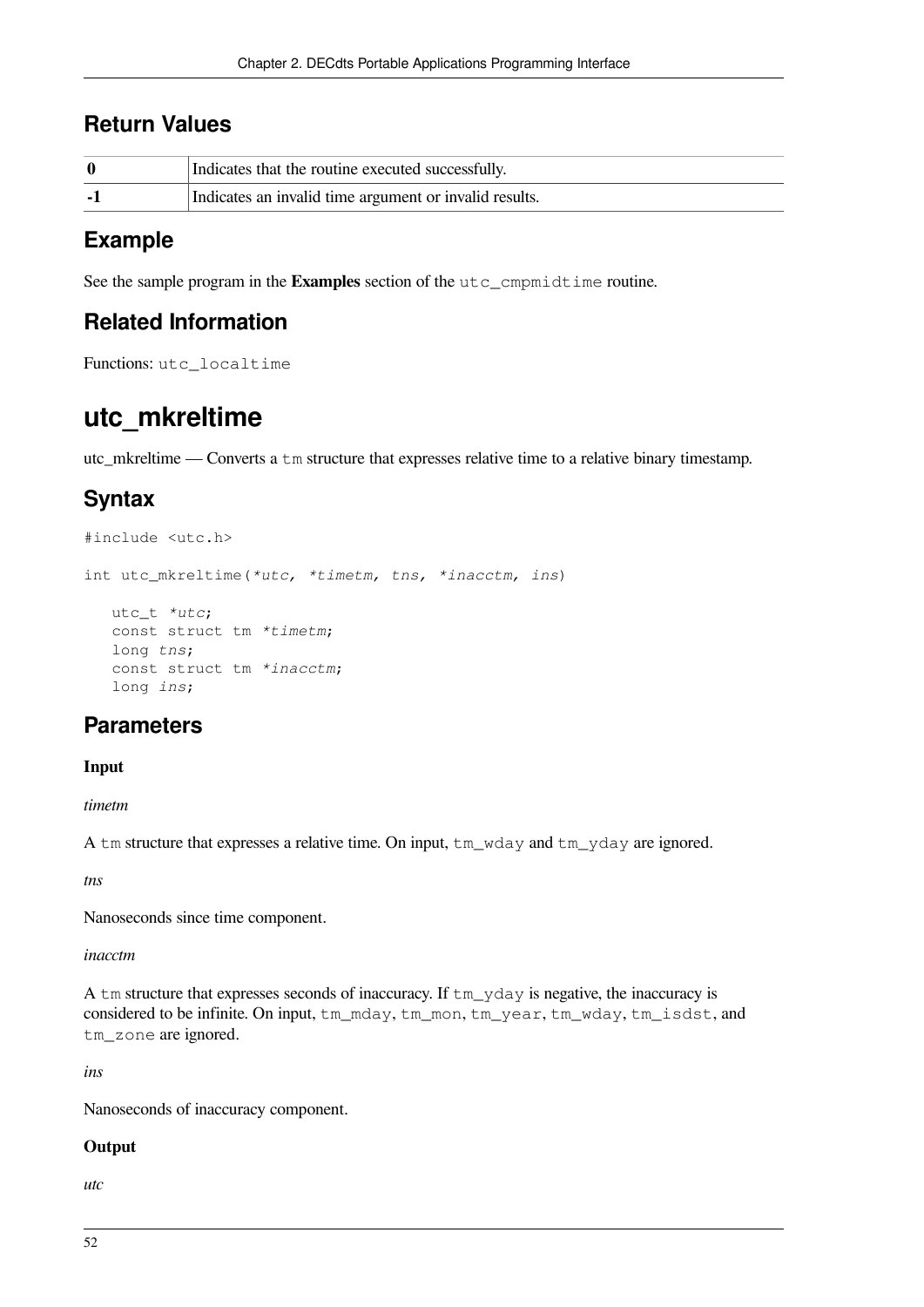## Return Values

| | |
|---|---|
| **0** | Indicates that the routine executed successfully. |
| **-1** | Indicates an invalid time argument or invalid results. |

## Example

See the sample program in the **Examples** section of the `utc_cmpmidtime` routine.

## Related Information

Functions: `utc_localtime`

# utc_mkreltime

utc_mkreltime — Converts a `tm` structure that expresses relative time to a relative binary timestamp.

## Syntax

```
#include <utc.h>

int utc_mkreltime(*utc, *timetm, tns, *inacctm, ins)

   utc_t *utc;
   const struct tm *timetm;
   long tns;
   const struct tm *inacctm;
   long ins;
```

## Parameters

**Input**

*timetm*

A `tm` structure that expresses a relative time. On input, `tm_wday` and `tm_yday` are ignored.

*tns*

Nanoseconds since time component.

*inacctm*

A `tm` structure that expresses seconds of inaccuracy. If `tm_yday` is negative, the inaccuracy is considered to be infinite. On input, `tm_mday`, `tm_mon`, `tm_year`, `tm_wday`, `tm_isdst`, and `tm_zone` are ignored.

*ins*

Nanoseconds of inaccuracy component.

**Output**

*utc*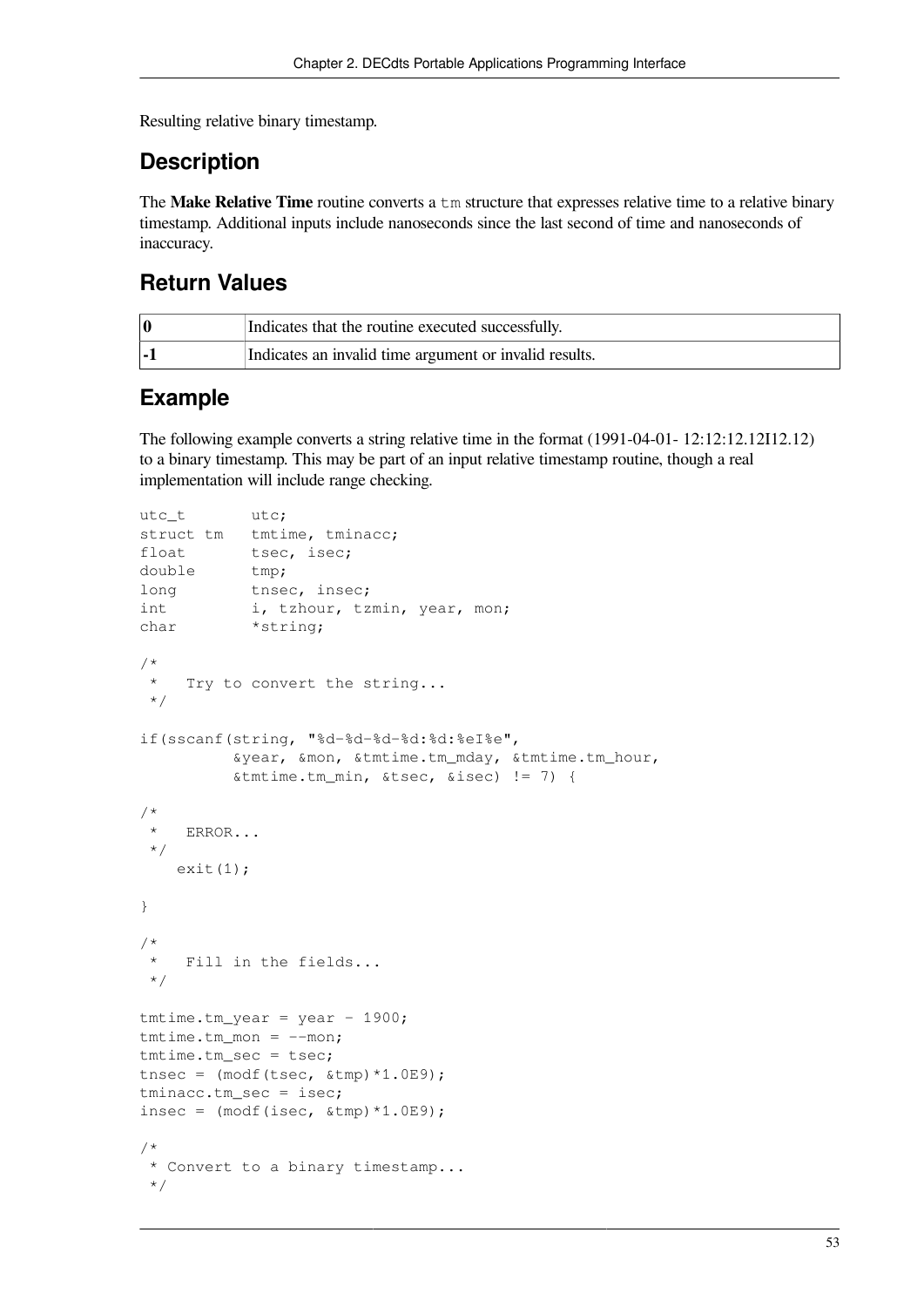Resulting relative binary timestamp.

## Description

The **Make Relative Time** routine converts a `tm` structure that expresses relative time to a relative binary timestamp. Additional inputs include nanoseconds since the last second of time and nanoseconds of inaccuracy.

## Return Values

| | |
|---|---|
| **0** | Indicates that the routine executed successfully. |
| **-1** | Indicates an invalid time argument or invalid results. |

## Example

The following example converts a string relative time in the format (1991-04-01- 12:12:12.12I12.12) to a binary timestamp. This may be part of an input relative timestamp routine, though a real implementation will include range checking.

```
utc_t       utc;
struct tm   tmtime, tminacc;
float       tsec, isec;
double      tmp;
long        tnsec, insec;
int         i, tzhour, tzmin, year, mon;
char        *string;

/*
 *   Try to convert the string...
 */

if(sscanf(string, "%d-%d-%d-%d:%d:%eI%e",
          &year, &mon, &tmtime.tm_mday, &tmtime.tm_hour,
          &tmtime.tm_min, &tsec, &isec) != 7) {

/*
 *   ERROR...
 */
    exit(1);

}

/*
 *   Fill in the fields...
 */

tmtime.tm_year = year - 1900;
tmtime.tm_mon = --mon;
tmtime.tm_sec = tsec;
tnsec = (modf(tsec, &tmp)*1.0E9);
tminacc.tm_sec = isec;
insec = (modf(isec, &tmp)*1.0E9);

/*
 * Convert to a binary timestamp...
 */
```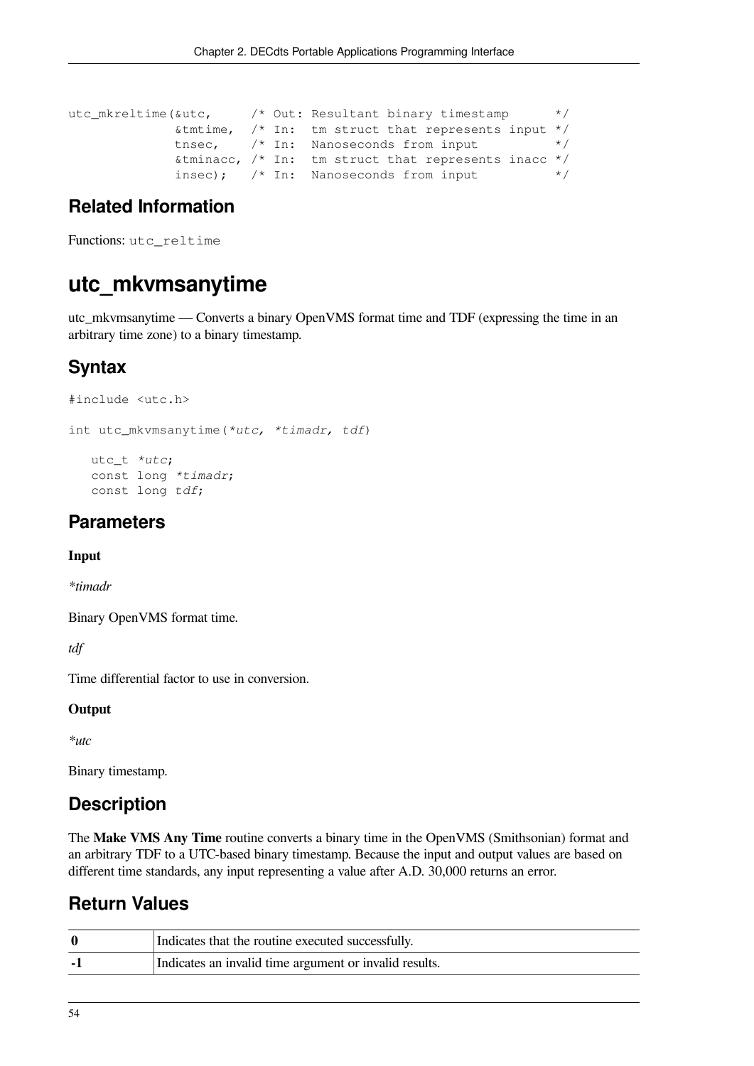```
utc_mkreltime(&utc,     /* Out: Resultant binary timestamp      */
              &tmtime,  /* In:  tm struct that represents input */
              tnsec,    /* In:  Nanoseconds from input          */
              &tminacc, /* In:  tm struct that represents inacc */
              insec);   /* In:  Nanoseconds from input          */
```

## Related Information

Functions: `utc_reltime`

# utc_mkvmsanytime

utc_mkvmsanytime — Converts a binary OpenVMS format time and TDF (expressing the time in an arbitrary time zone) to a binary timestamp.

## Syntax

```
#include <utc.h>

int utc_mkvmsanytime(*utc, *timadr, tdf)

   utc_t *utc;
   const long *timadr;
   const long tdf;
```

## Parameters

**Input**

*\*timadr*

Binary OpenVMS format time.

*tdf*

Time differential factor to use in conversion.

**Output**

*\*utc*

Binary timestamp.

## Description

The **Make VMS Any Time** routine converts a binary time in the OpenVMS (Smithsonian) format and an arbitrary TDF to a UTC-based binary timestamp. Because the input and output values are based on different time standards, any input representing a value after A.D. 30,000 returns an error.

## Return Values

| | |
|---|---|
| **0** | Indicates that the routine executed successfully. |
| **-1** | Indicates an invalid time argument or invalid results. |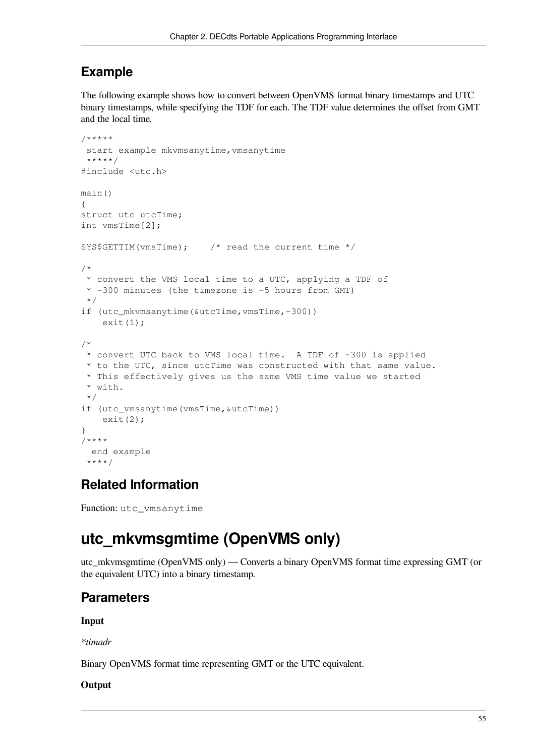## Example

The following example shows how to convert between OpenVMS format binary timestamps and UTC binary timestamps, while specifying the TDF for each. The TDF value determines the offset from GMT and the local time.

```
/*****
 start example mkvmsanytime,vmsanytime
 *****/
#include <utc.h>

main()
{
struct utc utcTime;
int vmsTime[2];

SYS$GETTIM(vmsTime);    /* read the current time */

/*
 * convert the VMS local time to a UTC, applying a TDF of
 * -300 minutes (the timezone is -5 hours from GMT)
 */
if (utc_mkvmsanytime(&utcTime,vmsTime,-300))
    exit(1);

/*
 * convert UTC back to VMS local time.  A TDF of -300 is applied
 * to the UTC, since utcTime was constructed with that same value.
 * This effectively gives us the same VMS time value we started
 * with.
 */
if (utc_vmsanytime(vmsTime,&utcTime))
    exit(2);
}
/****
  end example
 ****/
```

## Related Information

Function: `utc_vmsanytime`

# utc_mkvmsgmtime (OpenVMS only)

utc_mkvmsgmtime (OpenVMS only) — Converts a binary OpenVMS format time expressing GMT (or the equivalent UTC) into a binary timestamp.

## Parameters

**Input**

*\*timadr*

Binary OpenVMS format time representing GMT or the UTC equivalent.

**Output**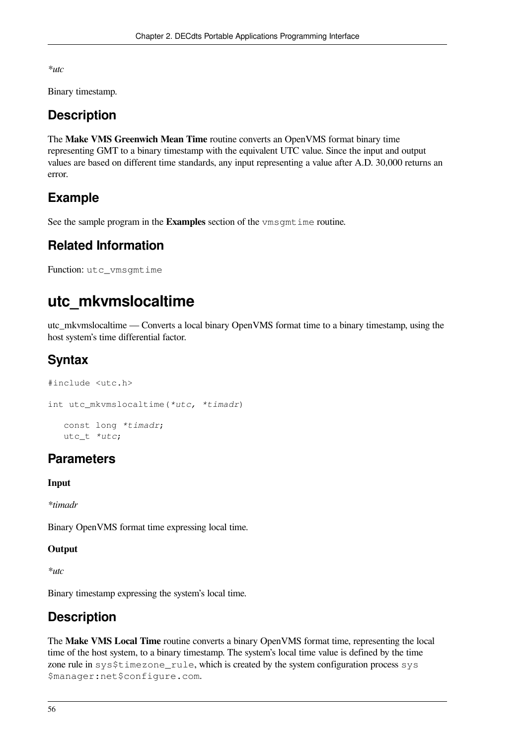*utc

Binary timestamp.

## Description

The **Make VMS Greenwich Mean Time** routine converts an OpenVMS format binary time representing GMT to a binary timestamp with the equivalent UTC value. Since the input and output values are based on different time standards, any input representing a value after A.D. 30,000 returns an error.

## Example

See the sample program in the **Examples** section of the `vmsgmtime` routine.

## Related Information

Function: `utc_vmsgmtime`

# utc_mkvmslocaltime

utc_mkvmslocaltime — Converts a local binary OpenVMS format time to a binary timestamp, using the host system's time differential factor.

## Syntax

```
#include <utc.h>

int utc_mkvmslocaltime(*utc, *timadr)

   const long *timadr;
   utc_t *utc;
```

## Parameters

**Input**

*timadr

Binary OpenVMS format time expressing local time.

**Output**

*utc

Binary timestamp expressing the system's local time.

## Description

The **Make VMS Local Time** routine converts a binary OpenVMS format time, representing the local time of the host system, to a binary timestamp. The system's local time value is defined by the time zone rule in `sys$timezone_rule`, which is created by the system configuration process `sys$manager:net$configure.com`.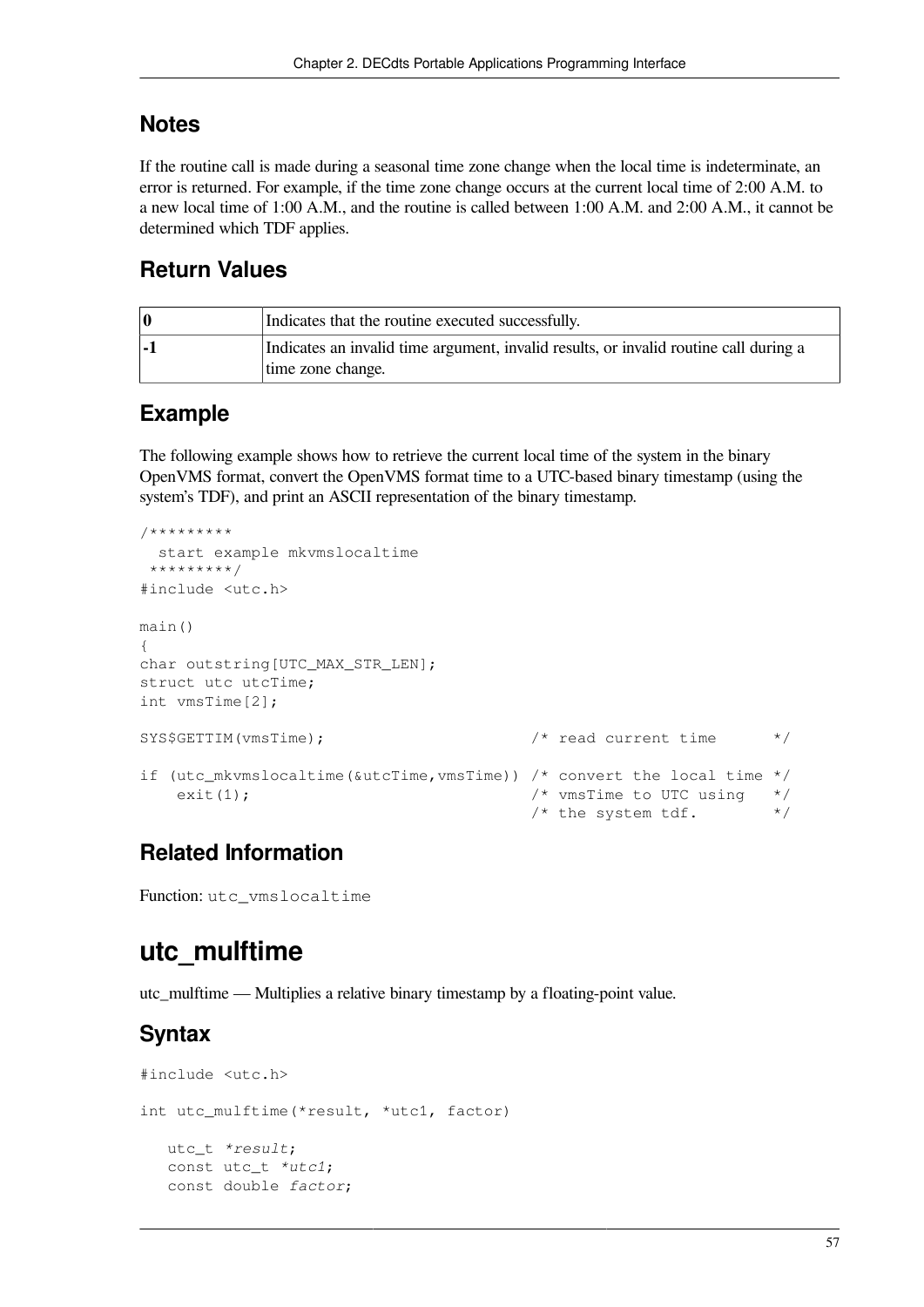## Notes

If the routine call is made during a seasonal time zone change when the local time is indeterminate, an error is returned. For example, if the time zone change occurs at the current local time of 2:00 A.M. to a new local time of 1:00 A.M., and the routine is called between 1:00 A.M. and 2:00 A.M., it cannot be determined which TDF applies.

## Return Values

| | |
|---|---|
| **0** | Indicates that the routine executed successfully. |
| **-1** | Indicates an invalid time argument, invalid results, or invalid routine call during a time zone change. |

## Example

The following example shows how to retrieve the current local time of the system in the binary OpenVMS format, convert the OpenVMS format time to a UTC-based binary timestamp (using the system's TDF), and print an ASCII representation of the binary timestamp.

```
/*********
  start example mkvmslocaltime
 *********/
#include <utc.h>

main()
{
char outstring[UTC_MAX_STR_LEN];
struct utc utcTime;
int vmsTime[2];

SYS$GETTIM(vmsTime);                        /* read current time      */

if (utc_mkvmslocaltime(&utcTime,vmsTime)) /* convert the local time */
    exit(1);                                /* vmsTime to UTC using   */
                                            /* the system tdf.        */
```

## Related Information

Function: `utc_vmslocaltime`

# utc_mulftime

utc_mulftime — Multiplies a relative binary timestamp by a floating-point value.

## Syntax

```
#include <utc.h>

int utc_mulftime(*result, *utc1, factor)

   utc_t *result;
   const utc_t *utc1;
   const double factor;
```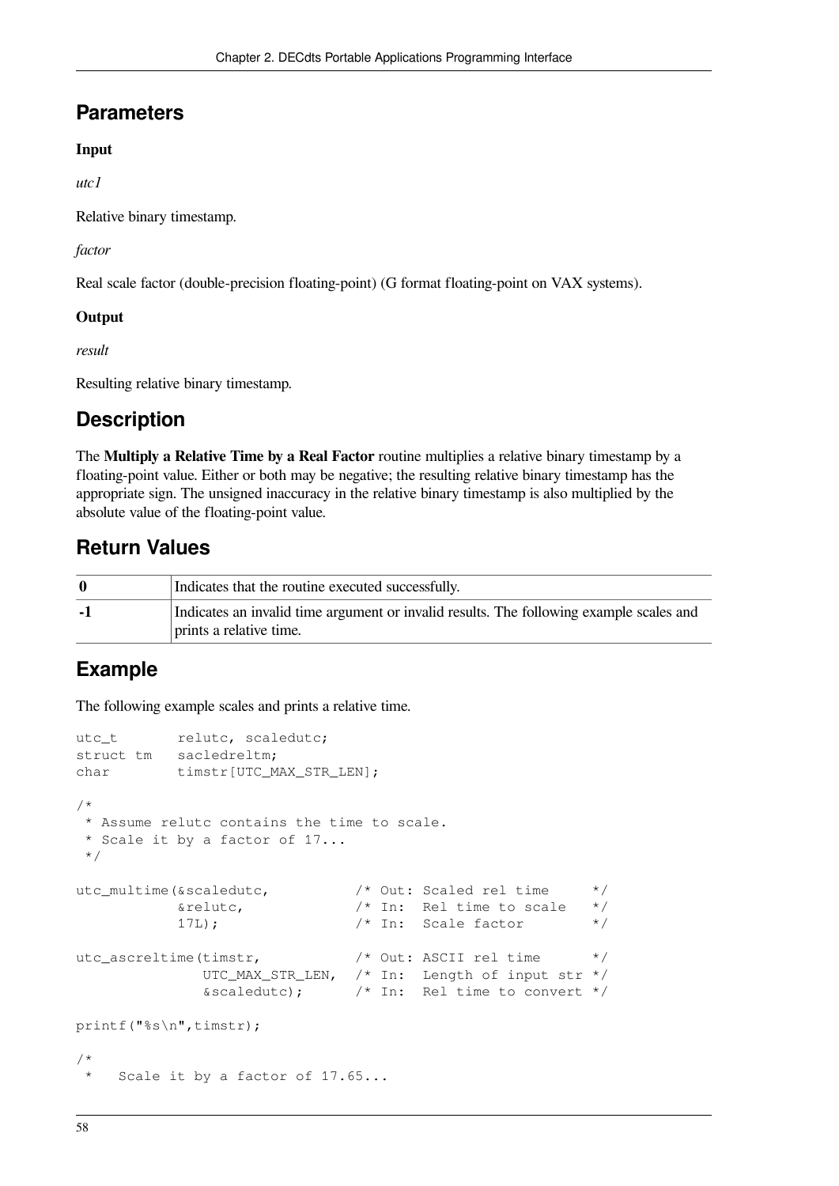## Parameters

**Input**

*utc1*

Relative binary timestamp.

*factor*

Real scale factor (double-precision floating-point) (G format floating-point on VAX systems).

**Output**

*result*

Resulting relative binary timestamp.

## Description

The **Multiply a Relative Time by a Real Factor** routine multiplies a relative binary timestamp by a floating-point value. Either or both may be negative; the resulting relative binary timestamp has the appropriate sign. The unsigned inaccuracy in the relative binary timestamp is also multiplied by the absolute value of the floating-point value.

## Return Values

| | |
|---|---|
| **0** | Indicates that the routine executed successfully. |
| **-1** | Indicates an invalid time argument or invalid results. The following example scales and prints a relative time. |

## Example

The following example scales and prints a relative time.

```
utc_t       relutc, scaledutc;
struct tm   sacledreltm;
char        timstr[UTC_MAX_STR_LEN];

/*
 * Assume relutc contains the time to scale.
 * Scale it by a factor of 17...
 */

utc_multime(&scaledutc,          /* Out: Scaled rel time     */
            &relutc,             /* In:  Rel time to scale   */
            17L);                /* In:  Scale factor        */

utc_ascreltime(timstr,           /* Out: ASCII rel time      */
               UTC_MAX_STR_LEN,  /* In:  Length of input str */
               &scaledutc);      /* In:  Rel time to convert */

printf("%s\n",timstr);

/*
 *   Scale it by a factor of 17.65...
```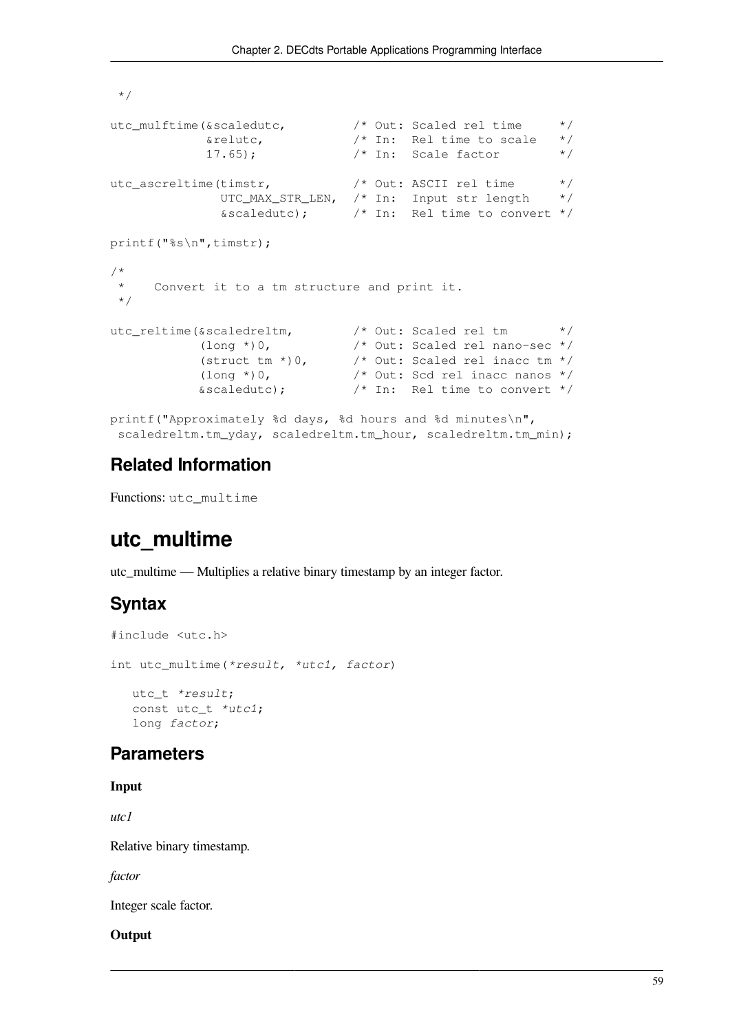```
 */

utc_mulftime(&scaledutc,         /* Out: Scaled rel time     */
             &relutc,            /* In:  Rel time to scale   */
             17.65);             /* In:  Scale factor        */

utc_ascreltime(timstr,           /* Out: ASCII rel time      */
               UTC_MAX_STR_LEN,  /* In:  Input str length    */
               &scaledutc);      /* In:  Rel time to convert */

printf("%s\n",timstr);

/*
 *    Convert it to a tm structure and print it.
 */

utc_reltime(&scaledreltm,        /* Out: Scaled rel tm       */
            (long *)0,           /* Out: Scaled rel nano-sec */
            (struct tm *)0,      /* Out: Scaled rel inacc tm */
            (long *)0,           /* Out: Scd rel inacc nanos */
            &scaledutc);         /* In:  Rel time to convert */

printf("Approximately %d days, %d hours and %d minutes\n",
 scaledreltm.tm_yday, scaledreltm.tm_hour, scaledreltm.tm_min);
```

## Related Information

Functions: `utc_multime`

# utc_multime

utc_multime — Multiplies a relative binary timestamp by an integer factor.

## Syntax

```
#include <utc.h>

int utc_multime(*result, *utc1, factor)

   utc_t *result;
   const utc_t *utc1;
   long factor;
```

## Parameters

**Input**

*utc1*

Relative binary timestamp.

*factor*

Integer scale factor.

**Output**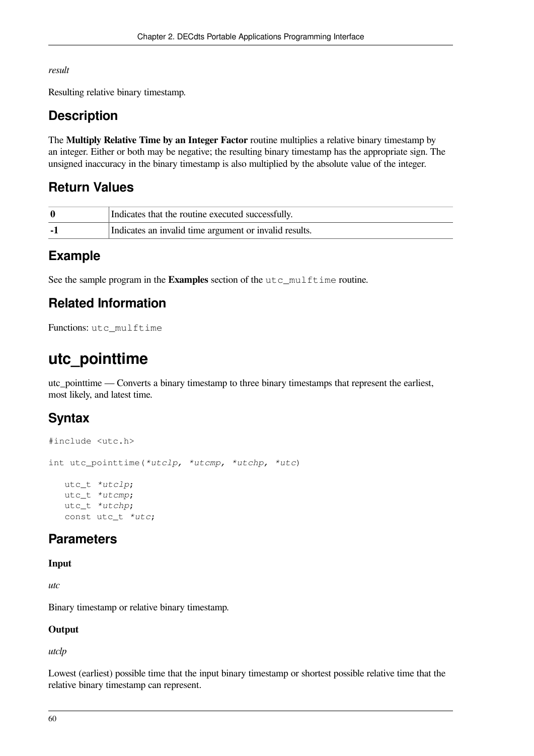*result*

Resulting relative binary timestamp.

## Description

The **Multiply Relative Time by an Integer Factor** routine multiplies a relative binary timestamp by an integer. Either or both may be negative; the resulting binary timestamp has the appropriate sign. The unsigned inaccuracy in the binary timestamp is also multiplied by the absolute value of the integer.

## Return Values

| | |
|---|---|
| **0** | Indicates that the routine executed successfully. |
| **-1** | Indicates an invalid time argument or invalid results. |

## Example

See the sample program in the **Examples** section of the `utc_mulftime` routine.

## Related Information

Functions: `utc_mulftime`

# utc_pointtime

utc_pointtime — Converts a binary timestamp to three binary timestamps that represent the earliest, most likely, and latest time.

## Syntax

```
#include <utc.h>

int utc_pointtime(*utclp, *utcmp, *utchp, *utc)

   utc_t *utclp;
   utc_t *utcmp;
   utc_t *utchp;
   const utc_t *utc;
```

## Parameters

**Input**

*utc*

Binary timestamp or relative binary timestamp.

**Output**

*utclp*

Lowest (earliest) possible time that the input binary timestamp or shortest possible relative time that the relative binary timestamp can represent.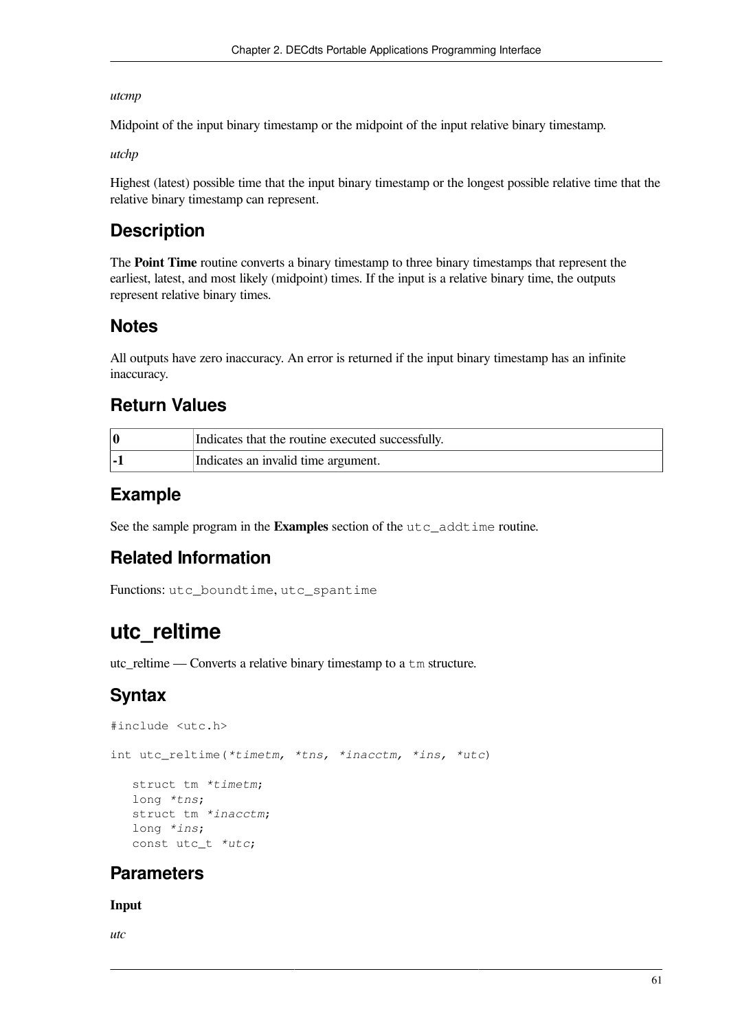*utcmp*

Midpoint of the input binary timestamp or the midpoint of the input relative binary timestamp.

*utchp*

Highest (latest) possible time that the input binary timestamp or the longest possible relative time that the relative binary timestamp can represent.

## Description

The **Point Time** routine converts a binary timestamp to three binary timestamps that represent the earliest, latest, and most likely (midpoint) times. If the input is a relative binary time, the outputs represent relative binary times.

## Notes

All outputs have zero inaccuracy. An error is returned if the input binary timestamp has an infinite inaccuracy.

## Return Values

| | |
|---|---|
| **0** | Indicates that the routine executed successfully. |
| **-1** | Indicates an invalid time argument. |

## Example

See the sample program in the **Examples** section of the `utc_addtime` routine.

## Related Information

Functions: `utc_boundtime`, `utc_spantime`

# utc_reltime

utc_reltime — Converts a relative binary timestamp to a `tm` structure.

## Syntax

```
#include <utc.h>

int utc_reltime(*timetm, *tns, *inacctm, *ins, *utc)

   struct tm *timetm;
   long *tns;
   struct tm *inacctm;
   long *ins;
   const utc_t *utc;
```

## Parameters

**Input**

*utc*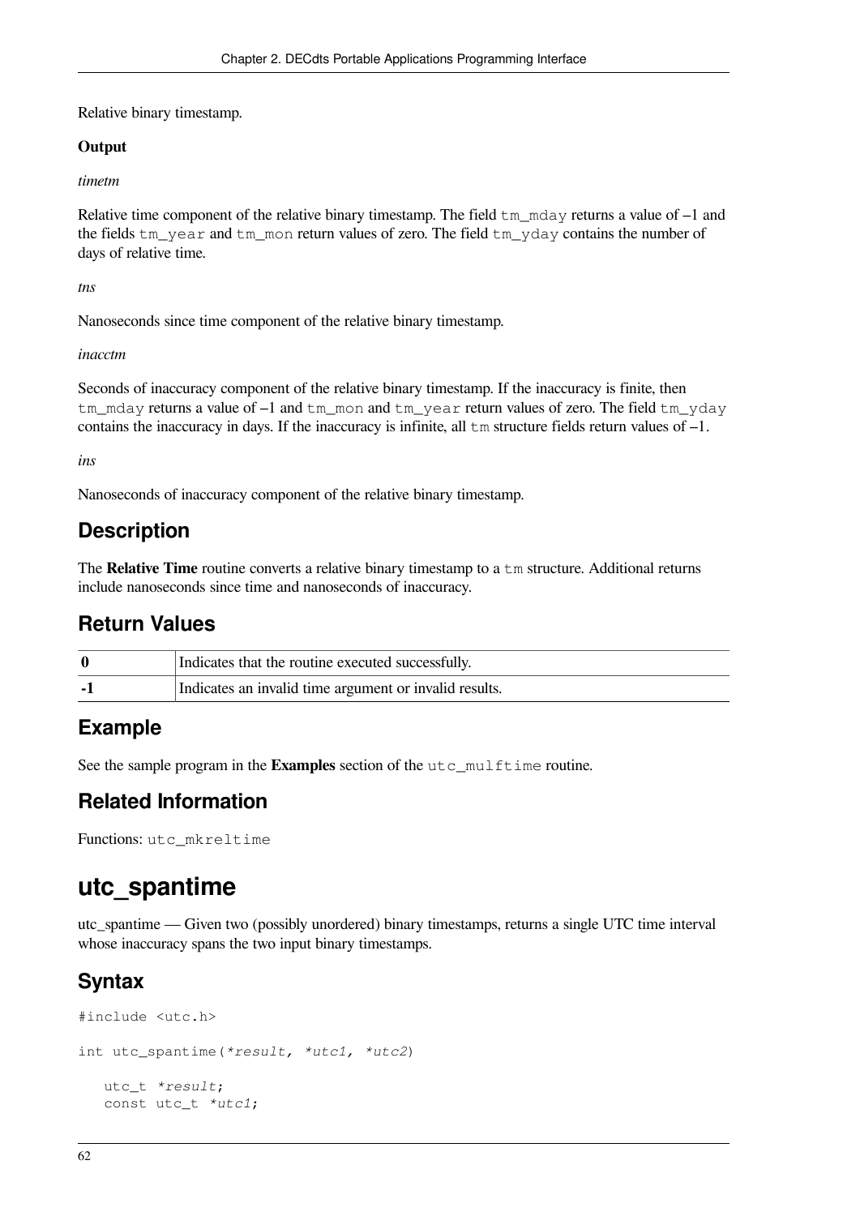Relative binary timestamp.

**Output**

*timetm*

Relative time component of the relative binary timestamp. The field `tm_mday` returns a value of –1 and the fields `tm_year` and `tm_mon` return values of zero. The field `tm_yday` contains the number of days of relative time.

*tns*

Nanoseconds since time component of the relative binary timestamp.

*inacctm*

Seconds of inaccuracy component of the relative binary timestamp. If the inaccuracy is finite, then `tm_mday` returns a value of –1 and `tm_mon` and `tm_year` return values of zero. The field `tm_yday` contains the inaccuracy in days. If the inaccuracy is infinite, all `tm` structure fields return values of –1.

*ins*

Nanoseconds of inaccuracy component of the relative binary timestamp.

## Description

The **Relative Time** routine converts a relative binary timestamp to a `tm` structure. Additional returns include nanoseconds since time and nanoseconds of inaccuracy.

## Return Values

| | |
|---|---|
| **0** | Indicates that the routine executed successfully. |
| **-1** | Indicates an invalid time argument or invalid results. |

## Example

See the sample program in the **Examples** section of the `utc_mulftime` routine.

## Related Information

Functions: `utc_mkreltime`

# utc_spantime

utc_spantime — Given two (possibly unordered) binary timestamps, returns a single UTC time interval whose inaccuracy spans the two input binary timestamps.

## Syntax

```
#include <utc.h>

int utc_spantime(*result, *utc1, *utc2)

   utc_t *result;
   const utc_t *utc1;
```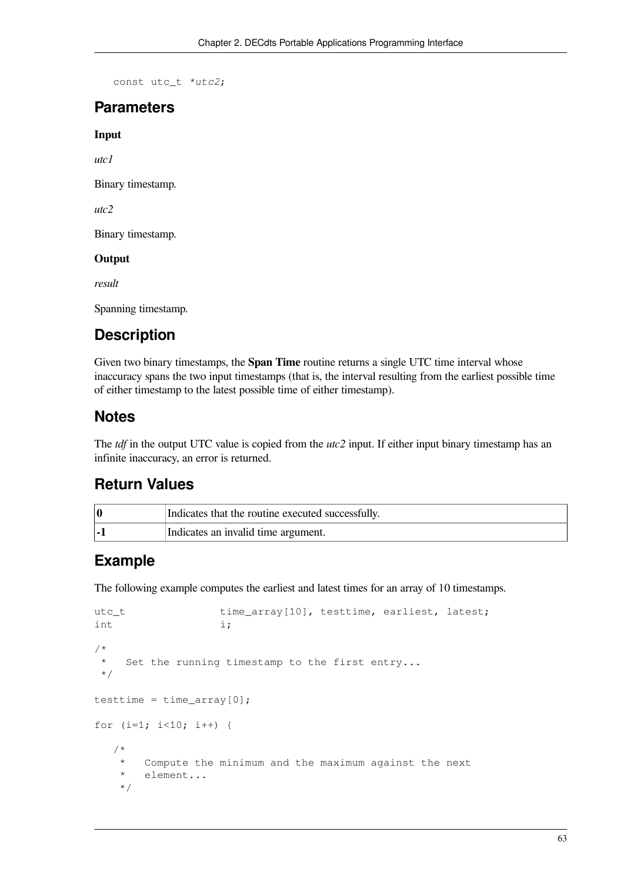```
const utc_t *utc2;
```

## Parameters

**Input**

*utc1*

Binary timestamp.

*utc2*

Binary timestamp.

**Output**

*result*

Spanning timestamp.

## Description

Given two binary timestamps, the **Span Time** routine returns a single UTC time interval whose inaccuracy spans the two input timestamps (that is, the interval resulting from the earliest possible time of either timestamp to the latest possible time of either timestamp).

## Notes

The *tdf* in the output UTC value is copied from the *utc2* input. If either input binary timestamp has an infinite inaccuracy, an error is returned.

## Return Values

| | |
|---|---|
| **0** | Indicates that the routine executed successfully. |
| **-1** | Indicates an invalid time argument. |

## Example

The following example computes the earliest and latest times for an array of 10 timestamps.

```
utc_t               time_array[10], testtime, earliest, latest;
int                 i;

/*
 *   Set the running timestamp to the first entry...
 */

testtime = time_array[0];

for (i=1; i<10; i++) {

   /*
    *   Compute the minimum and the maximum against the next
    *   element...
    */
```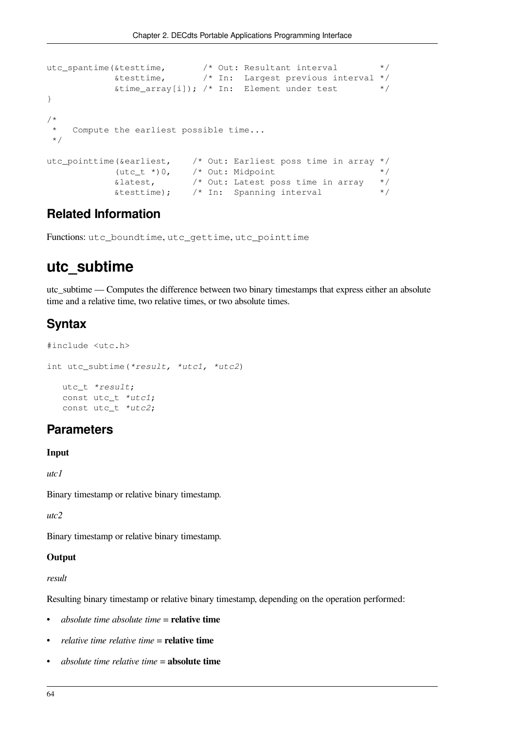```
utc_spantime(&testtime,       /* Out: Resultant interval        */
             &testtime,       /* In:  Largest previous interval */
             &time_array[i]); /* In:  Element under test        */
}

/*
 *   Compute the earliest possible time...
 */

utc_pointtime(&earliest,    /* Out: Earliest poss time in array */
             (utc_t *)0,    /* Out: Midpoint                    */
             &latest,       /* Out: Latest poss time in array   */
             &testtime);    /* In:  Spanning interval           */
```

## Related Information

Functions: `utc_boundtime`, `utc_gettime`, `utc_pointtime`

# utc_subtime

utc_subtime — Computes the difference between two binary timestamps that express either an absolute time and a relative time, two relative times, or two absolute times.

## Syntax

```
#include <utc.h>

int utc_subtime(*result, *utc1, *utc2)

   utc_t *result;
   const utc_t *utc1;
   const utc_t *utc2;
```

## Parameters

**Input**

*utc1*

Binary timestamp or relative binary timestamp.

*utc2*

Binary timestamp or relative binary timestamp.

**Output**

*result*

Resulting binary timestamp or relative binary timestamp, depending on the operation performed:

- *absolute time absolute time* = **relative time**
- *relative time relative time* = **relative time**
- *absolute time relative time* = **absolute time**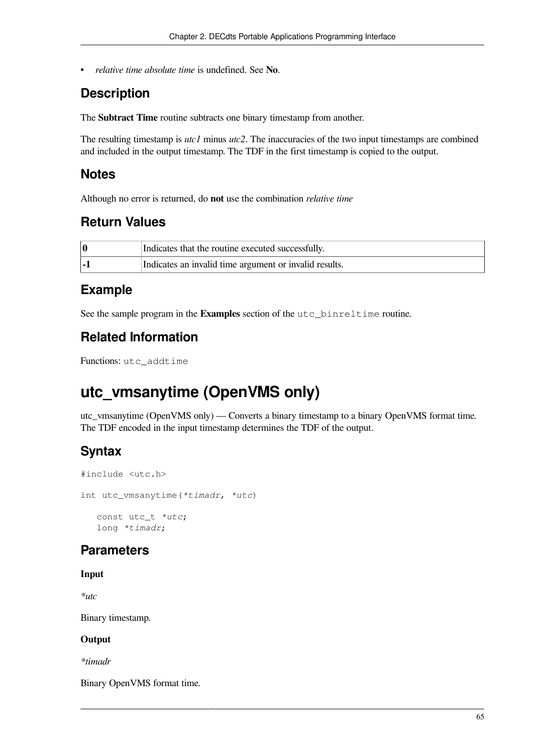- *relative time absolute time* is undefined. See **No**.

## Description

The **Subtract Time** routine subtracts one binary timestamp from another.

The resulting timestamp is *utc1* minus *utc2*. The inaccuracies of the two input timestamps are combined and included in the output timestamp. The TDF in the first timestamp is copied to the output.

## Notes

Although no error is returned, do **not** use the combination *relative time*

## Return Values

| | |
|---|---|
| **0** | Indicates that the routine executed successfully. |
| **-1** | Indicates an invalid time argument or invalid results. |

## Example

See the sample program in the **Examples** section of the `utc_binreltime` routine.

## Related Information

Functions: `utc_addtime`

# utc_vmsanytime (OpenVMS only)

utc_vmsanytime (OpenVMS only) — Converts a binary timestamp to a binary OpenVMS format time. The TDF encoded in the input timestamp determines the TDF of the output.

## Syntax

```
#include <utc.h>

int utc_vmsanytime(*timadr, *utc)

   const utc_t *utc;
   long *timadr;
```

## Parameters

**Input**

*\*utc*

Binary timestamp.

**Output**

*\*timadr*

Binary OpenVMS format time.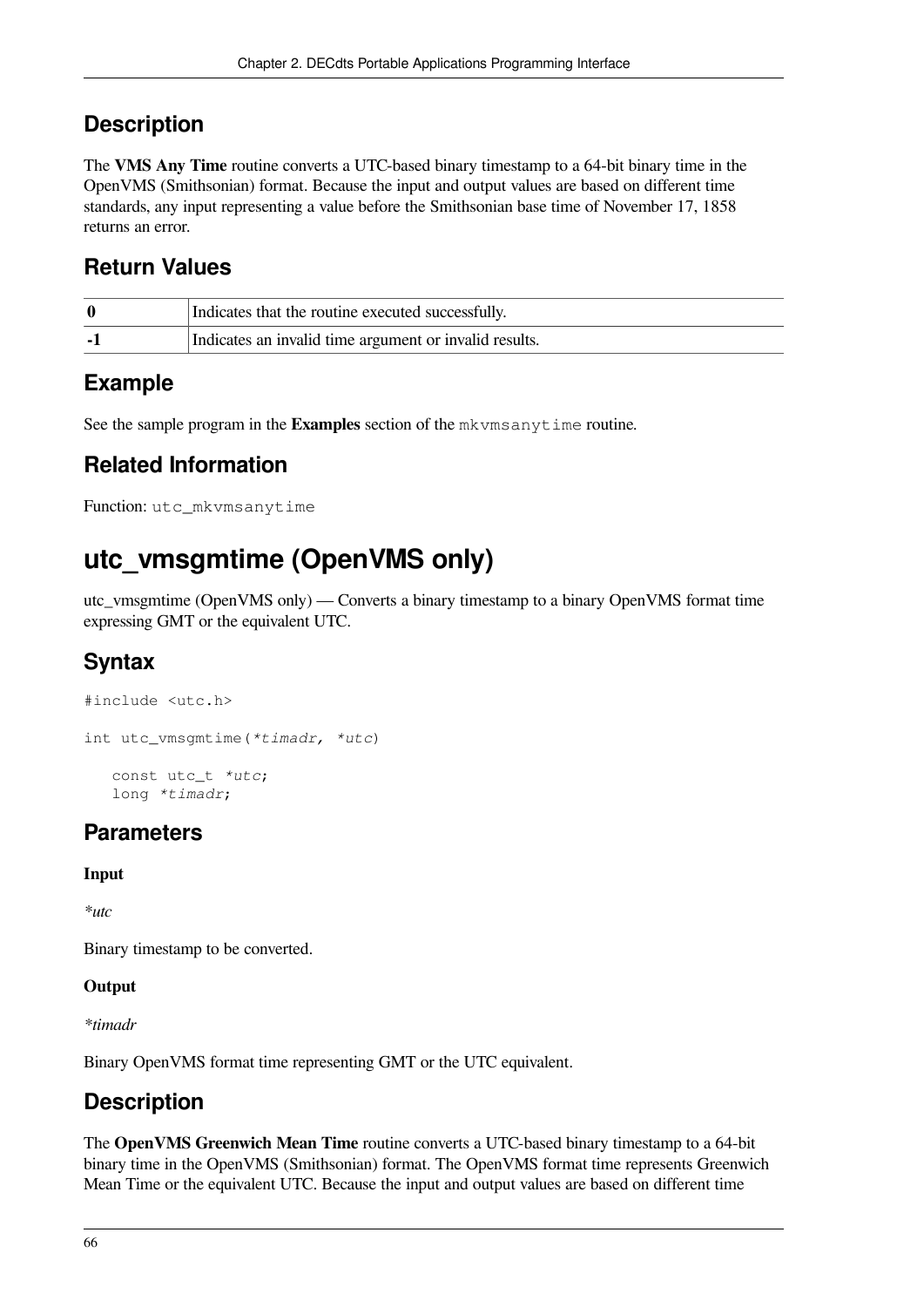## Description

The **VMS Any Time** routine converts a UTC-based binary timestamp to a 64-bit binary time in the OpenVMS (Smithsonian) format. Because the input and output values are based on different time standards, any input representing a value before the Smithsonian base time of November 17, 1858 returns an error.

## Return Values

| | |
|---|---|
| **0** | Indicates that the routine executed successfully. |
| **-1** | Indicates an invalid time argument or invalid results. |

## Example

See the sample program in the **Examples** section of the `mkvmsanytime` routine.

## Related Information

Function: `utc_mkvmsanytime`

# utc_vmsgmtime (OpenVMS only)

utc_vmsgmtime (OpenVMS only) — Converts a binary timestamp to a binary OpenVMS format time expressing GMT or the equivalent UTC.

## Syntax

```
#include <utc.h>

int utc_vmsgmtime(*timadr, *utc)

   const utc_t *utc;
   long *timadr;
```

## Parameters

**Input**

*\*utc*

Binary timestamp to be converted.

**Output**

*\*timadr*

Binary OpenVMS format time representing GMT or the UTC equivalent.

## Description

The **OpenVMS Greenwich Mean Time** routine converts a UTC-based binary timestamp to a 64-bit binary time in the OpenVMS (Smithsonian) format. The OpenVMS format time represents Greenwich Mean Time or the equivalent UTC. Because the input and output values are based on different time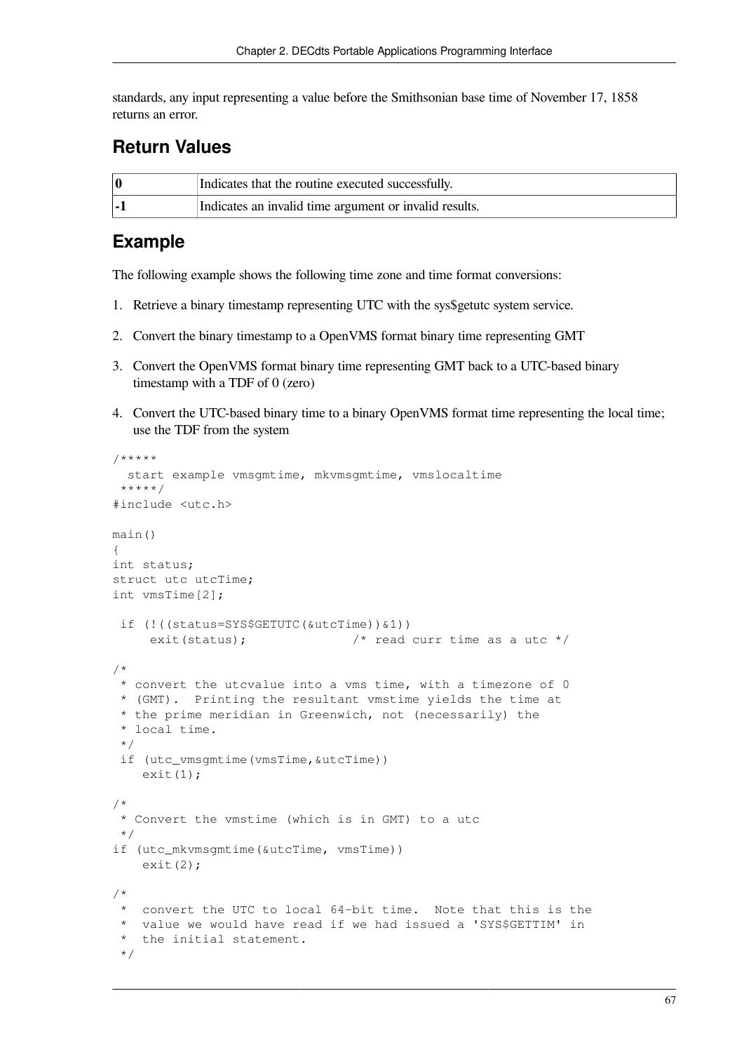standards, any input representing a value before the Smithsonian base time of November 17, 1858 returns an error.

## Return Values

| | |
|---|---|
| **0** | Indicates that the routine executed successfully. |
| **-1** | Indicates an invalid time argument or invalid results. |

## Example

The following example shows the following time zone and time format conversions:

1. Retrieve a binary timestamp representing UTC with the sys$getutc system service.
2. Convert the binary timestamp to a OpenVMS format binary time representing GMT
3. Convert the OpenVMS format binary time representing GMT back to a UTC-based binary timestamp with a TDF of 0 (zero)
4. Convert the UTC-based binary time to a binary OpenVMS format time representing the local time; use the TDF from the system

```
/*****
  start example vmsgmtime, mkvmsgmtime, vmslocaltime
 *****/
#include <utc.h>

main()
{
int status;
struct utc utcTime;
int vmsTime[2];

 if (!((status=SYS$GETUTC(&utcTime))&1))
     exit(status);              /* read curr time as a utc */

/*
 * convert the utcvalue into a vms time, with a timezone of 0
 * (GMT).  Printing the resultant vmstime yields the time at
 * the prime meridian in Greenwich, not (necessarily) the
 * local time.
 */
 if (utc_vmsgmtime(vmsTime,&utcTime))
    exit(1);

/*
 * Convert the vmstime (which is in GMT) to a utc
 */
if (utc_mkvmsgmtime(&utcTime, vmsTime))
    exit(2);

/*
 *  convert the UTC to local 64-bit time.  Note that this is the
 *  value we would have read if we had issued a 'SYS$GETTIM' in
 *  the initial statement.
 */
```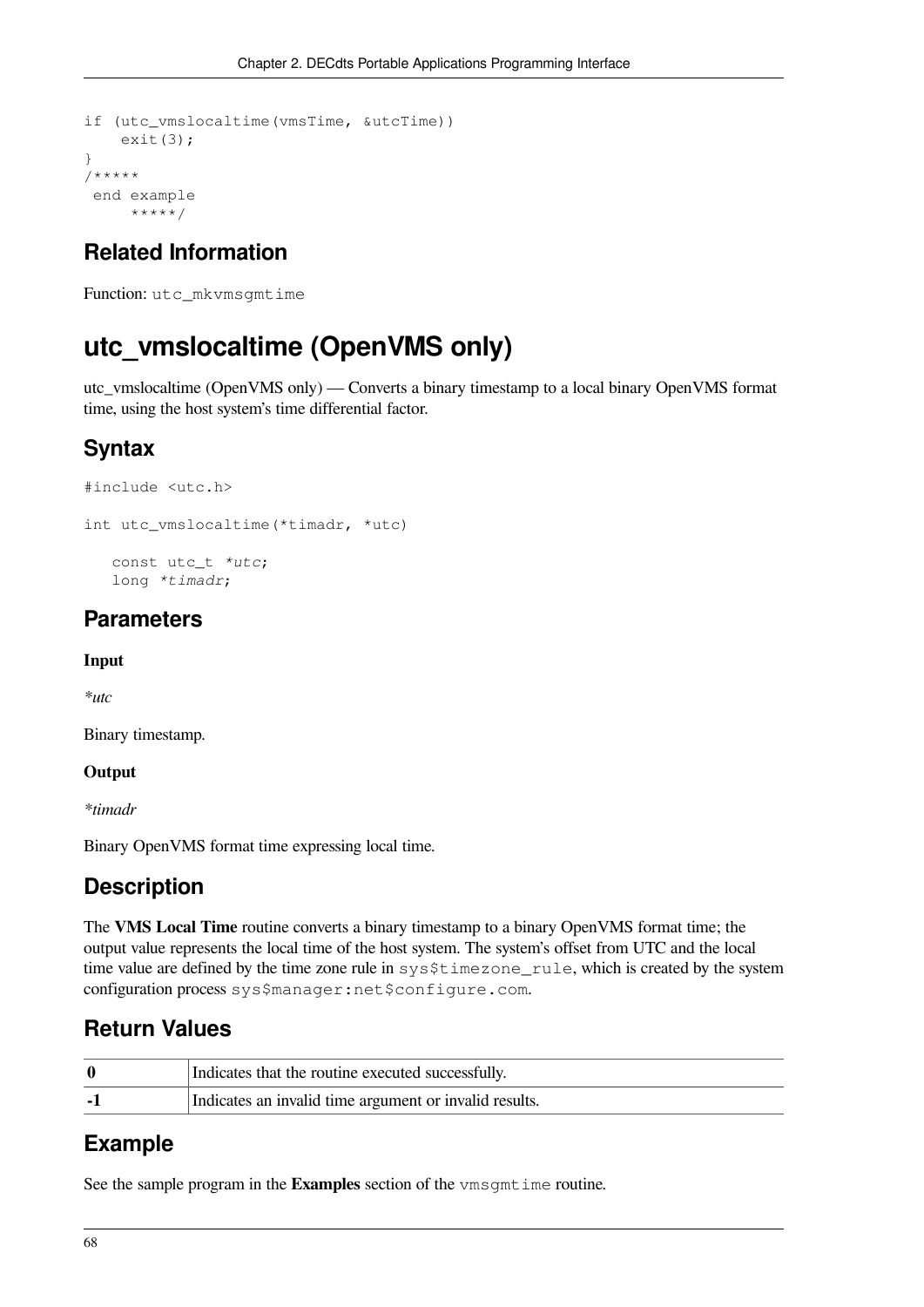```
if (utc_vmslocaltime(vmsTime, &utcTime))
    exit(3);
}
/*****
 end example
     *****/
```

## Related Information

Function: `utc_mkvmsgmtime`

# utc_vmslocaltime (OpenVMS only)

utc_vmslocaltime (OpenVMS only) — Converts a binary timestamp to a local binary OpenVMS format time, using the host system's time differential factor.

## Syntax

```
#include <utc.h>

int utc_vmslocaltime(*timadr, *utc)

   const utc_t *utc;
   long *timadr;
```

## Parameters

**Input**

*\*utc*

Binary timestamp.

**Output**

*\*timadr*

Binary OpenVMS format time expressing local time.

## Description

The **VMS Local Time** routine converts a binary timestamp to a binary OpenVMS format time; the output value represents the local time of the host system. The system's offset from UTC and the local time value are defined by the time zone rule in `sys$timezone_rule`, which is created by the system configuration process `sys$manager:net$configure.com`.

## Return Values

| | |
|---|---|
| **0** | Indicates that the routine executed successfully. |
| **-1** | Indicates an invalid time argument or invalid results. |

## Example

See the sample program in the **Examples** section of the `vmsgmtime` routine.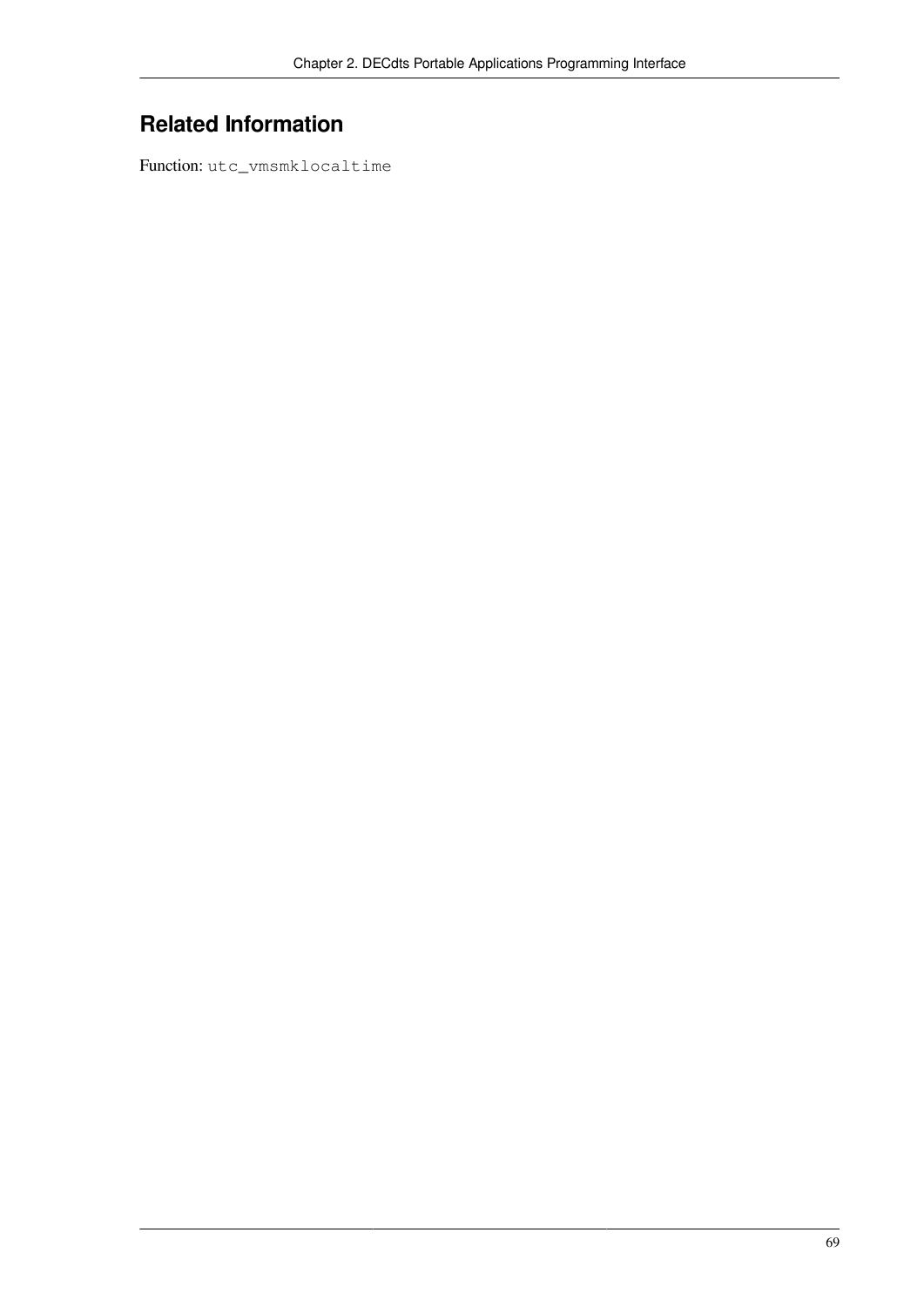## Related Information

Function: `utc_vmsmklocaltime`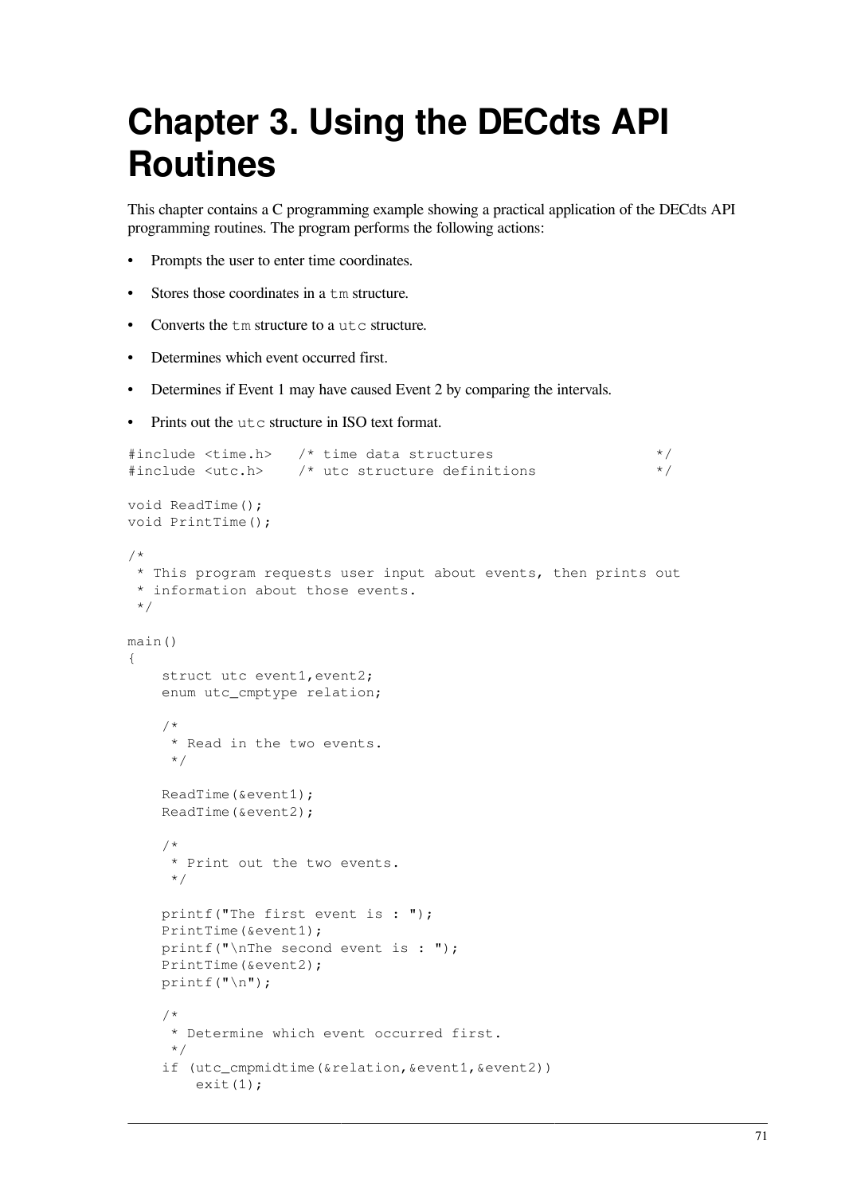# Chapter 3. Using the DECdts API Routines

This chapter contains a C programming example showing a practical application of the DECdts API programming routines. The program performs the following actions:

- Prompts the user to enter time coordinates.
- Stores those coordinates in a `tm` structure.
- Converts the `tm` structure to a `utc` structure.
- Determines which event occurred first.
- Determines if Event 1 may have caused Event 2 by comparing the intervals.
- Prints out the `utc` structure in ISO text format.

```
#include <time.h>   /* time data structures                 */
#include <utc.h>    /* utc structure definitions            */

void ReadTime();
void PrintTime();

/*
 * This program requests user input about events, then prints out
 * information about those events.
 */

main()
{
    struct utc event1,event2;
    enum utc_cmptype relation;

    /*
     * Read in the two events.
     */

    ReadTime(&event1);
    ReadTime(&event2);

    /*
     * Print out the two events.
     */

    printf("The first event is : ");
    PrintTime(&event1);
    printf("\nThe second event is : ");
    PrintTime(&event2);
    printf("\n");

    /*
     * Determine which event occurred first.
     */
    if (utc_cmpmidtime(&relation,&event1,&event2))
        exit(1);
```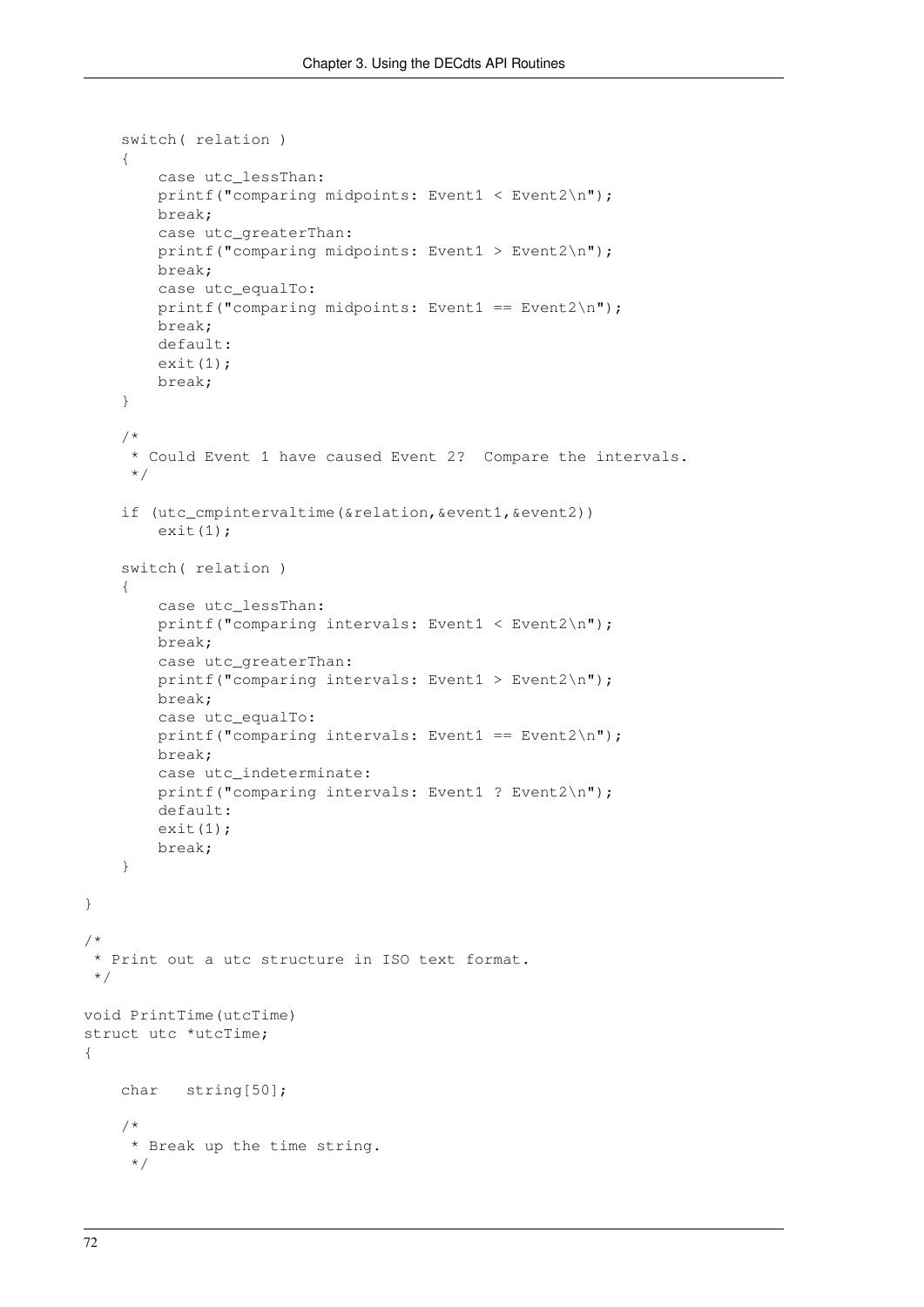```
    switch( relation )
    {
        case utc_lessThan:
        printf("comparing midpoints: Event1 < Event2\n");
        break;
        case utc_greaterThan:
        printf("comparing midpoints: Event1 > Event2\n");
        break;
        case utc_equalTo:
        printf("comparing midpoints: Event1 == Event2\n");
        break;
        default:
        exit(1);
        break;
    }

    /*
     * Could Event 1 have caused Event 2?  Compare the intervals.
     */

    if (utc_cmpintervaltime(&relation,&event1,&event2))
        exit(1);

    switch( relation )
    {
        case utc_lessThan:
        printf("comparing intervals: Event1 < Event2\n");
        break;
        case utc_greaterThan:
        printf("comparing intervals: Event1 > Event2\n");
        break;
        case utc_equalTo:
        printf("comparing intervals: Event1 == Event2\n");
        break;
        case utc_indeterminate:
        printf("comparing intervals: Event1 ? Event2\n");
        default:
        exit(1);
        break;
    }

}

/*
 * Print out a utc structure in ISO text format.
 */

void PrintTime(utcTime)
struct utc *utcTime;
{

    char   string[50];

    /*
     * Break up the time string.
     */
```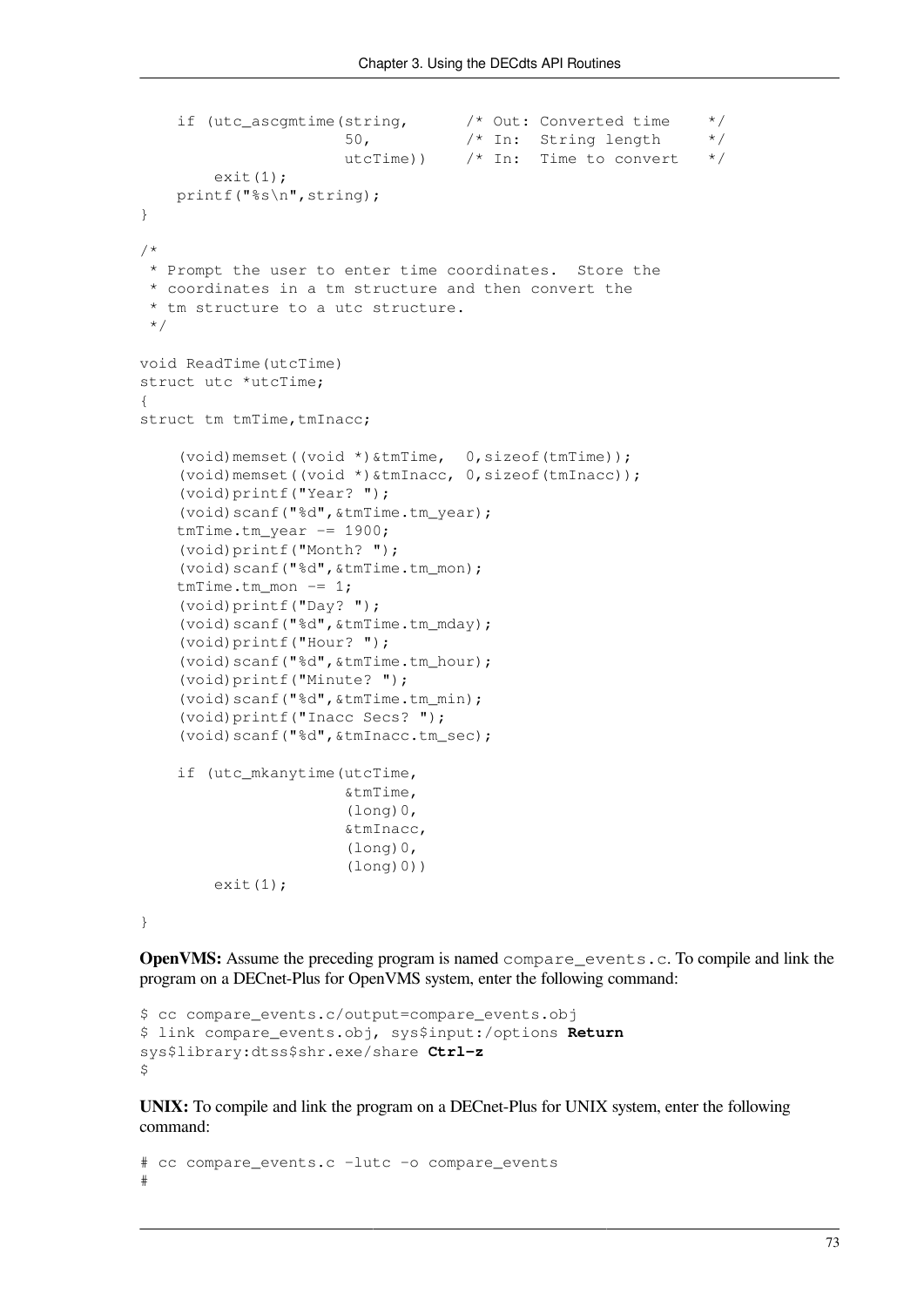```
    if (utc_ascgmtime(string,       /* Out: Converted time    */
                      50,           /* In:  String length     */
                      utcTime))     /* In:  Time to convert   */
        exit(1);
    printf("%s\n",string);
}

/*
 * Prompt the user to enter time coordinates.  Store the
 * coordinates in a tm structure and then convert the
 * tm structure to a utc structure.
 */

void ReadTime(utcTime)
struct utc *utcTime;
{
struct tm tmTime,tmInacc;

     (void)memset((void *)&tmTime,  0,sizeof(tmTime));
     (void)memset((void *)&tmInacc, 0,sizeof(tmInacc));
     (void)printf("Year? ");
     (void)scanf("%d",&tmTime.tm_year);
    tmTime.tm_year -= 1900;
     (void)printf("Month? ");
     (void)scanf("%d",&tmTime.tm_mon);
    tmTime.tm_mon -= 1;
     (void)printf("Day? ");
     (void)scanf("%d",&tmTime.tm_mday);
     (void)printf("Hour? ");
     (void)scanf("%d",&tmTime.tm_hour);
     (void)printf("Minute? ");
     (void)scanf("%d",&tmTime.tm_min);
     (void)printf("Inacc Secs? ");
     (void)scanf("%d",&tmInacc.tm_sec);

    if (utc_mkanytime(utcTime,
                      &tmTime,
                      (long)0,
                      &tmInacc,
                      (long)0,
                      (long)0))
        exit(1);

}
```

**OpenVMS:** Assume the preceding program is named `compare_events.c`. To compile and link the program on a DECnet-Plus for OpenVMS system, enter the following command:

```
$ cc compare_events.c/output=compare_events.obj
$ link compare_events.obj, sys$input:/options Return
sys$library:dtss$shr.exe/share Ctrl-z
$
```

**UNIX:** To compile and link the program on a DECnet-Plus for UNIX system, enter the following command:

```
# cc compare_events.c -lutc -o compare_events
#
```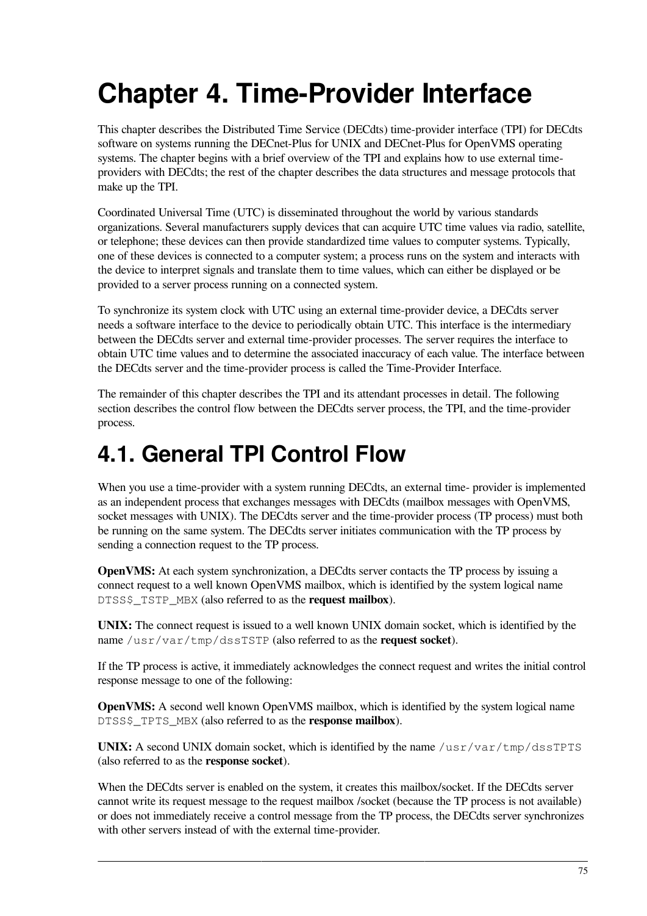# Chapter 4. Time-Provider Interface

This chapter describes the Distributed Time Service (DECdts) time-provider interface (TPI) for DECdts software on systems running the DECnet-Plus for UNIX and DECnet-Plus for OpenVMS operating systems. The chapter begins with a brief overview of the TPI and explains how to use external time-providers with DECdts; the rest of the chapter describes the data structures and message protocols that make up the TPI.

Coordinated Universal Time (UTC) is disseminated throughout the world by various standards organizations. Several manufacturers supply devices that can acquire UTC time values via radio, satellite, or telephone; these devices can then provide standardized time values to computer systems. Typically, one of these devices is connected to a computer system; a process runs on the system and interacts with the device to interpret signals and translate them to time values, which can either be displayed or be provided to a server process running on a connected system.

To synchronize its system clock with UTC using an external time-provider device, a DECdts server needs a software interface to the device to periodically obtain UTC. This interface is the intermediary between the DECdts server and external time-provider processes. The server requires the interface to obtain UTC time values and to determine the associated inaccuracy of each value. The interface between the DECdts server and the time-provider process is called the Time-Provider Interface.

The remainder of this chapter describes the TPI and its attendant processes in detail. The following section describes the control flow between the DECdts server process, the TPI, and the time-provider process.

## 4.1. General TPI Control Flow

When you use a time-provider with a system running DECdts, an external time- provider is implemented as an independent process that exchanges messages with DECdts (mailbox messages with OpenVMS, socket messages with UNIX). The DECdts server and the time-provider process (TP process) must both be running on the same system. The DECdts server initiates communication with the TP process by sending a connection request to the TP process.

**OpenVMS:** At each system synchronization, a DECdts server contacts the TP process by issuing a connect request to a well known OpenVMS mailbox, which is identified by the system logical name `DTSS$_TSTP_MBX` (also referred to as the **request mailbox**).

**UNIX:** The connect request is issued to a well known UNIX domain socket, which is identified by the name `/usr/var/tmp/dssTSTP` (also referred to as the **request socket**).

If the TP process is active, it immediately acknowledges the connect request and writes the initial control response message to one of the following:

**OpenVMS:** A second well known OpenVMS mailbox, which is identified by the system logical name `DTSS$_TPTS_MBX` (also referred to as the **response mailbox**).

**UNIX:** A second UNIX domain socket, which is identified by the name `/usr/var/tmp/dssTPTS` (also referred to as the **response socket**).

When the DECdts server is enabled on the system, it creates this mailbox/socket. If the DECdts server cannot write its request message to the request mailbox /socket (because the TP process is not available) or does not immediately receive a control message from the TP process, the DECdts server synchronizes with other servers instead of with the external time-provider.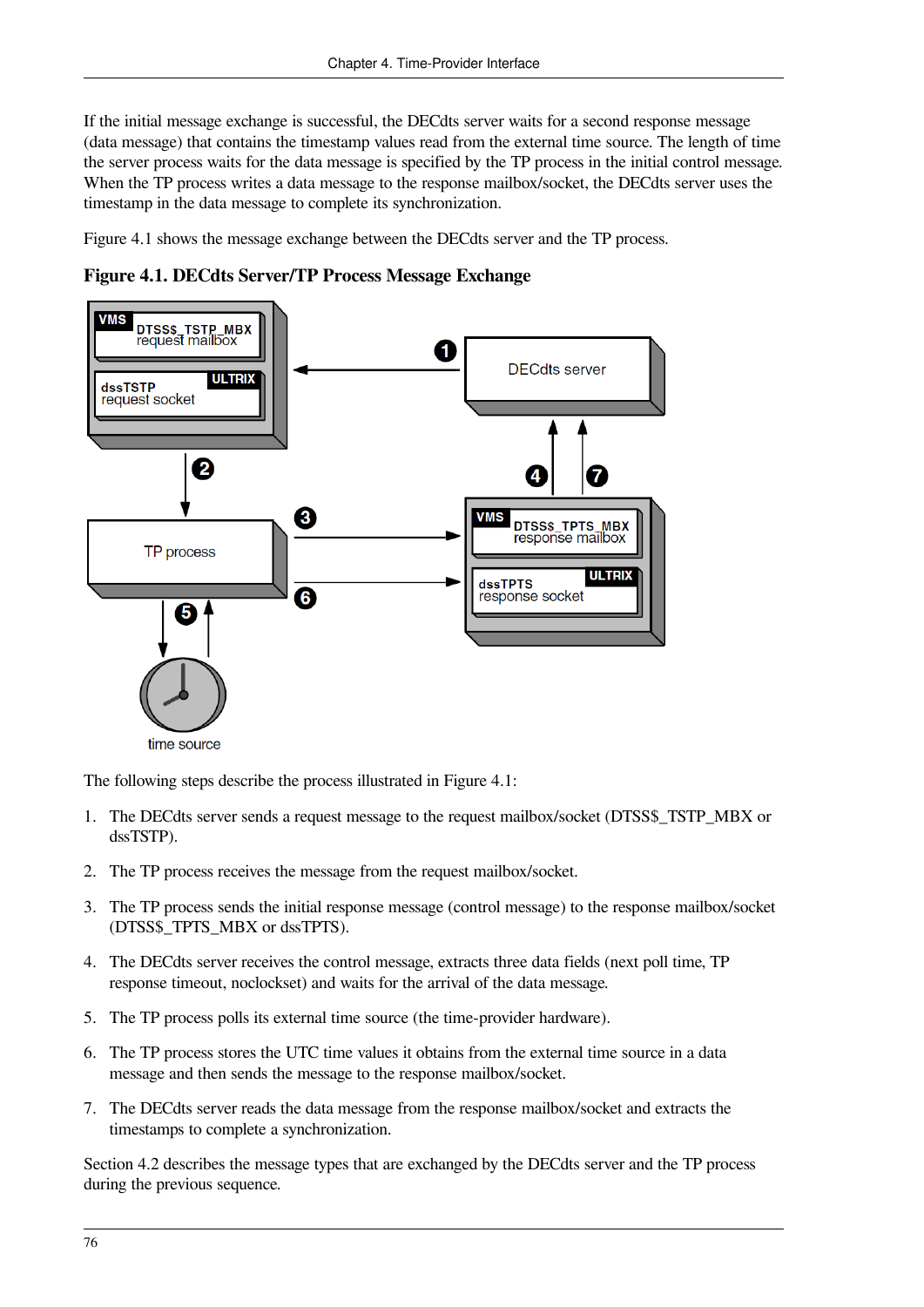If the initial message exchange is successful, the DECdts server waits for a second response message (data message) that contains the timestamp values read from the external time source. The length of time the server process waits for the data message is specified by the TP process in the initial control message. When the TP process writes a data message to the response mailbox/socket, the DECdts server uses the timestamp in the data message to complete its synchronization.

Figure 4.1 shows the message exchange between the DECdts server and the TP process.

**Figure 4.1. DECdts Server/TP Process Message Exchange**

The following steps describe the process illustrated in Figure 4.1:

1. The DECdts server sends a request message to the request mailbox/socket (DTSS$_TSTP_MBX or dssTSTP).
2. The TP process receives the message from the request mailbox/socket.
3. The TP process sends the initial response message (control message) to the response mailbox/socket (DTSS$_TPTS_MBX or dssTPTS).
4. The DECdts server receives the control message, extracts three data fields (next poll time, TP response timeout, noclockset) and waits for the arrival of the data message.
5. The TP process polls its external time source (the time-provider hardware).
6. The TP process stores the UTC time values it obtains from the external time source in a data message and then sends the message to the response mailbox/socket.
7. The DECdts server reads the data message from the response mailbox/socket and extracts the timestamps to complete a synchronization.

Section 4.2 describes the message types that are exchanged by the DECdts server and the TP process during the previous sequence.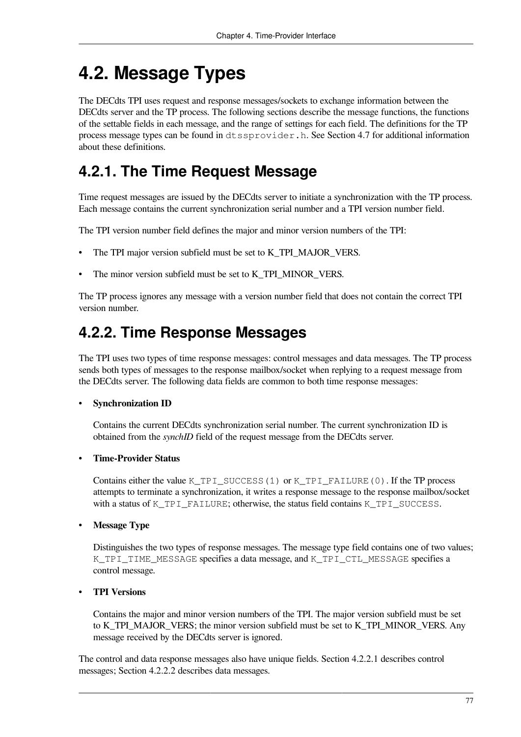# 4.2. Message Types

The DECdts TPI uses request and response messages/sockets to exchange information between the DECdts server and the TP process. The following sections describe the message functions, the functions of the settable fields in each message, and the range of settings for each field. The definitions for the TP process message types can be found in `dtssprovider.h`. See Section 4.7 for additional information about these definitions.

## 4.2.1. The Time Request Message

Time request messages are issued by the DECdts server to initiate a synchronization with the TP process. Each message contains the current synchronization serial number and a TPI version number field.

The TPI version number field defines the major and minor version numbers of the TPI:

- The TPI major version subfield must be set to K_TPI_MAJOR_VERS.
- The minor version subfield must be set to K_TPI_MINOR_VERS.

The TP process ignores any message with a version number field that does not contain the correct TPI version number.

## 4.2.2. Time Response Messages

The TPI uses two types of time response messages: control messages and data messages. The TP process sends both types of messages to the response mailbox/socket when replying to a request message from the DECdts server. The following data fields are common to both time response messages:

- **Synchronization ID**

  Contains the current DECdts synchronization serial number. The current synchronization ID is obtained from the *synchID* field of the request message from the DECdts server.

- **Time-Provider Status**

  Contains either the value `K_TPI_SUCCESS(1)` or `K_TPI_FAILURE(0)`. If the TP process attempts to terminate a synchronization, it writes a response message to the response mailbox/socket with a status of `K_TPI_FAILURE`; otherwise, the status field contains `K_TPI_SUCCESS`.

- **Message Type**

  Distinguishes the two types of response messages. The message type field contains one of two values; `K_TPI_TIME_MESSAGE` specifies a data message, and `K_TPI_CTL_MESSAGE` specifies a control message.

- **TPI Versions**

  Contains the major and minor version numbers of the TPI. The major version subfield must be set to K_TPI_MAJOR_VERS; the minor version subfield must be set to K_TPI_MINOR_VERS. Any message received by the DECdts server is ignored.

The control and data response messages also have unique fields. Section 4.2.2.1 describes control messages; Section 4.2.2.2 describes data messages.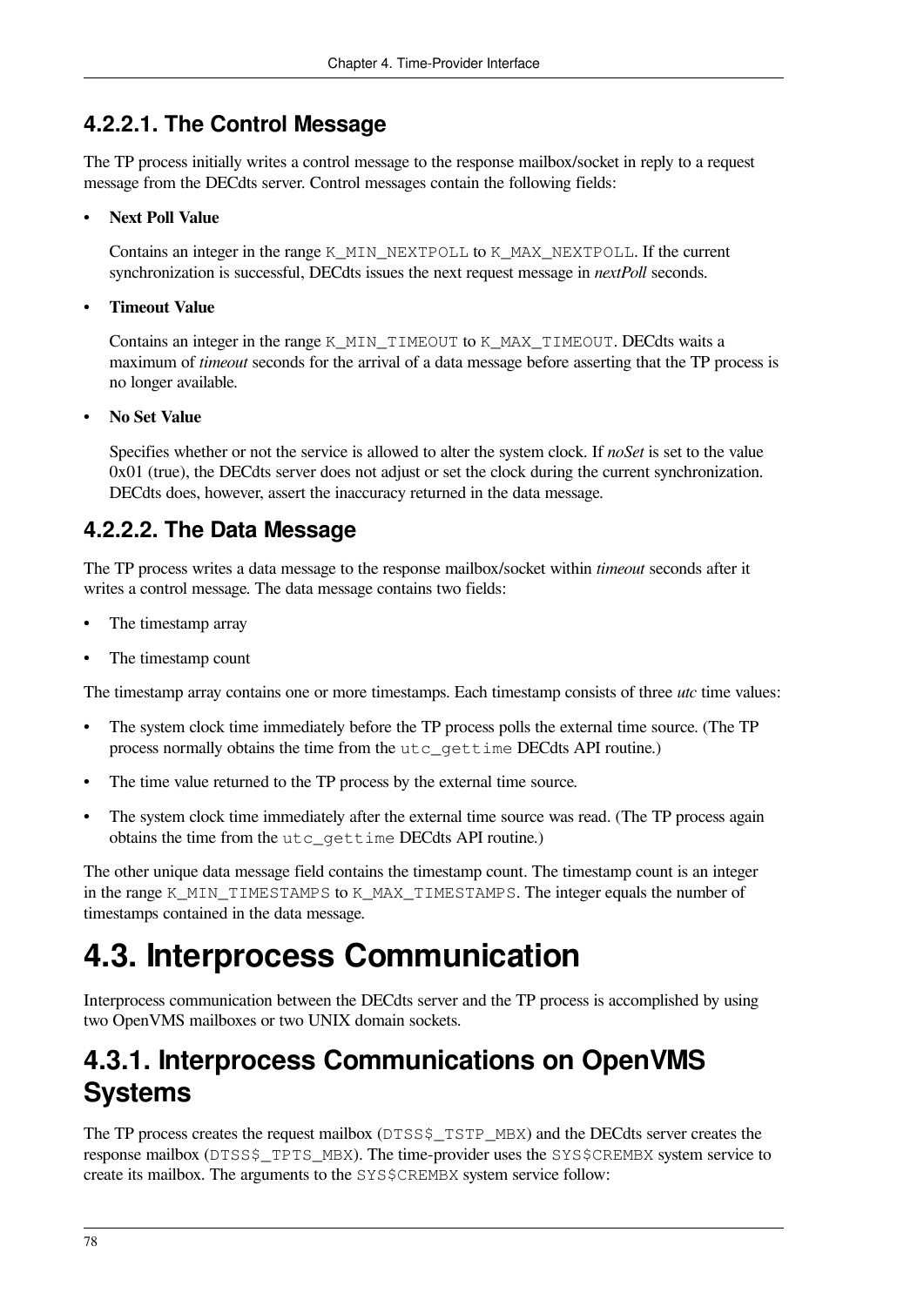#### 4.2.2.1. The Control Message

The TP process initially writes a control message to the response mailbox/socket in reply to a request message from the DECdts server. Control messages contain the following fields:

- **Next Poll Value**

  Contains an integer in the range `K_MIN_NEXTPOLL` to `K_MAX_NEXTPOLL`. If the current synchronization is successful, DECdts issues the next request message in *nextPoll* seconds.

- **Timeout Value**

  Contains an integer in the range `K_MIN_TIMEOUT` to `K_MAX_TIMEOUT`. DECdts waits a maximum of *timeout* seconds for the arrival of a data message before asserting that the TP process is no longer available.

- **No Set Value**

  Specifies whether or not the service is allowed to alter the system clock. If *noSet* is set to the value 0x01 (true), the DECdts server does not adjust or set the clock during the current synchronization. DECdts does, however, assert the inaccuracy returned in the data message.

#### 4.2.2.2. The Data Message

The TP process writes a data message to the response mailbox/socket within *timeout* seconds after it writes a control message. The data message contains two fields:

- The timestamp array
- The timestamp count

The timestamp array contains one or more timestamps. Each timestamp consists of three *utc* time values:

- The system clock time immediately before the TP process polls the external time source. (The TP process normally obtains the time from the `utc_gettime` DECdts API routine.)
- The time value returned to the TP process by the external time source.
- The system clock time immediately after the external time source was read. (The TP process again obtains the time from the `utc_gettime` DECdts API routine.)

The other unique data message field contains the timestamp count. The timestamp count is an integer in the range `K_MIN_TIMESTAMPS` to `K_MAX_TIMESTAMPS`. The integer equals the number of timestamps contained in the data message.

# 4.3. Interprocess Communication

Interprocess communication between the DECdts server and the TP process is accomplished by using two OpenVMS mailboxes or two UNIX domain sockets.

## 4.3.1. Interprocess Communications on OpenVMS Systems

The TP process creates the request mailbox (`DTSS$_TSTP_MBX`) and the DECdts server creates the response mailbox (`DTSS$_TPTS_MBX`). The time-provider uses the `SYS$CREMBX` system service to create its mailbox. The arguments to the `SYS$CREMBX` system service follow: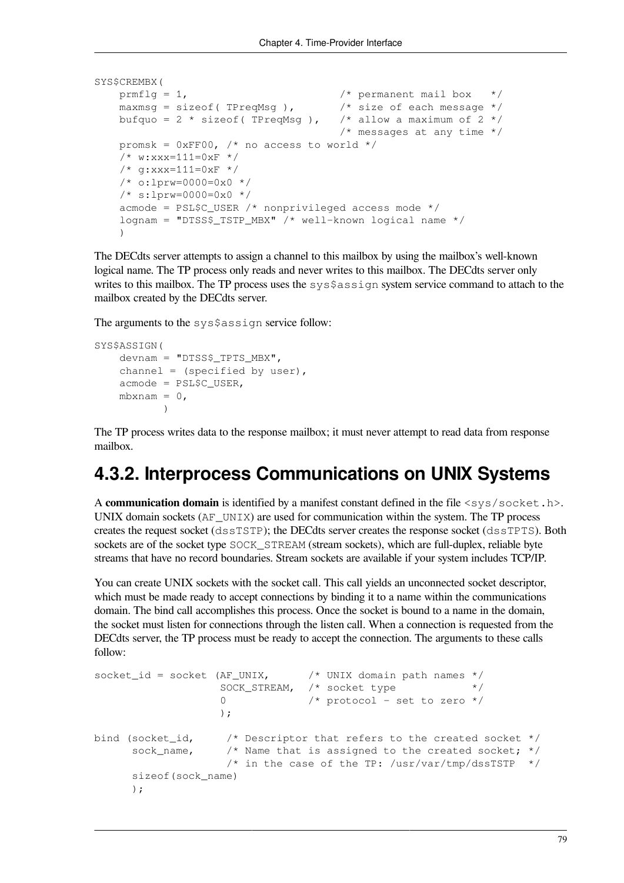```
SYS$CREMBX(
    prmflg = 1,                         /* permanent mail box   */
    maxmsg = sizeof( TPreqMsg ),        /* size of each message */
    bufquo = 2 * sizeof( TPreqMsg ),    /* allow a maximum of 2 */
                                        /* messages at any time */
    promsk = 0xFF00, /* no access to world */
    /* w:xxx=111=0xF */
    /* g:xxx=111=0xF */
    /* o:lprw=0000=0x0 */
    /* s:lprw=0000=0x0 */
    acmode = PSL$C_USER /* nonprivileged access mode */
    lognam = "DTSS$_TSTP_MBX" /* well-known logical name */
    )
```

The DECdts server attempts to assign a channel to this mailbox by using the mailbox's well-known logical name. The TP process only reads and never writes to this mailbox. The DECdts server only writes to this mailbox. The TP process uses the `sys$assign` system service command to attach to the mailbox created by the DECdts server.

The arguments to the `sys$assign` service follow:

```
SYS$ASSIGN(
    devnam = "DTSS$_TPTS_MBX",
    channel = (specified by user),
    acmode = PSL$C_USER,
    mbxnam = 0,
          )
```

The TP process writes data to the response mailbox; it must never attempt to read data from response mailbox.

## 4.3.2. Interprocess Communications on UNIX Systems

A **communication domain** is identified by a manifest constant defined in the file `<sys/socket.h>`. UNIX domain sockets (`AF_UNIX`) are used for communication within the system. The TP process creates the request socket (`dssTSTP`); the DECdts server creates the response socket (`dssTPTS`). Both sockets are of the socket type `SOCK_STREAM` (stream sockets), which are full-duplex, reliable byte streams that have no record boundaries. Stream sockets are available if your system includes TCP/IP.

You can create UNIX sockets with the socket call. This call yields an unconnected socket descriptor, which must be made ready to accept connections by binding it to a name within the communications domain. The bind call accomplishes this process. Once the socket is bound to a name in the domain, the socket must listen for connections through the listen call. When a connection is requested from the DECdts server, the TP process must be ready to accept the connection. The arguments to these calls follow:

```
socket_id = socket (AF_UNIX,      /* UNIX domain path names */
                    SOCK_STREAM,  /* socket type            */
                    0             /* protocol - set to zero */
                    );

bind (socket_id,      /* Descriptor that refers to the created socket */
      sock_name,      /* Name that is assigned to the created socket; */
                      /* in the case of the TP: /usr/var/tmp/dssTSTP  */
      sizeof(sock_name)
      );
```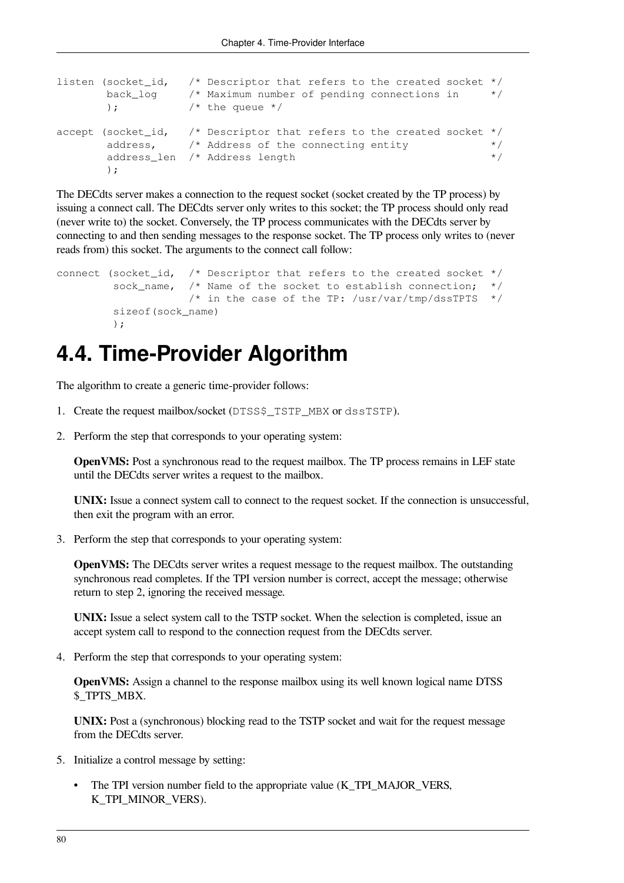```
listen (socket_id,   /* Descriptor that refers to the created socket */
        back_log     /* Maximum number of pending connections in     */
        );           /* the queue */

accept (socket_id,   /* Descriptor that refers to the created socket */
        address,     /* Address of the connecting entity             */
        address_len  /* Address length                               */
        );
```

The DECdts server makes a connection to the request socket (socket created by the TP process) by issuing a connect call. The DECdts server only writes to this socket; the TP process should only read (never write to) the socket. Conversely, the TP process communicates with the DECdts server by connecting to and then sending messages to the response socket. The TP process only writes to (never reads from) this socket. The arguments to the connect call follow:

```
connect (socket_id,  /* Descriptor that refers to the created socket */
         sock_name,  /* Name of the socket to establish connection;  */
                     /* in the case of the TP: /usr/var/tmp/dssTPTS  */
         sizeof(sock_name)
         );
```

# 4.4. Time-Provider Algorithm

The algorithm to create a generic time-provider follows:

1. Create the request mailbox/socket (`DTSS$_TSTP_MBX` or `dssTSTP`).
2. Perform the step that corresponds to your operating system:

   **OpenVMS:** Post a synchronous read to the request mailbox. The TP process remains in LEF state until the DECdts server writes a request to the mailbox.

   **UNIX:** Issue a connect system call to connect to the request socket. If the connection is unsuccessful, then exit the program with an error.

3. Perform the step that corresponds to your operating system:

   **OpenVMS:** The DECdts server writes a request message to the request mailbox. The outstanding synchronous read completes. If the TPI version number is correct, accept the message; otherwise return to step 2, ignoring the received message.

   **UNIX:** Issue a select system call to the TSTP socket. When the selection is completed, issue an accept system call to respond to the connection request from the DECdts server.

4. Perform the step that corresponds to your operating system:

   **OpenVMS:** Assign a channel to the response mailbox using its well known logical name DTSS $_TPTS_MBX.

   **UNIX:** Post a (synchronous) blocking read to the TSTP socket and wait for the request message from the DECdts server.

5. Initialize a control message by setting:

   - The TPI version number field to the appropriate value (K_TPI_MAJOR_VERS, K_TPI_MINOR_VERS).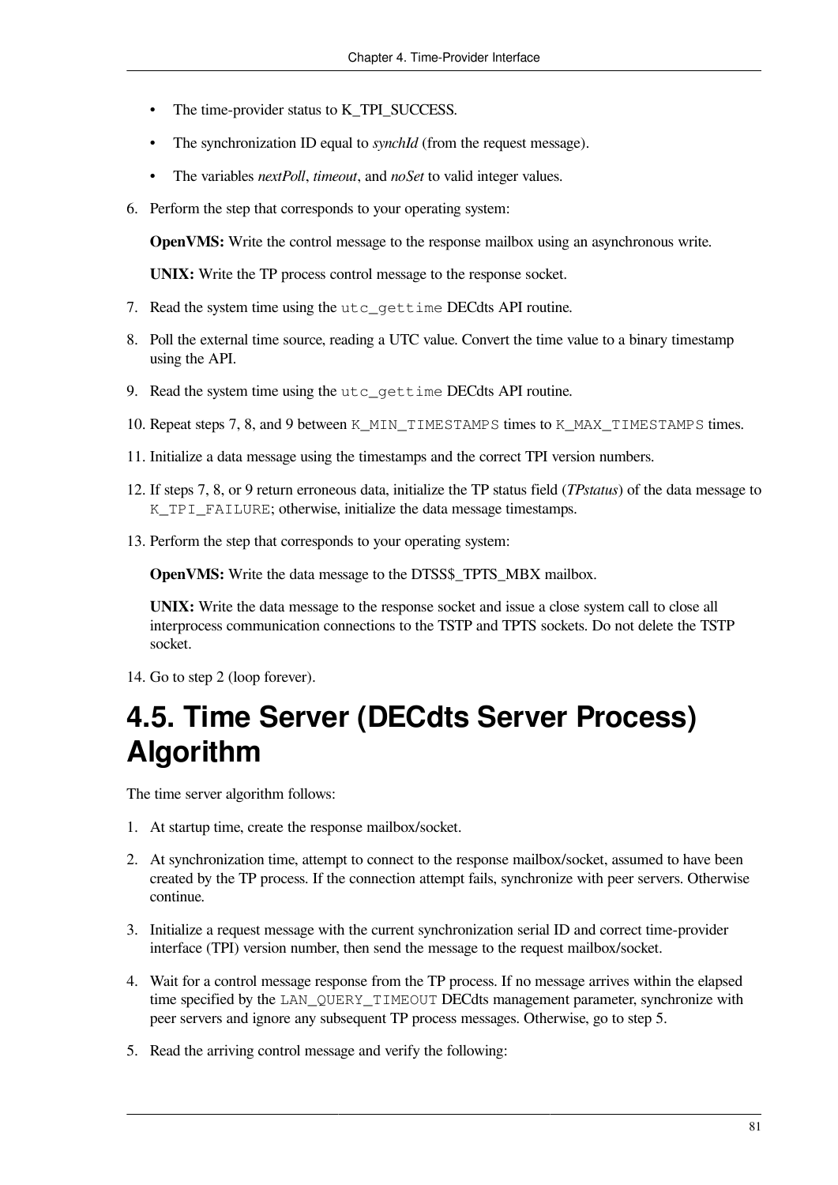- The time-provider status to K_TPI_SUCCESS.
- The synchronization ID equal to *synchId* (from the request message).
- The variables *nextPoll*, *timeout*, and *noSet* to valid integer values.

6. Perform the step that corresponds to your operating system:

   **OpenVMS:** Write the control message to the response mailbox using an asynchronous write.

   **UNIX:** Write the TP process control message to the response socket.

7. Read the system time using the `utc_gettime` DECdts API routine.
8. Poll the external time source, reading a UTC value. Convert the time value to a binary timestamp using the API.
9. Read the system time using the `utc_gettime` DECdts API routine.
10. Repeat steps 7, 8, and 9 between `K_MIN_TIMESTAMPS` times to `K_MAX_TIMESTAMPS` times.
11. Initialize a data message using the timestamps and the correct TPI version numbers.
12. If steps 7, 8, or 9 return erroneous data, initialize the TP status field (*TPstatus*) of the data message to `K_TPI_FAILURE`; otherwise, initialize the data message timestamps.
13. Perform the step that corresponds to your operating system:

    **OpenVMS:** Write the data message to the DTSS$_TPTS_MBX mailbox.

    **UNIX:** Write the data message to the response socket and issue a close system call to close all interprocess communication connections to the TSTP and TPTS sockets. Do not delete the TSTP socket.

14. Go to step 2 (loop forever).

# 4.5. Time Server (DECdts Server Process) Algorithm

The time server algorithm follows:

1. At startup time, create the response mailbox/socket.
2. At synchronization time, attempt to connect to the response mailbox/socket, assumed to have been created by the TP process. If the connection attempt fails, synchronize with peer servers. Otherwise continue.
3. Initialize a request message with the current synchronization serial ID and correct time-provider interface (TPI) version number, then send the message to the request mailbox/socket.
4. Wait for a control message response from the TP process. If no message arrives within the elapsed time specified by the `LAN_QUERY_TIMEOUT` DECdts management parameter, synchronize with peer servers and ignore any subsequent TP process messages. Otherwise, go to step 5.
5. Read the arriving control message and verify the following: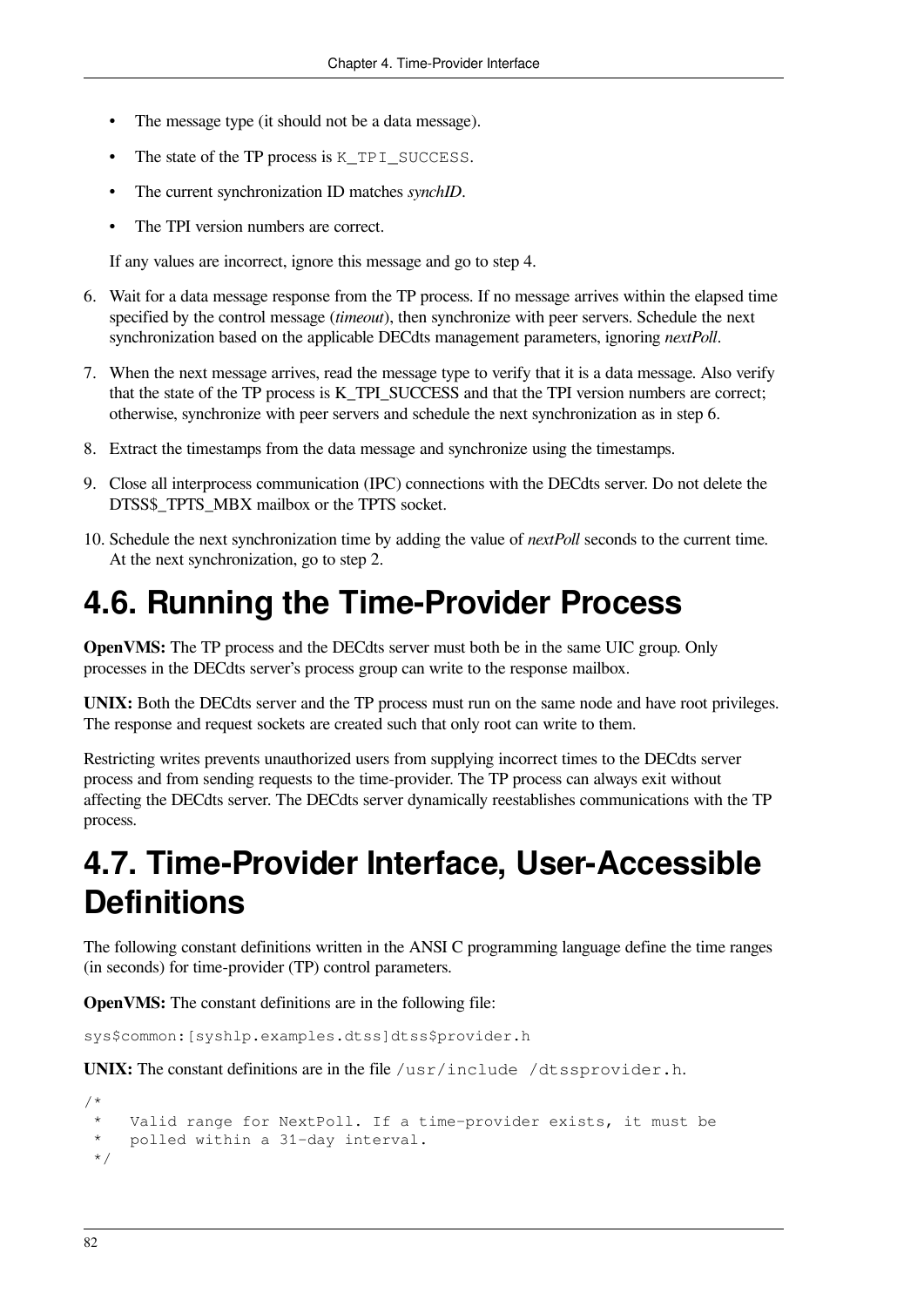- The message type (it should not be a data message).
- The state of the TP process is `K_TPI_SUCCESS`.
- The current synchronization ID matches *synchID*.
- The TPI version numbers are correct.

   If any values are incorrect, ignore this message and go to step 4.

6. Wait for a data message response from the TP process. If no message arrives within the elapsed time specified by the control message (*timeout*), then synchronize with peer servers. Schedule the next synchronization based on the applicable DECdts management parameters, ignoring *nextPoll*.
7. When the next message arrives, read the message type to verify that it is a data message. Also verify that the state of the TP process is K_TPI_SUCCESS and that the TPI version numbers are correct; otherwise, synchronize with peer servers and schedule the next synchronization as in step 6.
8. Extract the timestamps from the data message and synchronize using the timestamps.
9. Close all interprocess communication (IPC) connections with the DECdts server. Do not delete the DTSS$_TPTS_MBX mailbox or the TPTS socket.
10. Schedule the next synchronization time by adding the value of *nextPoll* seconds to the current time. At the next synchronization, go to step 2.

# 4.6. Running the Time-Provider Process

**OpenVMS:** The TP process and the DECdts server must both be in the same UIC group. Only processes in the DECdts server's process group can write to the response mailbox.

**UNIX:** Both the DECdts server and the TP process must run on the same node and have root privileges. The response and request sockets are created such that only root can write to them.

Restricting writes prevents unauthorized users from supplying incorrect times to the DECdts server process and from sending requests to the time-provider. The TP process can always exit without affecting the DECdts server. The DECdts server dynamically reestablishes communications with the TP process.

# 4.7. Time-Provider Interface, User-Accessible Definitions

The following constant definitions written in the ANSI C programming language define the time ranges (in seconds) for time-provider (TP) control parameters.

**OpenVMS:** The constant definitions are in the following file:

`sys$common:[syshlp.examples.dtss]dtss$provider.h`

**UNIX:** The constant definitions are in the file `/usr/include /dtssprovider.h`.

```
/*
 *   Valid range for NextPoll. If a time-provider exists, it must be
 *   polled within a 31-day interval.
 */
```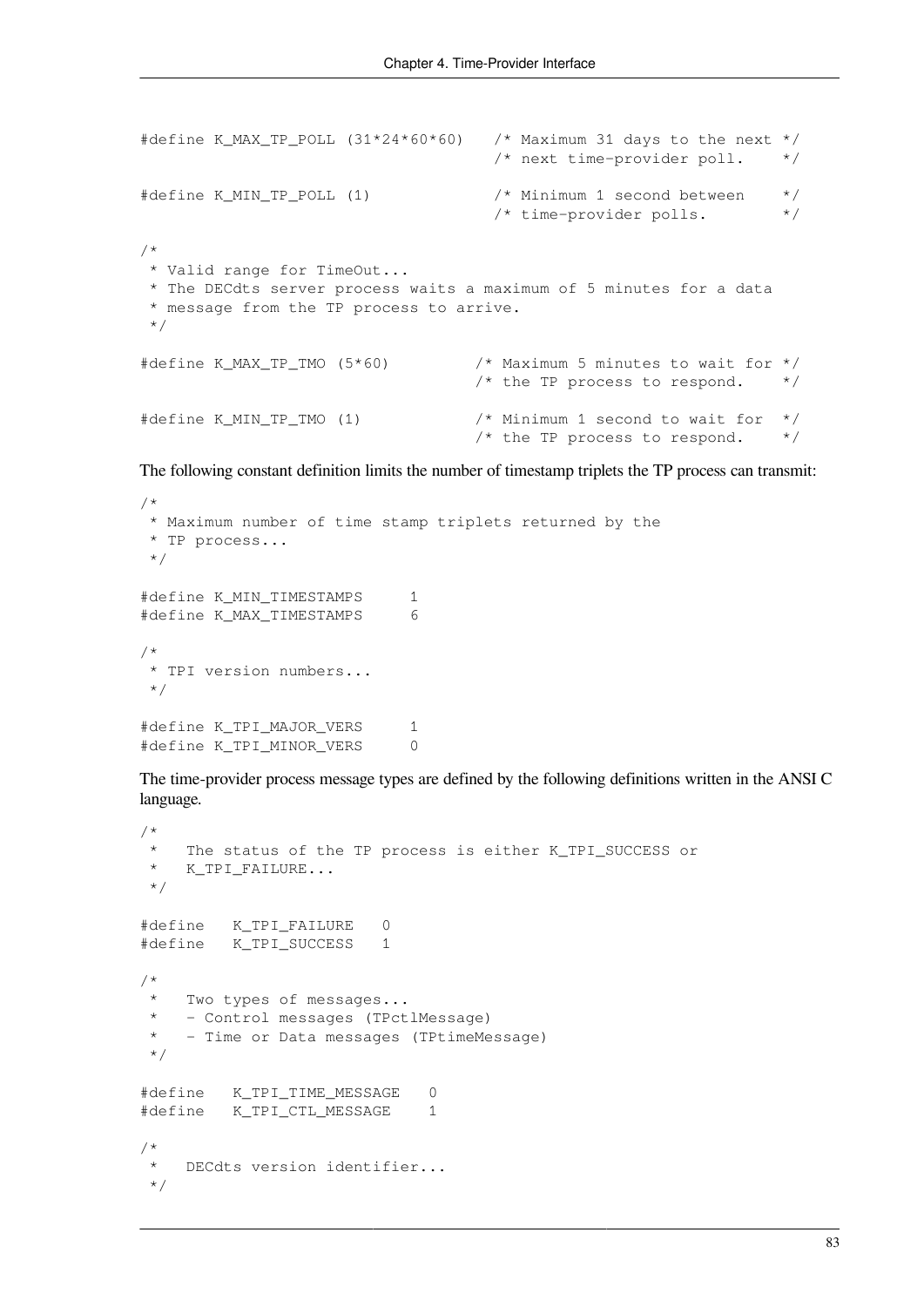```
#define K_MAX_TP_POLL (31*24*60*60)   /* Maximum 31 days to the next */
                                      /* next time-provider poll.    */

#define K_MIN_TP_POLL (1)             /* Minimum 1 second between    */
                                      /* time-provider polls.        */

/*
 * Valid range for TimeOut...
 * The DECdts server process waits a maximum of 5 minutes for a data
 * message from the TP process to arrive.
 */

#define K_MAX_TP_TMO (5*60)         /* Maximum 5 minutes to wait for */
                                    /* the TP process to respond.    */

#define K_MIN_TP_TMO (1)            /* Minimum 1 second to wait for  */
                                    /* the TP process to respond.    */
```

The following constant definition limits the number of timestamp triplets the TP process can transmit:

```
/*
 * Maximum number of time stamp triplets returned by the
 * TP process...
 */

#define K_MIN_TIMESTAMPS     1
#define K_MAX_TIMESTAMPS     6

/*
 * TPI version numbers...
 */

#define K_TPI_MAJOR_VERS     1
#define K_TPI_MINOR_VERS     0
```

The time-provider process message types are defined by the following definitions written in the ANSI C language.

```
/*
 *   The status of the TP process is either K_TPI_SUCCESS or
 *   K_TPI_FAILURE...
 */

#define   K_TPI_FAILURE   0
#define   K_TPI_SUCCESS   1

/*
 *   Two types of messages...
 *   - Control messages (TPctlMessage)
 *   - Time or Data messages (TPtimeMessage)
 */

#define   K_TPI_TIME_MESSAGE   0
#define   K_TPI_CTL_MESSAGE    1

/*
 *   DECdts version identifier...
 */
```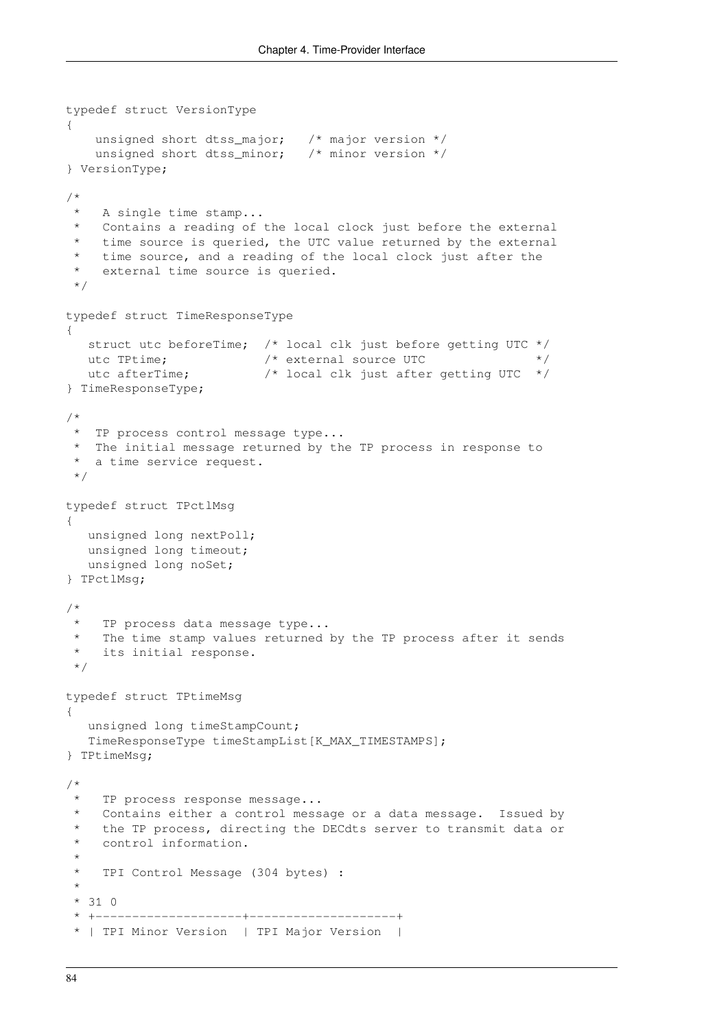```
typedef struct VersionType
{
    unsigned short dtss_major;   /* major version */
    unsigned short dtss_minor;   /* minor version */
} VersionType;

/*
 *   A single time stamp...
 *   Contains a reading of the local clock just before the external
 *   time source is queried, the UTC value returned by the external
 *   time source, and a reading of the local clock just after the
 *   external time source is queried.
 */

typedef struct TimeResponseType
{
   struct utc beforeTime;  /* local clk just before getting UTC */
   utc TPtime;             /* external source UTC               */
   utc afterTime;          /* local clk just after getting UTC  */
} TimeResponseType;

/*
 *  TP process control message type...
 *  The initial message returned by the TP process in response to
 *  a time service request.
 */

typedef struct TPctlMsg
{
   unsigned long nextPoll;
   unsigned long timeout;
   unsigned long noSet;
} TPctlMsg;

/*
 *   TP process data message type...
 *   The time stamp values returned by the TP process after it sends
 *   its initial response.
 */

typedef struct TPtimeMsg
{
   unsigned long timeStampCount;
   TimeResponseType timeStampList[K_MAX_TIMESTAMPS];
} TPtimeMsg;

/*
 *   TP process response message...
 *   Contains either a control message or a data message.  Issued by
 *   the TP process, directing the DECdts server to transmit data or
 *   control information.
 *
 *   TPI Control Message (304 bytes) :
 *
 * 31 0
 * +--------------------+--------------------+
 * | TPI Minor Version  | TPI Major Version  |
```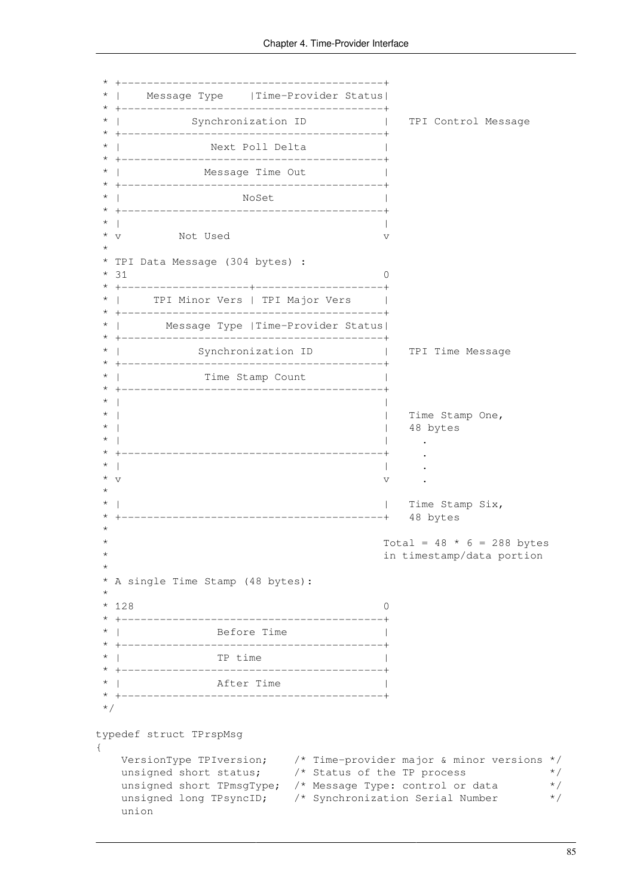```
 * +------------------------------------------+
 * |    Message Type    |Time-Provider Status|
 * +------------------------------------------+
 * |           Synchronization ID             |   TPI Control Message
 * +------------------------------------------+
 * |              Next Poll Delta             |
 * +------------------------------------------+
 * |             Message Time Out             |
 * +------------------------------------------+
 * |                   NoSet                  |
 * +------------------------------------------+
 * |                                          |
 * v         Not Used                         v
 *
 * TPI Data Message (304 bytes) :
 * 31                                         0
 * +-------------------+----------------------+
 * |     TPI Minor Vers | TPI Major Vers      |
 * +------------------------------------------+
 * |       Message Type |Time-Provider Status|
 * +------------------------------------------+
 * |            Synchronization ID            |   TPI Time Message
 * +------------------------------------------+
 * |             Time Stamp Count             |
 * +------------------------------------------+
 * |                                          |
 * |                                          |   Time Stamp One,
 * |                                          |   48 bytes
 * |                                          |     .
 * +------------------------------------------+     .
 * |                                          |     .
 * v                                          v     .
 *
 * |                                          |   Time Stamp Six,
 * +------------------------------------------+   48 bytes
 *
 *                                            Total = 48 * 6 = 288 bytes
 *                                            in timestamp/data portion
 *
 * A single Time Stamp (48 bytes):
 *
 * 128                                        0
 * +------------------------------------------+
 * |              Before Time                 |
 * +------------------------------------------+
 * |              TP time                     |
 * +------------------------------------------+
 * |              After Time                  |
 * +------------------------------------------+
 */

typedef struct TPrspMsg
{
    VersionType TPIversion;    /* Time-provider major & minor versions */
    unsigned short status;     /* Status of the TP process             */
    unsigned short TPmsgType;  /* Message Type: control or data        */
    unsigned long TPsyncID;    /* Synchronization Serial Number        */
    union
```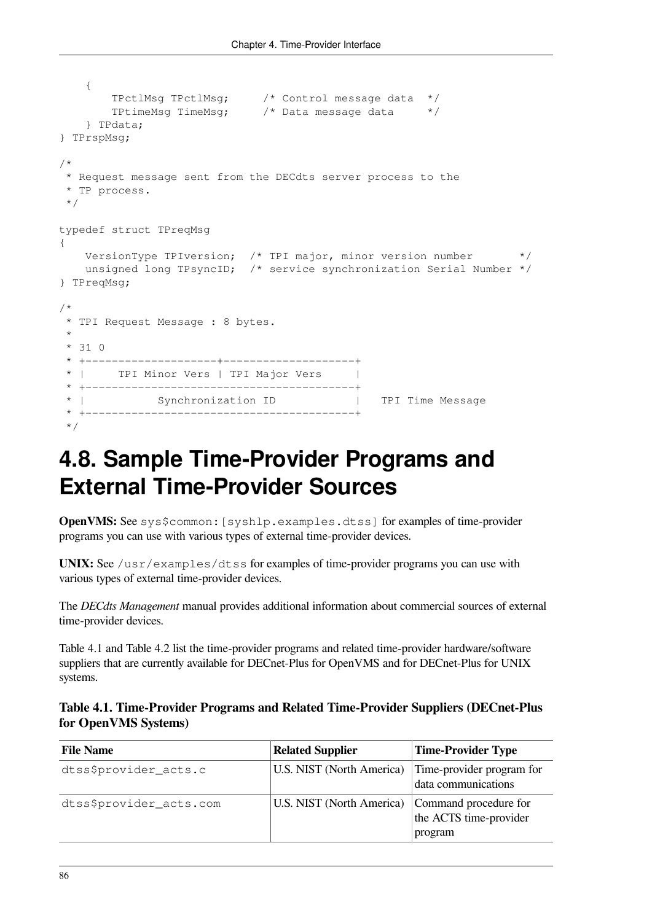```
    {
        TPctlMsg TPctlMsg;      /* Control message data  */
        TPtimeMsg TimeMsg;      /* Data message data     */
    } TPdata;
} TPrspMsg;

/*
 * Request message sent from the DECdts server process to the
 * TP process.
 */

typedef struct TPreqMsg
{
    VersionType TPIversion;  /* TPI major, minor version number       */
    unsigned long TPsyncID;  /* service synchronization Serial Number */
} TPreqMsg;

/*
 * TPI Request Message : 8 bytes.
 *
 * 31 0
 * +--------------------+--------------------+
 * |     TPI Minor Vers | TPI Major Vers     |
 * +-----------------------------------------+
 * |           Synchronization ID            |   TPI Time Message
 * +-----------------------------------------+
 */
```

## 4.8. Sample Time-Provider Programs and External Time-Provider Sources

**OpenVMS:** See `sys$common:[syshlp.examples.dtss]` for examples of time-provider programs you can use with various types of external time-provider devices.

**UNIX:** See `/usr/examples/dtss` for examples of time-provider programs you can use with various types of external time-provider devices.

The *DECdts Management* manual provides additional information about commercial sources of external time-provider devices.

Table 4.1 and Table 4.2 list the time-provider programs and related time-provider hardware/software suppliers that are currently available for DECnet-Plus for OpenVMS and for DECnet-Plus for UNIX systems.

**Table 4.1. Time-Provider Programs and Related Time-Provider Suppliers (DECnet-Plus for OpenVMS Systems)**

| File Name | Related Supplier | Time-Provider Type |
|---|---|---|
| dtss$provider_acts.c | U.S. NIST (North America) | Time-provider program for data communications |
| dtss$provider_acts.com | U.S. NIST (North America) | Command procedure for the ACTS time-provider program |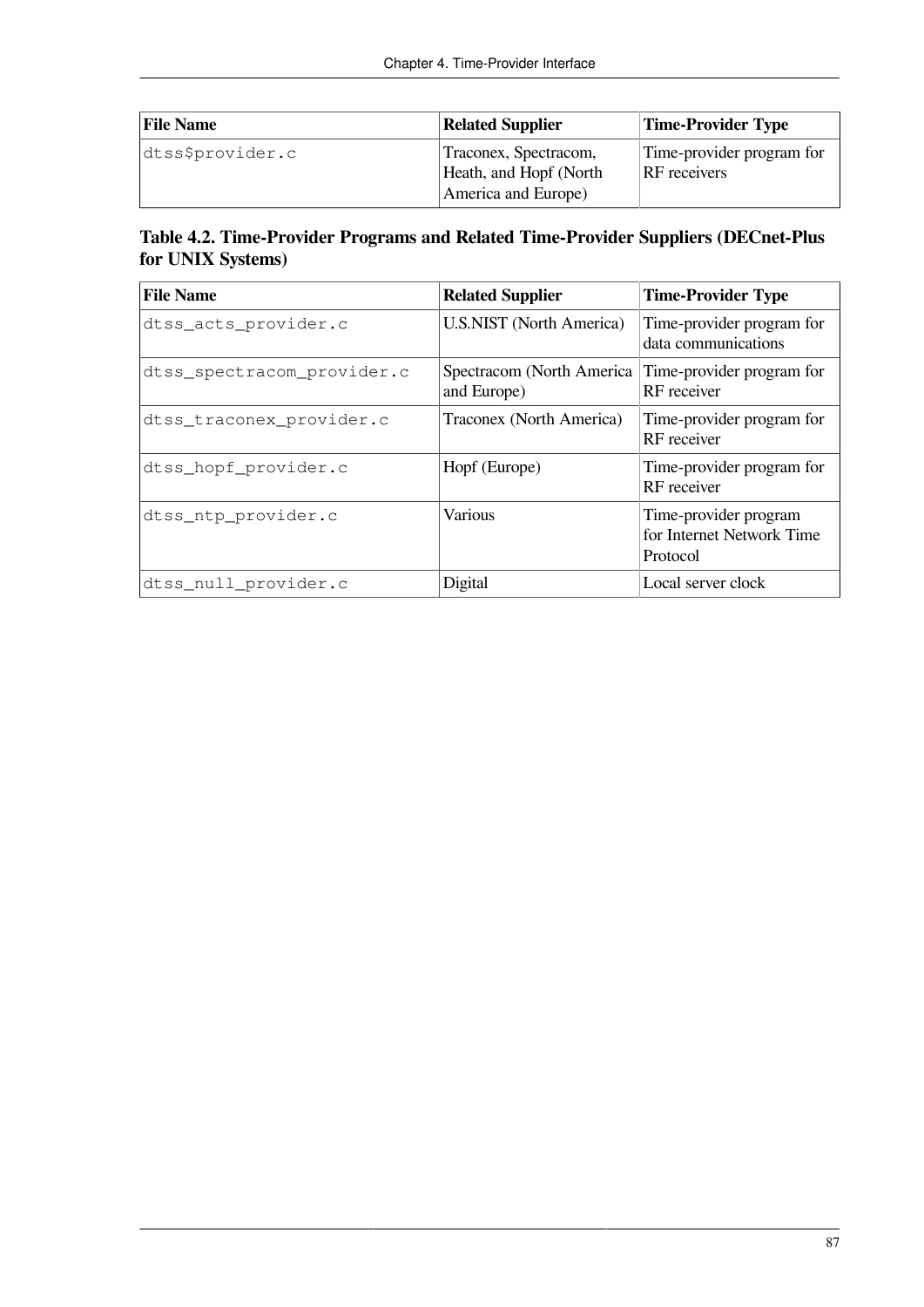| File Name | Related Supplier | Time-Provider Type |
|---|---|---|
| dtss$provider.c | Traconex, Spectracom, Heath, and Hopf (North America and Europe) | Time-provider program for RF receivers |

**Table 4.2. Time-Provider Programs and Related Time-Provider Suppliers (DECnet-Plus for UNIX Systems)**

| File Name | Related Supplier | Time-Provider Type |
|---|---|---|
| dtss_acts_provider.c | U.S.NIST (North America) | Time-provider program for data communications |
| dtss_spectracom_provider.c | Spectracom (North America and Europe) | Time-provider program for RF receiver |
| dtss_traconex_provider.c | Traconex (North America) | Time-provider program for RF receiver |
| dtss_hopf_provider.c | Hopf (Europe) | Time-provider program for RF receiver |
| dtss_ntp_provider.c | Various | Time-provider program for Internet Network Time Protocol |
| dtss_null_provider.c | Digital | Local server clock |